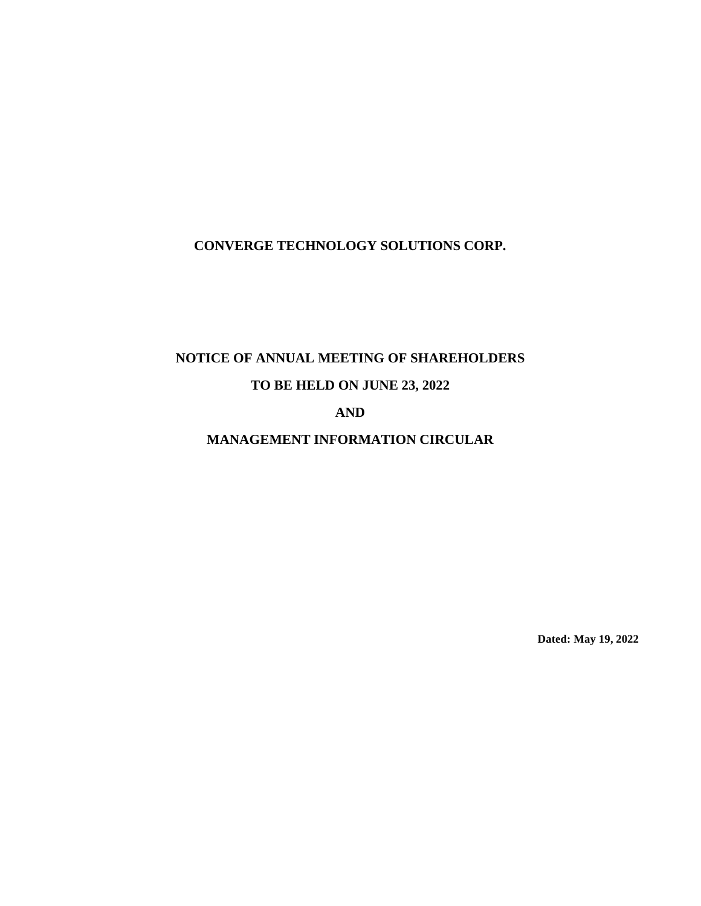# CONVERGE TECHNOLOGY SOLUTIONS CORP.

## NOTICE OF ANNUAL MEETING OF SHAREHOLDERS

## TO BE HELD ON JUNE 23, 2022

## AND

## MANAGEMENT INFORMATION CIRCULAR

**Dated: May 19, 2022**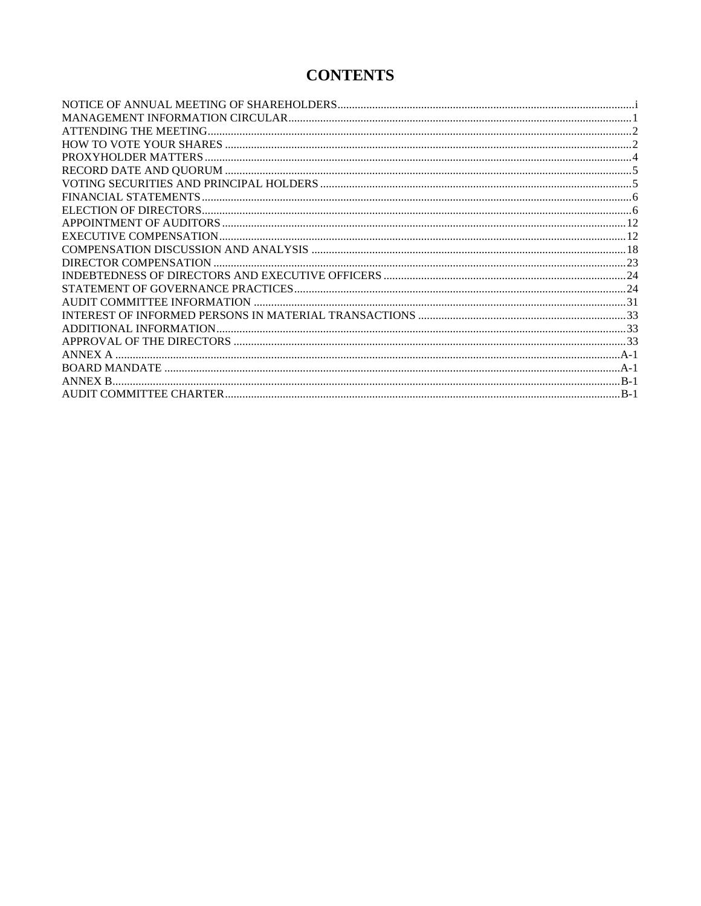# CONTENTS

| | |
|---|---|
| NOTICE OF ANNUAL MEETING OF SHAREHOLDERS | i |
| MANAGEMENT INFORMATION CIRCULAR | 1 |
| ATTENDING THE MEETING | 2 |
| HOW TO VOTE YOUR SHARES | 2 |
| PROXYHOLDER MATTERS | 4 |
| RECORD DATE AND QUORUM | 5 |
| VOTING SECURITIES AND PRINCIPAL HOLDERS | 5 |
| FINANCIAL STATEMENTS | 6 |
| ELECTION OF DIRECTORS | 6 |
| APPOINTMENT OF AUDITORS | 12 |
| EXECUTIVE COMPENSATION | 12 |
| COMPENSATION DISCUSSION AND ANALYSIS | 18 |
| DIRECTOR COMPENSATION | 23 |
| INDEBTEDNESS OF DIRECTORS AND EXECUTIVE OFFICERS | 24 |
| STATEMENT OF GOVERNANCE PRACTICES | 24 |
| AUDIT COMMITTEE INFORMATION | 31 |
| INTEREST OF INFORMED PERSONS IN MATERIAL TRANSACTIONS | 33 |
| ADDITIONAL INFORMATION | 33 |
| APPROVAL OF THE DIRECTORS | 33 |
| ANNEX A | A-1 |
| BOARD MANDATE | A-1 |
| ANNEX B | B-1 |
| AUDIT COMMITTEE CHARTER | B-1 |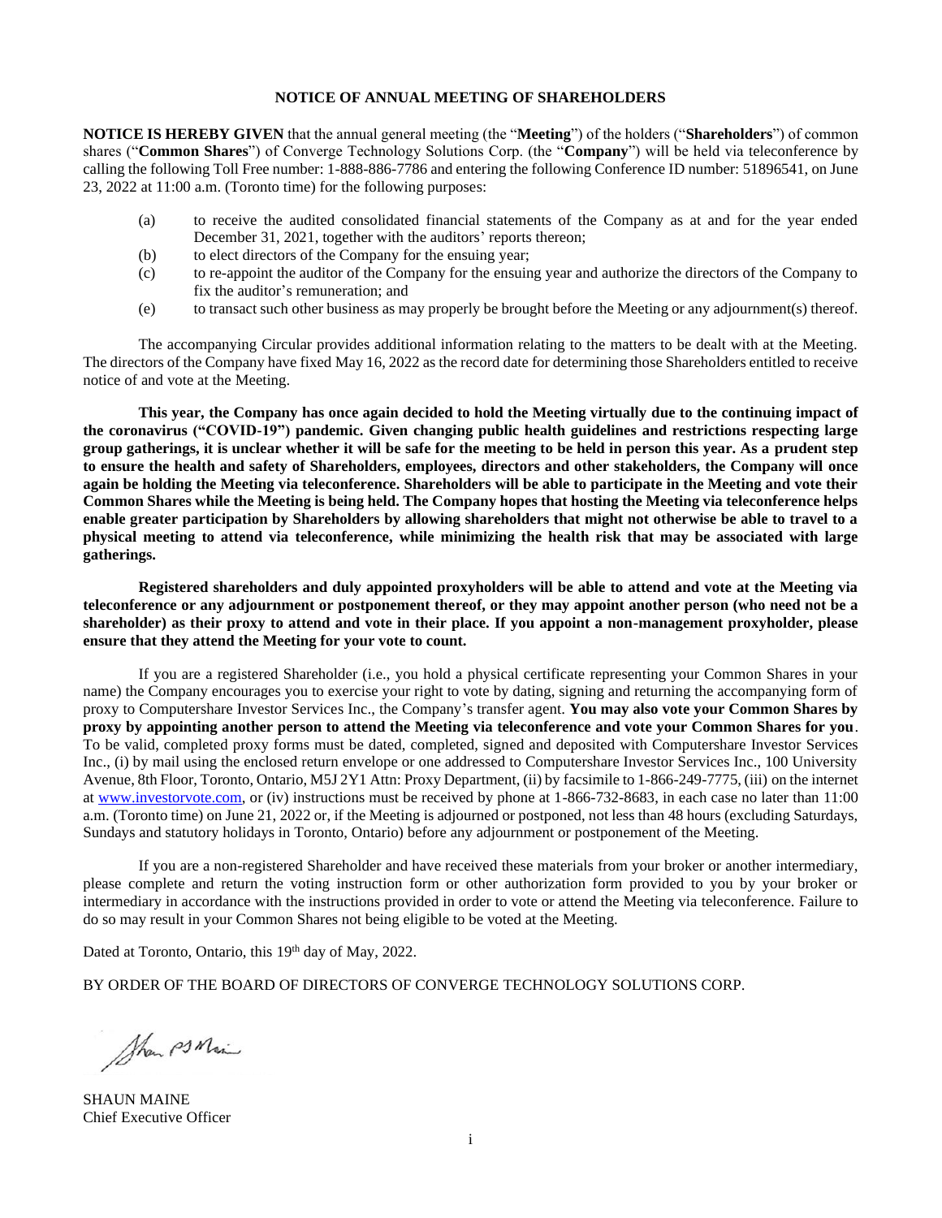# NOTICE OF ANNUAL MEETING OF SHAREHOLDERS

**NOTICE IS HEREBY GIVEN** that the annual general meeting (the "**Meeting**") of the holders ("**Shareholders**") of common shares ("**Common Shares**") of Converge Technology Solutions Corp. (the "**Company**") will be held via teleconference by calling the following Toll Free number: 1-888-886-7786 and entering the following Conference ID number: 51896541, on June 23, 2022 at 11:00 a.m. (Toronto time) for the following purposes:

(a) to receive the audited consolidated financial statements of the Company as at and for the year ended December 31, 2021, together with the auditors' reports thereon;

(b) to elect directors of the Company for the ensuing year;

(c) to re-appoint the auditor of the Company for the ensuing year and authorize the directors of the Company to fix the auditor's remuneration; and

(e) to transact such other business as may properly be brought before the Meeting or any adjournment(s) thereof.

The accompanying Circular provides additional information relating to the matters to be dealt with at the Meeting. The directors of the Company have fixed May 16, 2022 as the record date for determining those Shareholders entitled to receive notice of and vote at the Meeting.

**This year, the Company has once again decided to hold the Meeting virtually due to the continuing impact of the coronavirus ("COVID-19") pandemic. Given changing public health guidelines and restrictions respecting large group gatherings, it is unclear whether it will be safe for the meeting to be held in person this year. As a prudent step to ensure the health and safety of Shareholders, employees, directors and other stakeholders, the Company will once again be holding the Meeting via teleconference. Shareholders will be able to participate in the Meeting and vote their Common Shares while the Meeting is being held. The Company hopes that hosting the Meeting via teleconference helps enable greater participation by Shareholders by allowing shareholders that might not otherwise be able to travel to a physical meeting to attend via teleconference, while minimizing the health risk that may be associated with large gatherings.**

**Registered shareholders and duly appointed proxyholders will be able to attend and vote at the Meeting via teleconference or any adjournment or postponement thereof, or they may appoint another person (who need not be a shareholder) as their proxy to attend and vote in their place. If you appoint a non-management proxyholder, please ensure that they attend the Meeting for your vote to count.**

If you are a registered Shareholder (i.e., you hold a physical certificate representing your Common Shares in your name) the Company encourages you to exercise your right to vote by dating, signing and returning the accompanying form of proxy to Computershare Investor Services Inc., the Company's transfer agent. **You may also vote your Common Shares by proxy by appointing another person to attend the Meeting via teleconference and vote your Common Shares for you**. To be valid, completed proxy forms must be dated, completed, signed and deposited with Computershare Investor Services Inc., (i) by mail using the enclosed return envelope or one addressed to Computershare Investor Services Inc., 100 University Avenue, 8th Floor, Toronto, Ontario, M5J 2Y1 Attn: Proxy Department, (ii) by facsimile to 1-866-249-7775, (iii) on the internet at www.investorvote.com, or (iv) instructions must be received by phone at 1-866-732-8683, in each case no later than 11:00 a.m. (Toronto time) on June 21, 2022 or, if the Meeting is adjourned or postponed, not less than 48 hours (excluding Saturdays, Sundays and statutory holidays in Toronto, Ontario) before any adjournment or postponement of the Meeting.

If you are a non-registered Shareholder and have received these materials from your broker or another intermediary, please complete and return the voting instruction form or other authorization form provided to you by your broker or intermediary in accordance with the instructions provided in order to vote or attend the Meeting via teleconference. Failure to do so may result in your Common Shares not being eligible to be voted at the Meeting.

Dated at Toronto, Ontario, this 19th day of May, 2022.

BY ORDER OF THE BOARD OF DIRECTORS OF CONVERGE TECHNOLOGY SOLUTIONS CORP.

SHAUN MAINE
Chief Executive Officer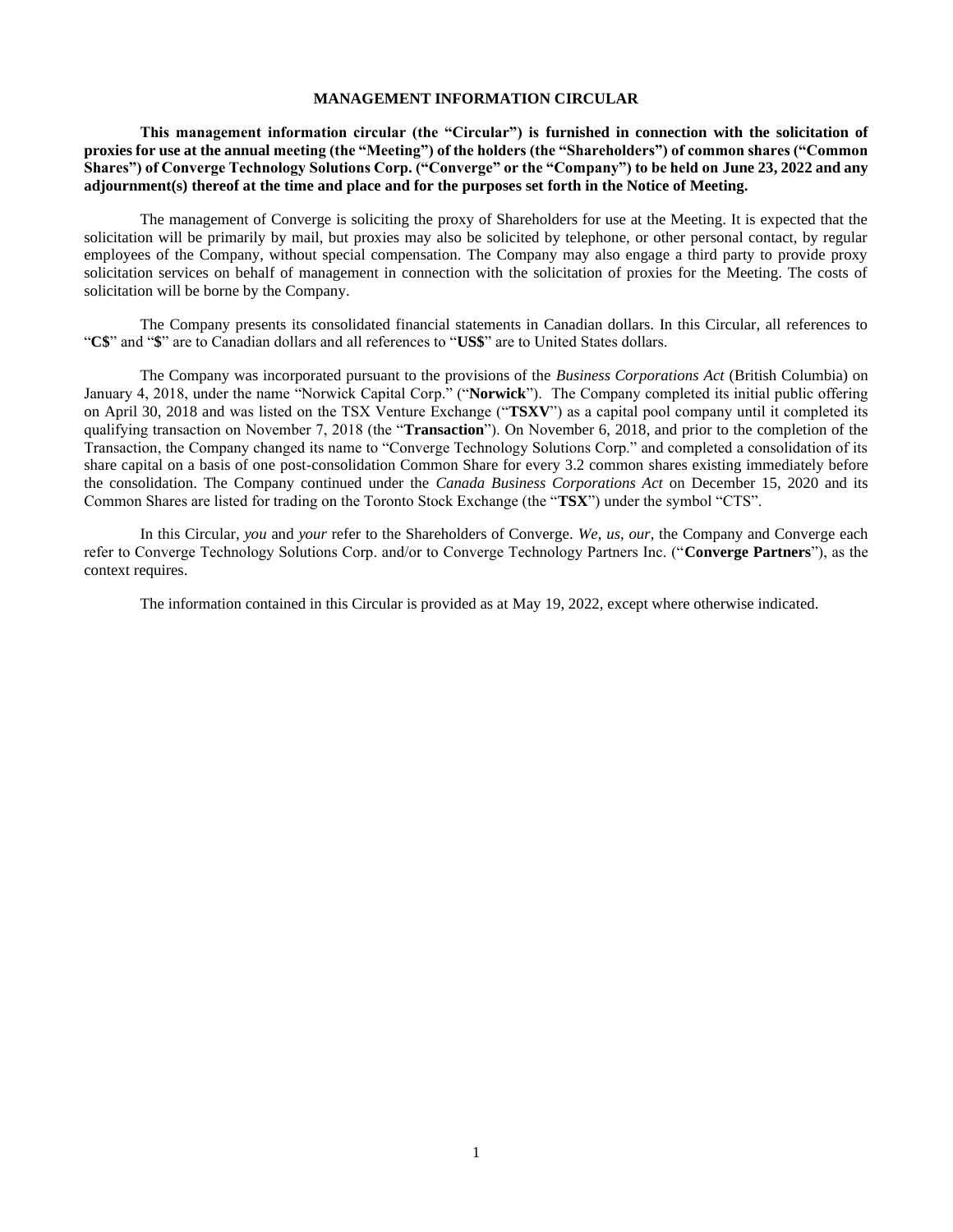# MANAGEMENT INFORMATION CIRCULAR

**This management information circular (the "Circular") is furnished in connection with the solicitation of proxies for use at the annual meeting (the "Meeting") of the holders (the "Shareholders") of common shares ("Common Shares") of Converge Technology Solutions Corp. ("Converge" or the "Company") to be held on June 23, 2022 and any adjournment(s) thereof at the time and place and for the purposes set forth in the Notice of Meeting.**

The management of Converge is soliciting the proxy of Shareholders for use at the Meeting. It is expected that the solicitation will be primarily by mail, but proxies may also be solicited by telephone, or other personal contact, by regular employees of the Company, without special compensation. The Company may also engage a third party to provide proxy solicitation services on behalf of management in connection with the solicitation of proxies for the Meeting. The costs of solicitation will be borne by the Company.

The Company presents its consolidated financial statements in Canadian dollars. In this Circular, all references to "**C$**" and "**$**" are to Canadian dollars and all references to "**US$**" are to United States dollars.

The Company was incorporated pursuant to the provisions of the *Business Corporations Act* (British Columbia) on January 4, 2018, under the name "Norwick Capital Corp." ("**Norwick**"). The Company completed its initial public offering on April 30, 2018 and was listed on the TSX Venture Exchange ("**TSXV**") as a capital pool company until it completed its qualifying transaction on November 7, 2018 (the "**Transaction**"). On November 6, 2018, and prior to the completion of the Transaction, the Company changed its name to "Converge Technology Solutions Corp." and completed a consolidation of its share capital on a basis of one post-consolidation Common Share for every 3.2 common shares existing immediately before the consolidation. The Company continued under the *Canada Business Corporations Act* on December 15, 2020 and its Common Shares are listed for trading on the Toronto Stock Exchange (the "**TSX**") under the symbol "CTS".

In this Circular, *you* and *your* refer to the Shareholders of Converge. *We*, *us*, *our*, the Company and Converge each refer to Converge Technology Solutions Corp. and/or to Converge Technology Partners Inc. ("**Converge Partners**"), as the context requires.

The information contained in this Circular is provided as at May 19, 2022, except where otherwise indicated.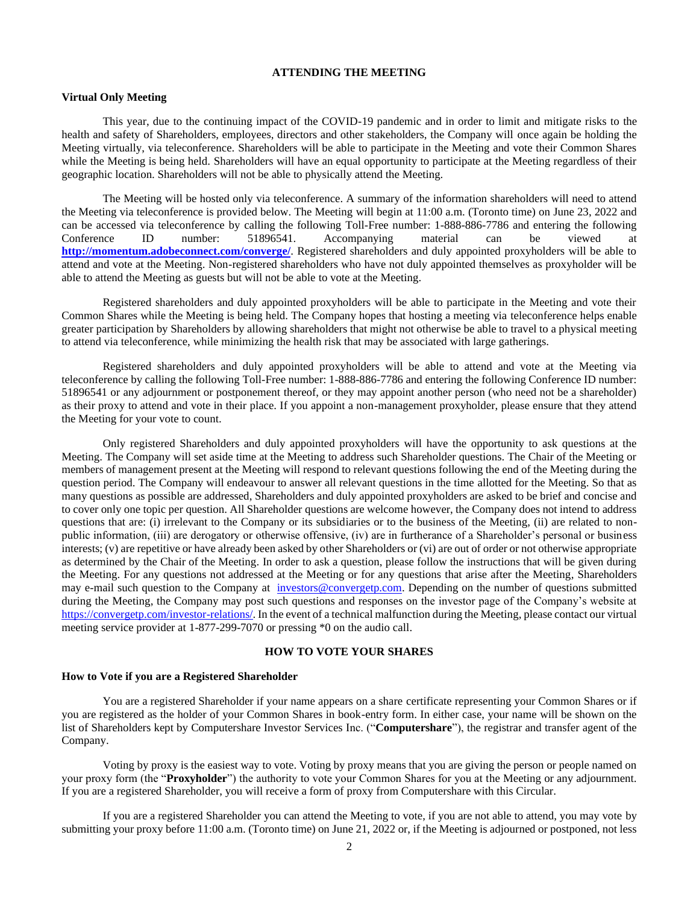## ATTENDING THE MEETING

### Virtual Only Meeting

This year, due to the continuing impact of the COVID-19 pandemic and in order to limit and mitigate risks to the health and safety of Shareholders, employees, directors and other stakeholders, the Company will once again be holding the Meeting virtually, via teleconference. Shareholders will be able to participate in the Meeting and vote their Common Shares while the Meeting is being held. Shareholders will have an equal opportunity to participate at the Meeting regardless of their geographic location. Shareholders will not be able to physically attend the Meeting.

The Meeting will be hosted only via teleconference. A summary of the information shareholders will need to attend the Meeting via teleconference is provided below. The Meeting will begin at 11:00 a.m. (Toronto time) on June 23, 2022 and can be accessed via teleconference by calling the following Toll-Free number: 1-888-886-7786 and entering the following Conference ID number: 51896541. Accompanying material can be viewed at **http://momentum.adobeconnect.com/converge/**. Registered shareholders and duly appointed proxyholders will be able to attend and vote at the Meeting. Non-registered shareholders who have not duly appointed themselves as proxyholder will be able to attend the Meeting as guests but will not be able to vote at the Meeting.

Registered shareholders and duly appointed proxyholders will be able to participate in the Meeting and vote their Common Shares while the Meeting is being held. The Company hopes that hosting a meeting via teleconference helps enable greater participation by Shareholders by allowing shareholders that might not otherwise be able to travel to a physical meeting to attend via teleconference, while minimizing the health risk that may be associated with large gatherings.

Registered shareholders and duly appointed proxyholders will be able to attend and vote at the Meeting via teleconference by calling the following Toll-Free number: 1-888-886-7786 and entering the following Conference ID number: 51896541 or any adjournment or postponement thereof, or they may appoint another person (who need not be a shareholder) as their proxy to attend and vote in their place. If you appoint a non-management proxyholder, please ensure that they attend the Meeting for your vote to count.

Only registered Shareholders and duly appointed proxyholders will have the opportunity to ask questions at the Meeting. The Company will set aside time at the Meeting to address such Shareholder questions. The Chair of the Meeting or members of management present at the Meeting will respond to relevant questions following the end of the Meeting during the question period. The Company will endeavour to answer all relevant questions in the time allotted for the Meeting. So that as many questions as possible are addressed, Shareholders and duly appointed proxyholders are asked to be brief and concise and to cover only one topic per question. All Shareholder questions are welcome however, the Company does not intend to address questions that are: (i) irrelevant to the Company or its subsidiaries or to the business of the Meeting, (ii) are related to non-public information, (iii) are derogatory or otherwise offensive, (iv) are in furtherance of a Shareholder's personal or business interests; (v) are repetitive or have already been asked by other Shareholders or (vi) are out of order or not otherwise appropriate as determined by the Chair of the Meeting. In order to ask a question, please follow the instructions that will be given during the Meeting. For any questions not addressed at the Meeting or for any questions that arise after the Meeting, Shareholders may e-mail such question to the Company at investors@convergetp.com. Depending on the number of questions submitted during the Meeting, the Company may post such questions and responses on the investor page of the Company's website at https://convergetp.com/investor-relations/. In the event of a technical malfunction during the Meeting, please contact our virtual meeting service provider at 1-877-299-7070 or pressing *0 on the audio call.

## HOW TO VOTE YOUR SHARES

### How to Vote if you are a Registered Shareholder

You are a registered Shareholder if your name appears on a share certificate representing your Common Shares or if you are registered as the holder of your Common Shares in book-entry form. In either case, your name will be shown on the list of Shareholders kept by Computershare Investor Services Inc. ("**Computershare**"), the registrar and transfer agent of the Company.

Voting by proxy is the easiest way to vote. Voting by proxy means that you are giving the person or people named on your proxy form (the "**Proxyholder**") the authority to vote your Common Shares for you at the Meeting or any adjournment. If you are a registered Shareholder, you will receive a form of proxy from Computershare with this Circular.

If you are a registered Shareholder you can attend the Meeting to vote, if you are not able to attend, you may vote by submitting your proxy before 11:00 a.m. (Toronto time) on June 21, 2022 or, if the Meeting is adjourned or postponed, not less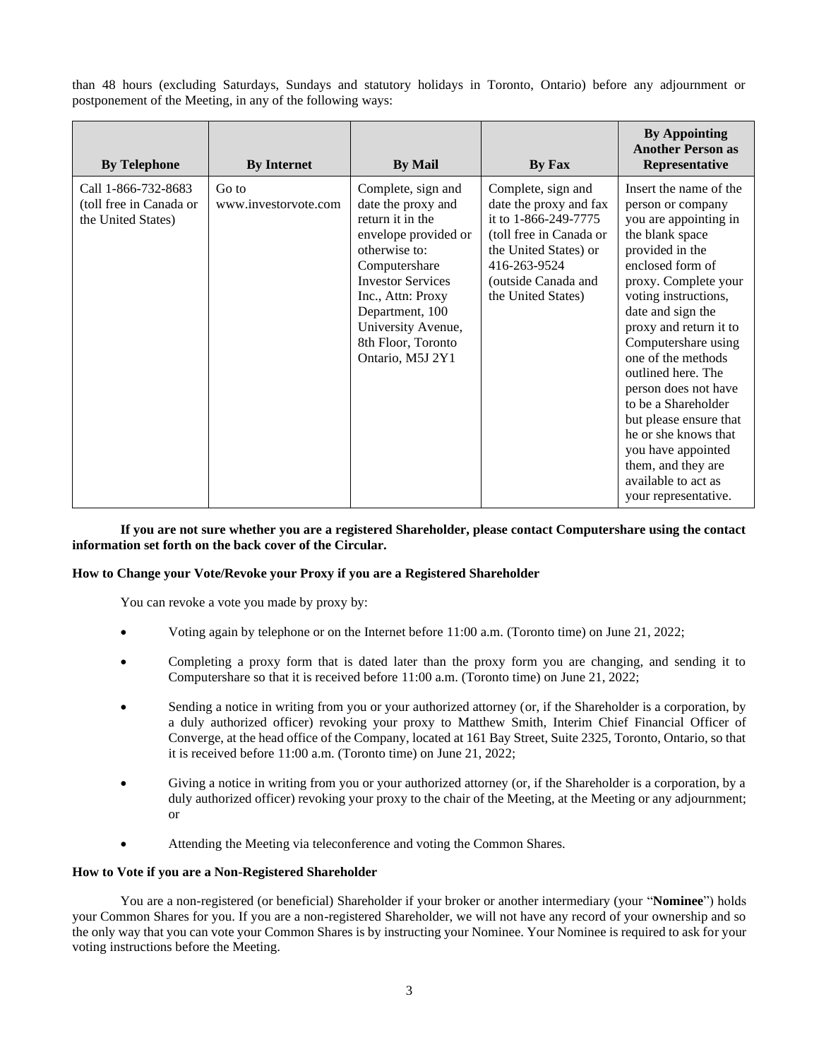than 48 hours (excluding Saturdays, Sundays and statutory holidays in Toronto, Ontario) before any adjournment or postponement of the Meeting, in any of the following ways:

| By Telephone | By Internet | By Mail | By Fax | By Appointing Another Person as Representative |
|---|---|---|---|---|
| Call 1-866-732-8683 (toll free in Canada or the United States) | Go to www.investorvote.com | Complete, sign and date the proxy and return it in the envelope provided or otherwise to: Computershare Investor Services Inc., Attn: Proxy Department, 100 University Avenue, 8th Floor, Toronto Ontario, M5J 2Y1 | Complete, sign and date the proxy and fax it to 1-866-249-7775 (toll free in Canada or the United States) or 416-263-9524 (outside Canada and the United States) | Insert the name of the person or company you are appointing in the blank space provided in the enclosed form of proxy. Complete your voting instructions, date and sign the proxy and return it to Computershare using one of the methods outlined here. The person does not have to be a Shareholder but please ensure that he or she knows that you have appointed them, and they are available to act as your representative. |

**If you are not sure whether you are a registered Shareholder, please contact Computershare using the contact information set forth on the back cover of the Circular.**

**How to Change your Vote/Revoke your Proxy if you are a Registered Shareholder**

You can revoke a vote you made by proxy by:

- Voting again by telephone or on the Internet before 11:00 a.m. (Toronto time) on June 21, 2022;
- Completing a proxy form that is dated later than the proxy form you are changing, and sending it to Computershare so that it is received before 11:00 a.m. (Toronto time) on June 21, 2022;
- Sending a notice in writing from you or your authorized attorney (or, if the Shareholder is a corporation, by a duly authorized officer) revoking your proxy to Matthew Smith, Interim Chief Financial Officer of Converge, at the head office of the Company, located at 161 Bay Street, Suite 2325, Toronto, Ontario, so that it is received before 11:00 a.m. (Toronto time) on June 21, 2022;
- Giving a notice in writing from you or your authorized attorney (or, if the Shareholder is a corporation, by a duly authorized officer) revoking your proxy to the chair of the Meeting, at the Meeting or any adjournment; or
- Attending the Meeting via teleconference and voting the Common Shares.

**How to Vote if you are a Non-Registered Shareholder**

You are a non-registered (or beneficial) Shareholder if your broker or another intermediary (your "**Nominee**") holds your Common Shares for you. If you are a non-registered Shareholder, we will not have any record of your ownership and so the only way that you can vote your Common Shares is by instructing your Nominee. Your Nominee is required to ask for your voting instructions before the Meeting.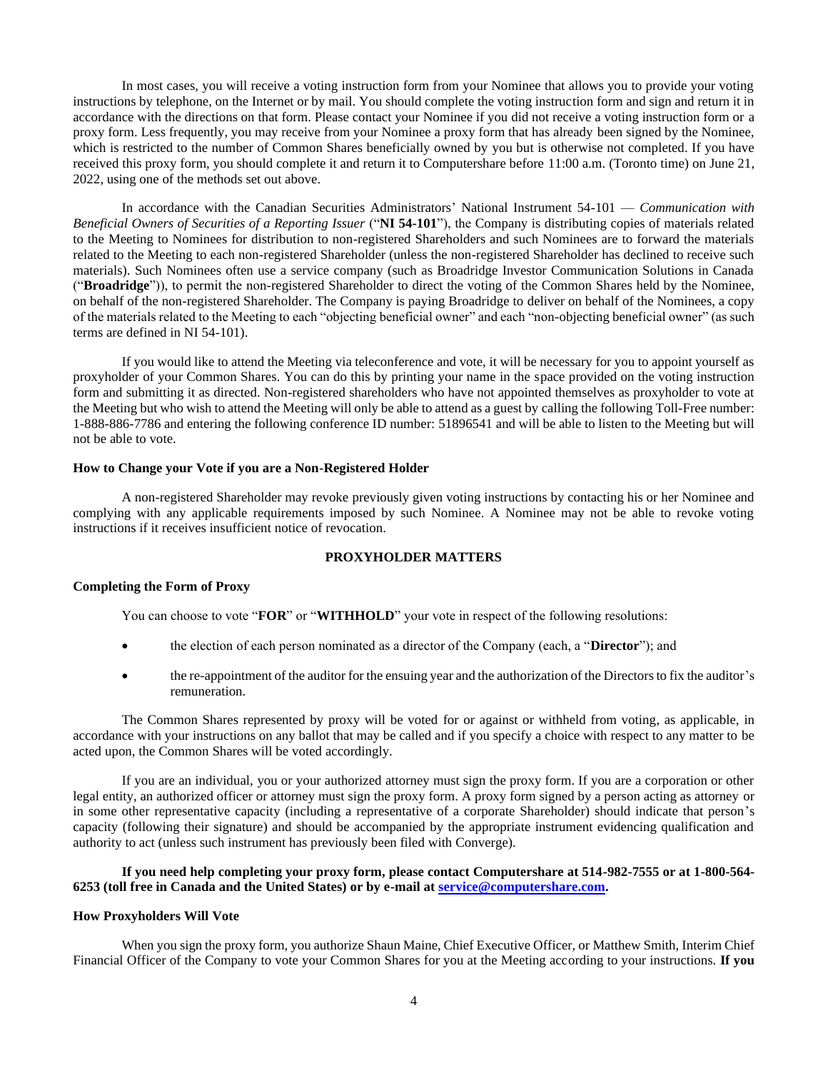In most cases, you will receive a voting instruction form from your Nominee that allows you to provide your voting instructions by telephone, on the Internet or by mail. You should complete the voting instruction form and sign and return it in accordance with the directions on that form. Please contact your Nominee if you did not receive a voting instruction form or a proxy form. Less frequently, you may receive from your Nominee a proxy form that has already been signed by the Nominee, which is restricted to the number of Common Shares beneficially owned by you but is otherwise not completed. If you have received this proxy form, you should complete it and return it to Computershare before 11:00 a.m. (Toronto time) on June 21, 2022, using one of the methods set out above.

In accordance with the Canadian Securities Administrators' National Instrument 54-101 — *Communication with Beneficial Owners of Securities of a Reporting Issuer* ("**NI 54-101**"), the Company is distributing copies of materials related to the Meeting to Nominees for distribution to non-registered Shareholders and such Nominees are to forward the materials related to the Meeting to each non-registered Shareholder (unless the non-registered Shareholder has declined to receive such materials). Such Nominees often use a service company (such as Broadridge Investor Communication Solutions in Canada ("**Broadridge**")), to permit the non-registered Shareholder to direct the voting of the Common Shares held by the Nominee, on behalf of the non-registered Shareholder. The Company is paying Broadridge to deliver on behalf of the Nominees, a copy of the materials related to the Meeting to each "objecting beneficial owner" and each "non-objecting beneficial owner" (as such terms are defined in NI 54-101).

If you would like to attend the Meeting via teleconference and vote, it will be necessary for you to appoint yourself as proxyholder of your Common Shares. You can do this by printing your name in the space provided on the voting instruction form and submitting it as directed. Non-registered shareholders who have not appointed themselves as proxyholder to vote at the Meeting but who wish to attend the Meeting will only be able to attend as a guest by calling the following Toll-Free number: 1-888-886-7786 and entering the following conference ID number: 51896541 and will be able to listen to the Meeting but will not be able to vote.

**How to Change your Vote if you are a Non-Registered Holder**

A non-registered Shareholder may revoke previously given voting instructions by contacting his or her Nominee and complying with any applicable requirements imposed by such Nominee. A Nominee may not be able to revoke voting instructions if it receives insufficient notice of revocation.

## PROXYHOLDER MATTERS

**Completing the Form of Proxy**

You can choose to vote "**FOR**" or "**WITHHOLD**" your vote in respect of the following resolutions:

- the election of each person nominated as a director of the Company (each, a "**Director**"); and
- the re-appointment of the auditor for the ensuing year and the authorization of the Directors to fix the auditor's remuneration.

The Common Shares represented by proxy will be voted for or against or withheld from voting, as applicable, in accordance with your instructions on any ballot that may be called and if you specify a choice with respect to any matter to be acted upon, the Common Shares will be voted accordingly.

If you are an individual, you or your authorized attorney must sign the proxy form. If you are a corporation or other legal entity, an authorized officer or attorney must sign the proxy form. A proxy form signed by a person acting as attorney or in some other representative capacity (including a representative of a corporate Shareholder) should indicate that person's capacity (following their signature) and should be accompanied by the appropriate instrument evidencing qualification and authority to act (unless such instrument has previously been filed with Converge).

**If you need help completing your proxy form, please contact Computershare at 514-982-7555 or at 1-800-564-6253 (toll free in Canada and the United States) or by e-mail at service@computershare.com.**

**How Proxyholders Will Vote**

When you sign the proxy form, you authorize Shaun Maine, Chief Executive Officer, or Matthew Smith, Interim Chief Financial Officer of the Company to vote your Common Shares for you at the Meeting according to your instructions. **If you**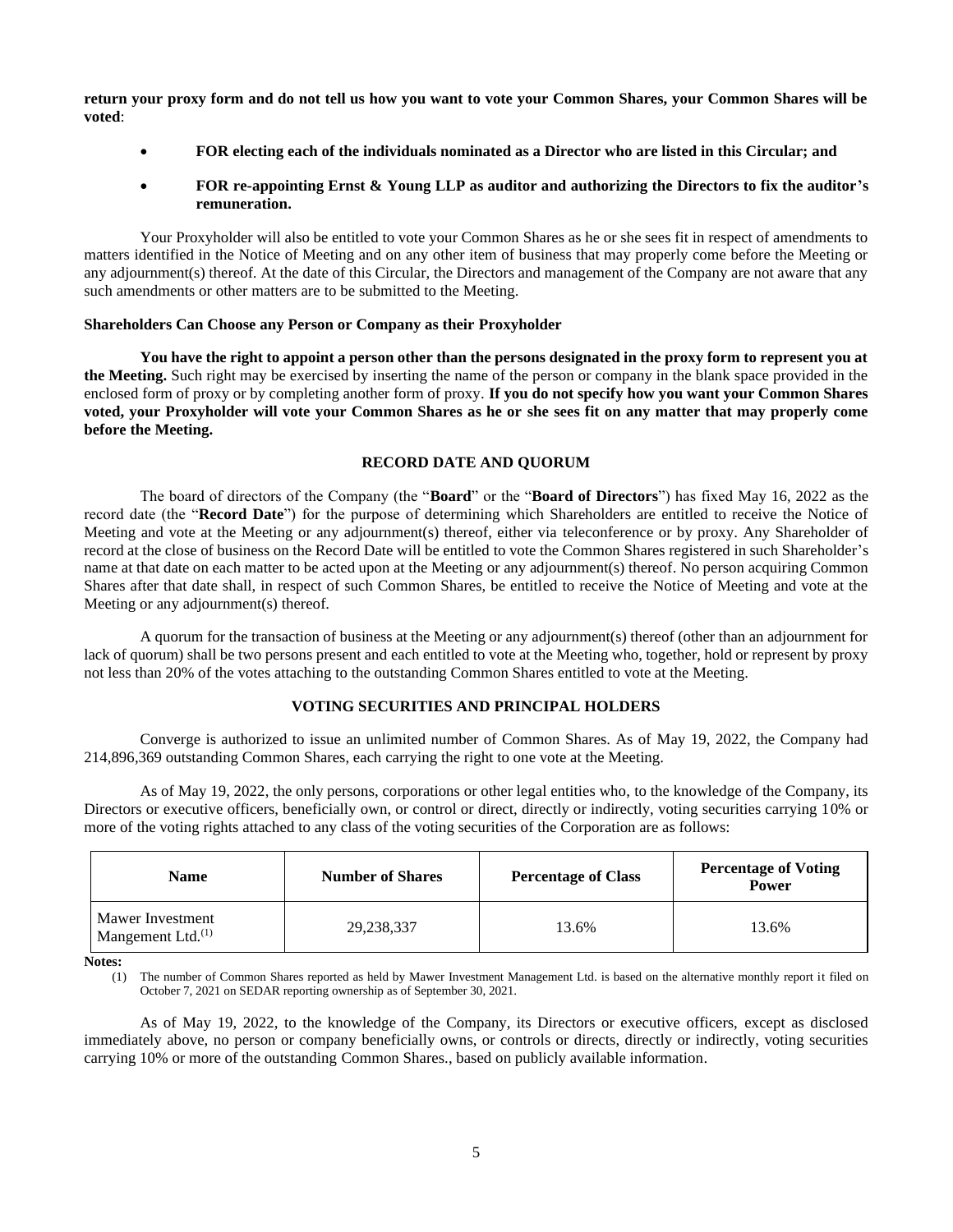**return your proxy form and do not tell us how you want to vote your Common Shares, your Common Shares will be voted**:

- **FOR electing each of the individuals nominated as a Director who are listed in this Circular; and**
- **FOR re-appointing Ernst & Young LLP as auditor and authorizing the Directors to fix the auditor's remuneration.**

Your Proxyholder will also be entitled to vote your Common Shares as he or she sees fit in respect of amendments to matters identified in the Notice of Meeting and on any other item of business that may properly come before the Meeting or any adjournment(s) thereof. At the date of this Circular, the Directors and management of the Company are not aware that any such amendments or other matters are to be submitted to the Meeting.

**Shareholders Can Choose any Person or Company as their Proxyholder**

**You have the right to appoint a person other than the persons designated in the proxy form to represent you at the Meeting.** Such right may be exercised by inserting the name of the person or company in the blank space provided in the enclosed form of proxy or by completing another form of proxy. **If you do not specify how you want your Common Shares voted, your Proxyholder will vote your Common Shares as he or she sees fit on any matter that may properly come before the Meeting.**

## RECORD DATE AND QUORUM

The board of directors of the Company (the "**Board**" or the "**Board of Directors**") has fixed May 16, 2022 as the record date (the "**Record Date**") for the purpose of determining which Shareholders are entitled to receive the Notice of Meeting and vote at the Meeting or any adjournment(s) thereof, either via teleconference or by proxy. Any Shareholder of record at the close of business on the Record Date will be entitled to vote the Common Shares registered in such Shareholder's name at that date on each matter to be acted upon at the Meeting or any adjournment(s) thereof. No person acquiring Common Shares after that date shall, in respect of such Common Shares, be entitled to receive the Notice of Meeting and vote at the Meeting or any adjournment(s) thereof.

A quorum for the transaction of business at the Meeting or any adjournment(s) thereof (other than an adjournment for lack of quorum) shall be two persons present and each entitled to vote at the Meeting who, together, hold or represent by proxy not less than 20% of the votes attaching to the outstanding Common Shares entitled to vote at the Meeting.

## VOTING SECURITIES AND PRINCIPAL HOLDERS

Converge is authorized to issue an unlimited number of Common Shares. As of May 19, 2022, the Company had 214,896,369 outstanding Common Shares, each carrying the right to one vote at the Meeting.

As of May 19, 2022, the only persons, corporations or other legal entities who, to the knowledge of the Company, its Directors or executive officers, beneficially own, or control or direct, directly or indirectly, voting securities carrying 10% or more of the voting rights attached to any class of the voting securities of the Corporation are as follows:

| Name | Number of Shares | Percentage of Class | Percentage of Voting Power |
|---|---|---|---|
| Mawer Investment Mangement Ltd.(1) | 29,238,337 | 13.6% | 13.6% |

**Notes:**

(1) The number of Common Shares reported as held by Mawer Investment Management Ltd. is based on the alternative monthly report it filed on October 7, 2021 on SEDAR reporting ownership as of September 30, 2021.

As of May 19, 2022, to the knowledge of the Company, its Directors or executive officers, except as disclosed immediately above, no person or company beneficially owns, or controls or directs, directly or indirectly, voting securities carrying 10% or more of the outstanding Common Shares., based on publicly available information.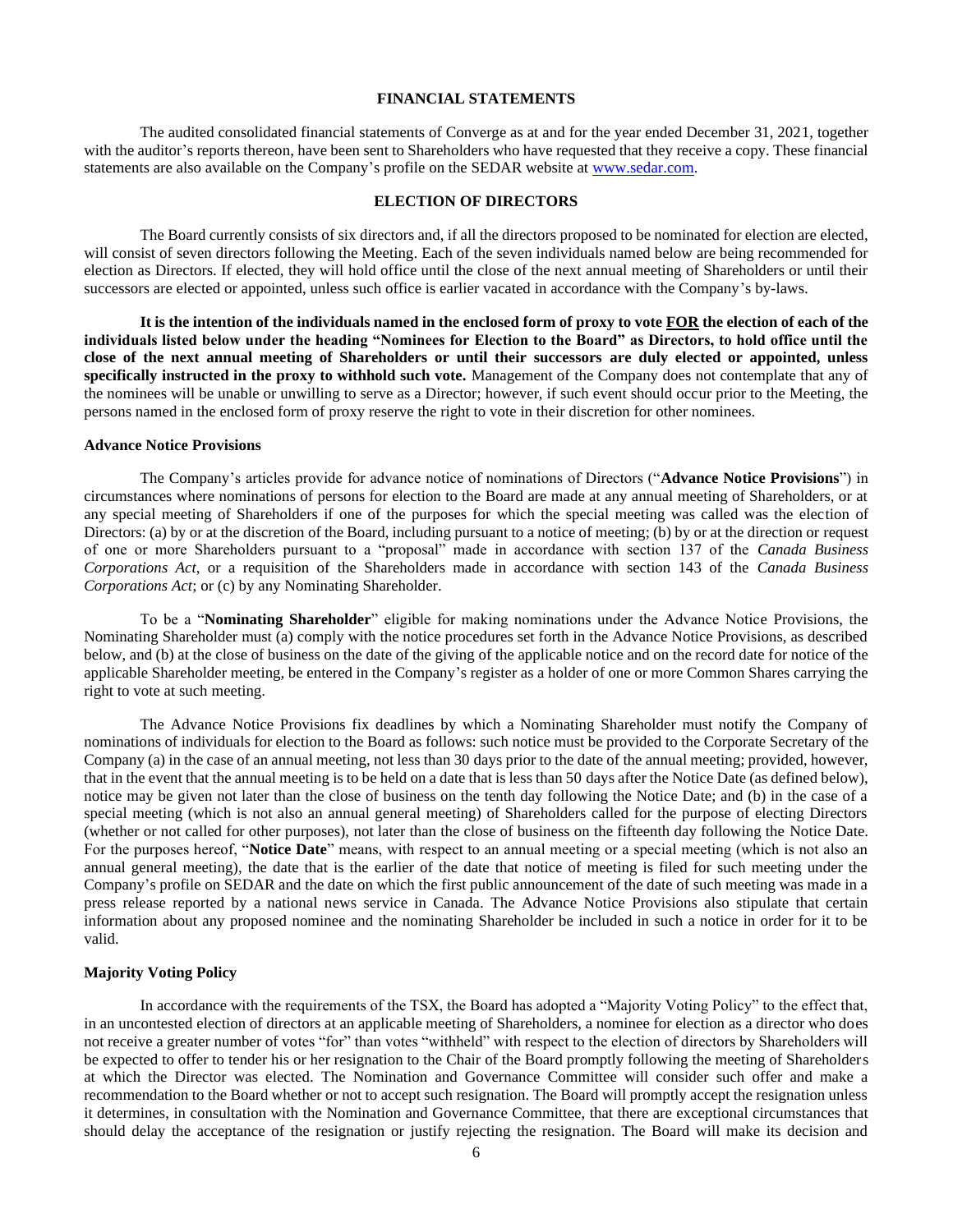## FINANCIAL STATEMENTS

The audited consolidated financial statements of Converge as at and for the year ended December 31, 2021, together with the auditor's reports thereon, have been sent to Shareholders who have requested that they receive a copy. These financial statements are also available on the Company's profile on the SEDAR website at www.sedar.com.

## ELECTION OF DIRECTORS

The Board currently consists of six directors and, if all the directors proposed to be nominated for election are elected, will consist of seven directors following the Meeting. Each of the seven individuals named below are being recommended for election as Directors. If elected, they will hold office until the close of the next annual meeting of Shareholders or until their successors are elected or appointed, unless such office is earlier vacated in accordance with the Company's by-laws.

**It is the intention of the individuals named in the enclosed form of proxy to vote FOR the election of each of the individuals listed below under the heading "Nominees for Election to the Board" as Directors, to hold office until the close of the next annual meeting of Shareholders or until their successors are duly elected or appointed, unless specifically instructed in the proxy to withhold such vote.** Management of the Company does not contemplate that any of the nominees will be unable or unwilling to serve as a Director; however, if such event should occur prior to the Meeting, the persons named in the enclosed form of proxy reserve the right to vote in their discretion for other nominees.

### Advance Notice Provisions

The Company's articles provide for advance notice of nominations of Directors ("**Advance Notice Provisions**") in circumstances where nominations of persons for election to the Board are made at any annual meeting of Shareholders, or at any special meeting of Shareholders if one of the purposes for which the special meeting was called was the election of Directors: (a) by or at the discretion of the Board, including pursuant to a notice of meeting; (b) by or at the direction or request of one or more Shareholders pursuant to a "proposal" made in accordance with section 137 of the *Canada Business Corporations Act*, or a requisition of the Shareholders made in accordance with section 143 of the *Canada Business Corporations Act*; or (c) by any Nominating Shareholder.

To be a "**Nominating Shareholder**" eligible for making nominations under the Advance Notice Provisions, the Nominating Shareholder must (a) comply with the notice procedures set forth in the Advance Notice Provisions, as described below, and (b) at the close of business on the date of the giving of the applicable notice and on the record date for notice of the applicable Shareholder meeting, be entered in the Company's register as a holder of one or more Common Shares carrying the right to vote at such meeting.

The Advance Notice Provisions fix deadlines by which a Nominating Shareholder must notify the Company of nominations of individuals for election to the Board as follows: such notice must be provided to the Corporate Secretary of the Company (a) in the case of an annual meeting, not less than 30 days prior to the date of the annual meeting; provided, however, that in the event that the annual meeting is to be held on a date that is less than 50 days after the Notice Date (as defined below), notice may be given not later than the close of business on the tenth day following the Notice Date; and (b) in the case of a special meeting (which is not also an annual general meeting) of Shareholders called for the purpose of electing Directors (whether or not called for other purposes), not later than the close of business on the fifteenth day following the Notice Date. For the purposes hereof, "**Notice Date**" means, with respect to an annual meeting or a special meeting (which is not also an annual general meeting), the date that is the earlier of the date that notice of meeting is filed for such meeting under the Company's profile on SEDAR and the date on which the first public announcement of the date of such meeting was made in a press release reported by a national news service in Canada. The Advance Notice Provisions also stipulate that certain information about any proposed nominee and the nominating Shareholder be included in such a notice in order for it to be valid.

### Majority Voting Policy

In accordance with the requirements of the TSX, the Board has adopted a "Majority Voting Policy" to the effect that, in an uncontested election of directors at an applicable meeting of Shareholders, a nominee for election as a director who does not receive a greater number of votes "for" than votes "withheld" with respect to the election of directors by Shareholders will be expected to offer to tender his or her resignation to the Chair of the Board promptly following the meeting of Shareholders at which the Director was elected. The Nomination and Governance Committee will consider such offer and make a recommendation to the Board whether or not to accept such resignation. The Board will promptly accept the resignation unless it determines, in consultation with the Nomination and Governance Committee, that there are exceptional circumstances that should delay the acceptance of the resignation or justify rejecting the resignation. The Board will make its decision and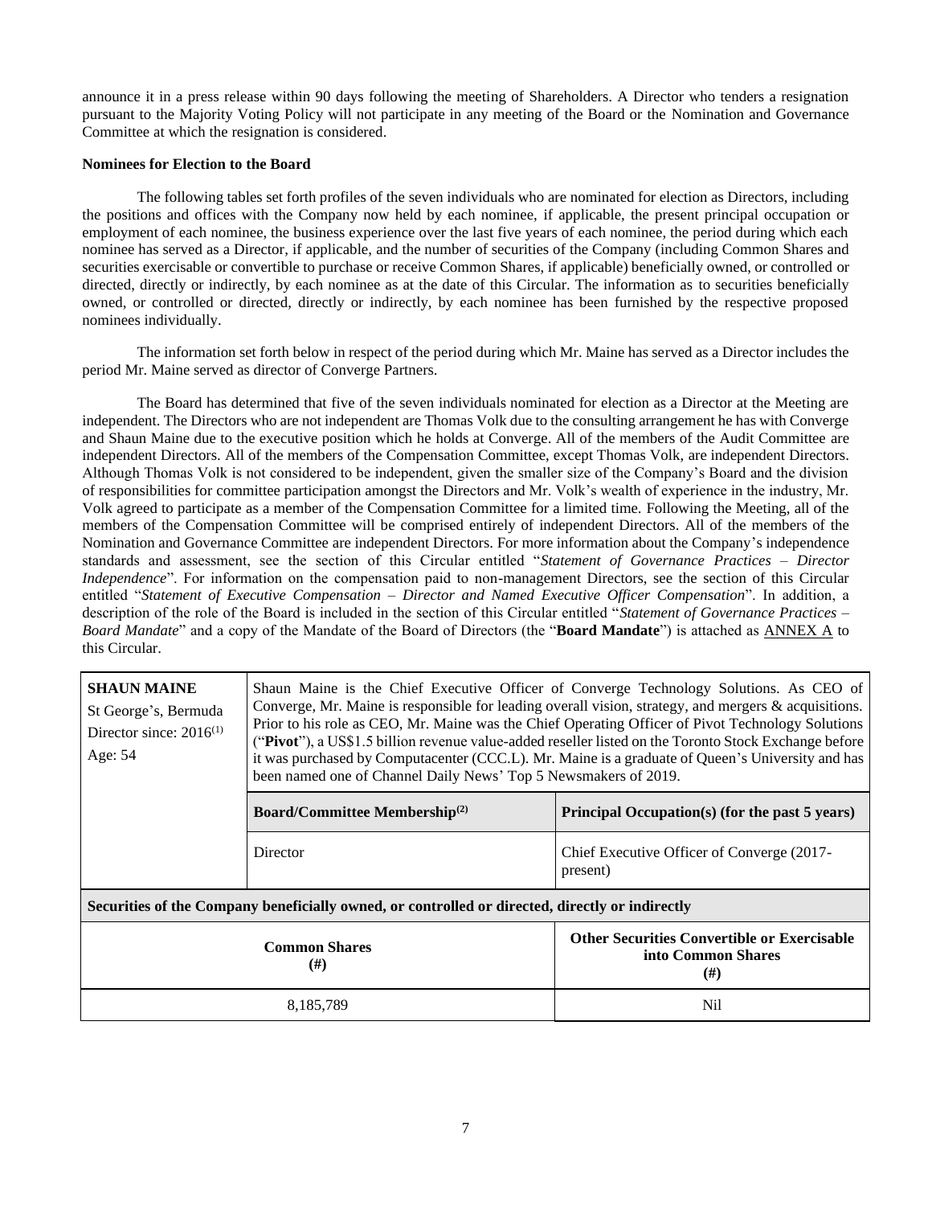announce it in a press release within 90 days following the meeting of Shareholders. A Director who tenders a resignation pursuant to the Majority Voting Policy will not participate in any meeting of the Board or the Nomination and Governance Committee at which the resignation is considered.

**Nominees for Election to the Board**

The following tables set forth profiles of the seven individuals who are nominated for election as Directors, including the positions and offices with the Company now held by each nominee, if applicable, the present principal occupation or employment of each nominee, the business experience over the last five years of each nominee, the period during which each nominee has served as a Director, if applicable, and the number of securities of the Company (including Common Shares and securities exercisable or convertible to purchase or receive Common Shares, if applicable) beneficially owned, or controlled or directed, directly or indirectly, by each nominee as at the date of this Circular. The information as to securities beneficially owned, or controlled or directed, directly or indirectly, by each nominee has been furnished by the respective proposed nominees individually.

The information set forth below in respect of the period during which Mr. Maine has served as a Director includes the period Mr. Maine served as director of Converge Partners.

The Board has determined that five of the seven individuals nominated for election as a Director at the Meeting are independent. The Directors who are not independent are Thomas Volk due to the consulting arrangement he has with Converge and Shaun Maine due to the executive position which he holds at Converge. All of the members of the Audit Committee are independent Directors. All of the members of the Compensation Committee, except Thomas Volk, are independent Directors. Although Thomas Volk is not considered to be independent, given the smaller size of the Company's Board and the division of responsibilities for committee participation amongst the Directors and Mr. Volk's wealth of experience in the industry, Mr. Volk agreed to participate as a member of the Compensation Committee for a limited time. Following the Meeting, all of the members of the Compensation Committee will be comprised entirely of independent Directors. All of the members of the Nomination and Governance Committee are independent Directors. For more information about the Company's independence standards and assessment, see the section of this Circular entitled "*Statement of Governance Practices – Director Independence*". For information on the compensation paid to non-management Directors, see the section of this Circular entitled "*Statement of Executive Compensation – Director and Named Executive Officer Compensation*". In addition, a description of the role of the Board is included in the section of this Circular entitled "*Statement of Governance Practices – Board Mandate*" and a copy of the Mandate of the Board of Directors (the "**Board Mandate**") is attached as ANNEX A to this Circular.

| **SHAUN MAINE**<br>St George's, Bermuda<br>Director since: 2016[(1)]<br>Age: 54 | Shaun Maine is the Chief Executive Officer of Converge Technology Solutions. As CEO of Converge, Mr. Maine is responsible for leading overall vision, strategy, and mergers & acquisitions. Prior to his role as CEO, Mr. Maine was the Chief Operating Officer of Pivot Technology Solutions ("**Pivot**"), a US$1.5 billion revenue value-added reseller listed on the Toronto Stock Exchange before it was purchased by Computacenter (CCC.L). Mr. Maine is a graduate of Queen's University and has been named one of Channel Daily News' Top 5 Newsmakers of 2019. | |
|---|---|---|
| | **Board/Committee Membership[(2)]** | **Principal Occupation(s) (for the past 5 years)** |
| | Director | Chief Executive Officer of Converge (2017-present) |
| **Securities of the Company beneficially owned, or controlled or directed, directly or indirectly** | | |
| **Common Shares (#)** | | **Other Securities Convertible or Exercisable into Common Shares (#)** |
| 8,185,789 | | Nil |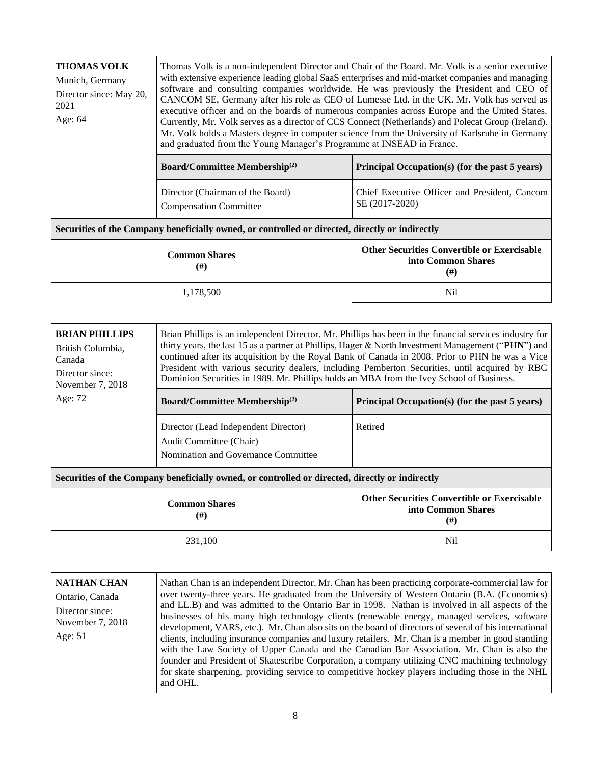| **THOMAS VOLK**<br>Munich, Germany<br>Director since: May 20, 2021<br>Age: 64 | Thomas Volk is a non-independent Director and Chair of the Board. Mr. Volk is a senior executive with extensive experience leading global SaaS enterprises and mid-market companies and managing software and consulting companies worldwide. He was previously the President and CEO of CANCOM SE, Germany after his role as CEO of Lumesse Ltd. in the UK. Mr. Volk has served as executive officer and on the boards of numerous companies across Europe and the United States. Currently, Mr. Volk serves as a director of CCS Connect (Netherlands) and Polecat Group (Ireland). Mr. Volk holds a Masters degree in computer science from the University of Karlsruhe in Germany and graduated from the Young Manager's Programme at INSEAD in France. | |
|---|---|---|
| | **Board/Committee Membership[(2)]** | **Principal Occupation(s) (for the past 5 years)** |
| | Director (Chairman of the Board)<br>Compensation Committee | Chief Executive Officer and President, Cancom SE (2017-2020) |
| **Securities of the Company beneficially owned, or controlled or directed, directly or indirectly** | | |
| **Common Shares (#)** | | **Other Securities Convertible or Exercisable into Common Shares (#)** |
| 1,178,500 | | Nil |

| **BRIAN PHILLIPS**<br>British Columbia, Canada<br>Director since: November 7, 2018<br>Age: 72 | Brian Phillips is an independent Director. Mr. Phillips has been in the financial services industry for thirty years, the last 15 as a partner at Phillips, Hager & North Investment Management ("**PHN**") and continued after its acquisition by the Royal Bank of Canada in 2008. Prior to PHN he was a Vice President with various security dealers, including Pemberton Securities, until acquired by RBC Dominion Securities in 1989. Mr. Phillips holds an MBA from the Ivey School of Business. | |
|---|---|---|
| | **Board/Committee Membership[(2)]** | **Principal Occupation(s) (for the past 5 years)** |
| | Director (Lead Independent Director)<br>Audit Committee (Chair)<br>Nomination and Governance Committee | Retired |
| **Securities of the Company beneficially owned, or controlled or directed, directly or indirectly** | | |
| **Common Shares (#)** | | **Other Securities Convertible or Exercisable into Common Shares (#)** |
| 231,100 | | Nil |

| **NATHAN CHAN**<br>Ontario, Canada<br>Director since: November 7, 2018<br>Age: 51 | Nathan Chan is an independent Director. Mr. Chan has been practicing corporate-commercial law for over twenty-three years. He graduated from the University of Western Ontario (B.A. (Economics) and LL.B) and was admitted to the Ontario Bar in 1998. Nathan is involved in all aspects of the businesses of his many high technology clients (renewable energy, managed services, software development, VARS, etc.). Mr. Chan also sits on the board of directors of several of his international clients, including insurance companies and luxury retailers. Mr. Chan is a member in good standing with the Law Society of Upper Canada and the Canadian Bar Association. Mr. Chan is also the founder and President of Skatescribe Corporation, a company utilizing CNC machining technology for skate sharpening, providing service to competitive hockey players including those in the NHL and OHL. |
|---|---|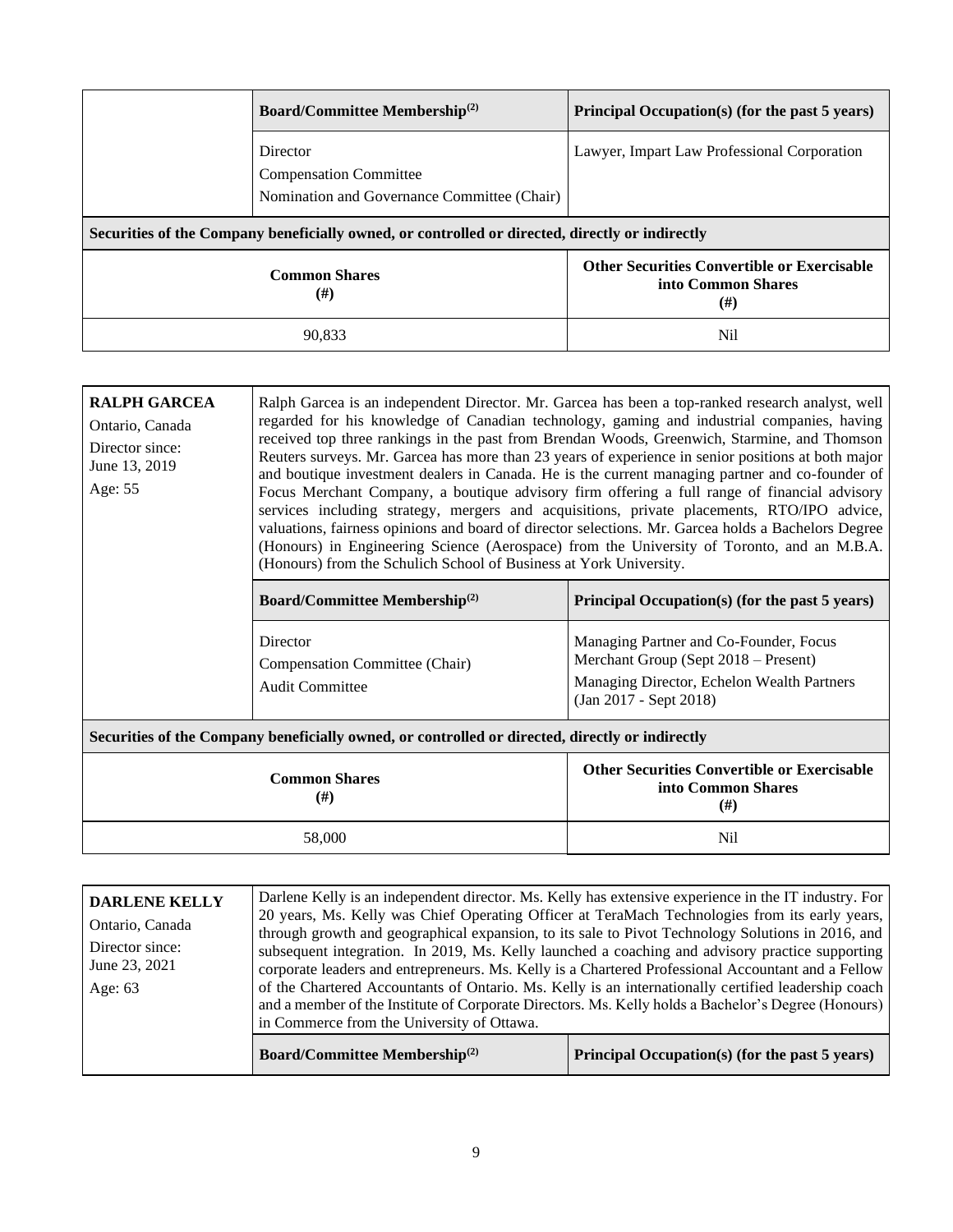| | Board/Committee Membership[2] | Principal Occupation(s) (for the past 5 years) |
|---|---|---|
| | Director<br>Compensation Committee<br>Nomination and Governance Committee (Chair) | Lawyer, Impart Law Professional Corporation |

**Securities of the Company beneficially owned, or controlled or directed, directly or indirectly**

| Common Shares (#) | Other Securities Convertible or Exercisable into Common Shares (#) |
|---|---|
| 90,833 | Nil |

**RALPH GARCEA**
Ontario, Canada
Director since: June 13, 2019
Age: 55

Ralph Garcea is an independent Director. Mr. Garcea has been a top-ranked research analyst, well regarded for his knowledge of Canadian technology, gaming and industrial companies, having received top three rankings in the past from Brendan Woods, Greenwich, Starmine, and Thomson Reuters surveys. Mr. Garcea has more than 23 years of experience in senior positions at both major and boutique investment dealers in Canada. He is the current managing partner and co-founder of Focus Merchant Company, a boutique advisory firm offering a full range of financial advisory services including strategy, mergers and acquisitions, private placements, RTO/IPO advice, valuations, fairness opinions and board of director selections. Mr. Garcea holds a Bachelors Degree (Honours) in Engineering Science (Aerospace) from the University of Toronto, and an M.B.A. (Honours) from the Schulich School of Business at York University.

| Board/Committee Membership[2] | Principal Occupation(s) (for the past 5 years) |
|---|---|
| Director<br>Compensation Committee (Chair)<br>Audit Committee | Managing Partner and Co-Founder, Focus Merchant Group (Sept 2018 – Present)<br>Managing Director, Echelon Wealth Partners (Jan 2017 - Sept 2018) |

**Securities of the Company beneficially owned, or controlled or directed, directly or indirectly**

| Common Shares (#) | Other Securities Convertible or Exercisable into Common Shares (#) |
|---|---|
| 58,000 | Nil |

**DARLENE KELLY**
Ontario, Canada
Director since: June 23, 2021
Age: 63

Darlene Kelly is an independent director. Ms. Kelly has extensive experience in the IT industry. For 20 years, Ms. Kelly was Chief Operating Officer at TeraMach Technologies from its early years, through growth and geographical expansion, to its sale to Pivot Technology Solutions in 2016, and subsequent integration. In 2019, Ms. Kelly launched a coaching and advisory practice supporting corporate leaders and entrepreneurs. Ms. Kelly is a Chartered Professional Accountant and a Fellow of the Chartered Accountants of Ontario. Ms. Kelly is an internationally certified leadership coach and a member of the Institute of Corporate Directors. Ms. Kelly holds a Bachelor's Degree (Honours) in Commerce from the University of Ottawa.

| Board/Committee Membership[2] | Principal Occupation(s) (for the past 5 years) |
|---|---|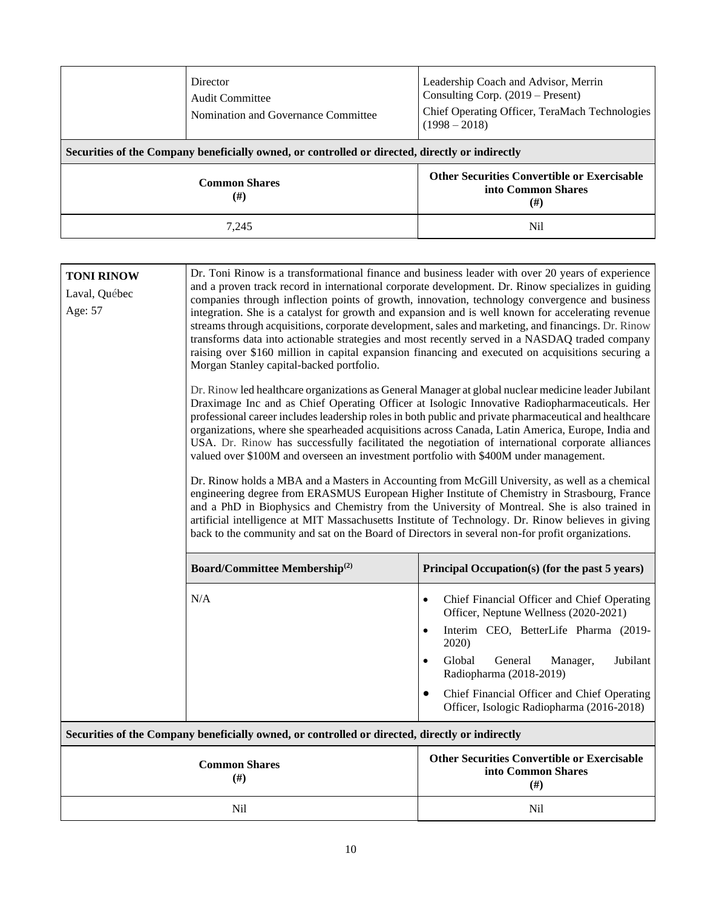| | Director<br>Audit Committee<br>Nomination and Governance Committee | Leadership Coach and Advisor, Merrin Consulting Corp. (2019 – Present)<br>Chief Operating Officer, TeraMach Technologies (1998 – 2018) |
|---|---|---|

**Securities of the Company beneficially owned, or controlled or directed, directly or indirectly**

| Common Shares (#) | Other Securities Convertible or Exercisable into Common Shares (#) |
|---|---|
| 7,245 | Nil |

**TONI RINOW**
Laval, Québec
Age: 57

Dr. Toni Rinow is a transformational finance and business leader with over 20 years of experience and a proven track record in international corporate development. Dr. Rinow specializes in guiding companies through inflection points of growth, innovation, technology convergence and business integration. She is a catalyst for growth and expansion and is well known for accelerating revenue streams through acquisitions, corporate development, sales and marketing, and financings. Dr. Rinow transforms data into actionable strategies and most recently served in a NASDAQ traded company raising over $160 million in capital expansion financing and executed on acquisitions securing a Morgan Stanley capital-backed portfolio.

Dr. Rinow led healthcare organizations as General Manager at global nuclear medicine leader Jubilant Draximage Inc and as Chief Operating Officer at Isologic Innovative Radiopharmaceuticals. Her professional career includes leadership roles in both public and private pharmaceutical and healthcare organizations, where she spearheaded acquisitions across Canada, Latin America, Europe, India and USA. Dr. Rinow has successfully facilitated the negotiation of international corporate alliances valued over $100M and overseen an investment portfolio with $400M under management.

Dr. Rinow holds a MBA and a Masters in Accounting from McGill University, as well as a chemical engineering degree from ERASMUS European Higher Institute of Chemistry in Strasbourg, France and a PhD in Biophysics and Chemistry from the University of Montreal. She is also trained in artificial intelligence at MIT Massachusetts Institute of Technology. Dr. Rinow believes in giving back to the community and sat on the Board of Directors in several non-for profit organizations.

| Board/Committee Membership[(2)] | Principal Occupation(s) (for the past 5 years) |
|---|---|
| N/A | • Chief Financial Officer and Chief Operating Officer, Neptune Wellness (2020-2021)<br>• Interim CEO, BetterLife Pharma (2019-2020)<br>• Global General Manager, Jubilant Radiopharma (2018-2019)<br>• Chief Financial Officer and Chief Operating Officer, Isologic Radiopharma (2016-2018) |

**Securities of the Company beneficially owned, or controlled or directed, directly or indirectly**

| Common Shares (#) | Other Securities Convertible or Exercisable into Common Shares (#) |
|---|---|
| Nil | Nil |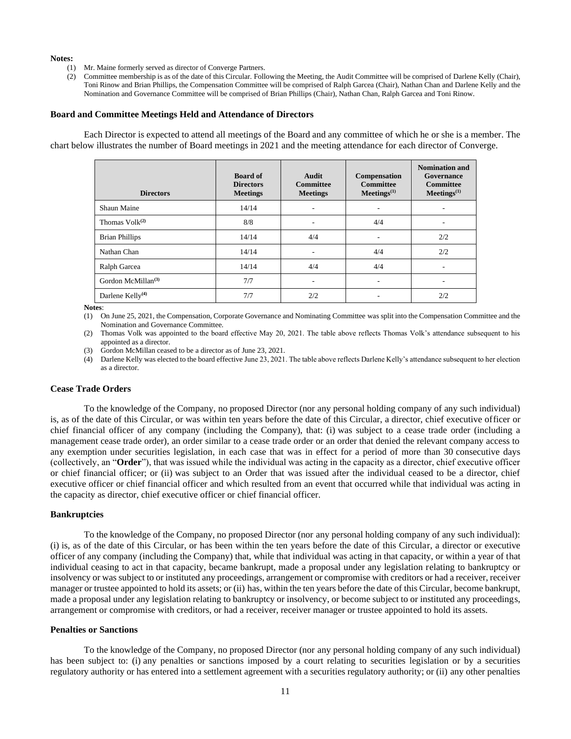**Notes:**

(1) Mr. Maine formerly served as director of Converge Partners.
(2) Committee membership is as of the date of this Circular. Following the Meeting, the Audit Committee will be comprised of Darlene Kelly (Chair), Toni Rinow and Brian Phillips, the Compensation Committee will be comprised of Ralph Garcea (Chair), Nathan Chan and Darlene Kelly and the Nomination and Governance Committee will be comprised of Brian Phillips (Chair), Nathan Chan, Ralph Garcea and Toni Rinow.

### Board and Committee Meetings Held and Attendance of Directors

Each Director is expected to attend all meetings of the Board and any committee of which he or she is a member. The chart below illustrates the number of Board meetings in 2021 and the meeting attendance for each director of Converge.

| Directors | Board of Directors Meetings | Audit Committee Meetings | Compensation Committee Meetings[(1)] | Nomination and Governance Committee Meetings[(1)] |
|---|---|---|---|---|
| Shaun Maine | 14/14 | - | - | - |
| Thomas Volk[(2)] | 8/8 | - | 4/4 | - |
| Brian Phillips | 14/14 | 4/4 | - | 2/2 |
| Nathan Chan | 14/14 | - | 4/4 | 2/2 |
| Ralph Garcea | 14/14 | 4/4 | 4/4 | - |
| Gordon McMillan[(3)] | 7/7 | - | - | - |
| Darlene Kelly[(4)] | 7/7 | 2/2 | - | 2/2 |

**Notes**:

(1) On June 25, 2021, the Compensation, Corporate Governance and Nominating Committee was split into the Compensation Committee and the Nomination and Governance Committee.
(2) Thomas Volk was appointed to the board effective May 20, 2021. The table above reflects Thomas Volk's attendance subsequent to his appointed as a director.
(3) Gordon McMillan ceased to be a director as of June 23, 2021.
(4) Darlene Kelly was elected to the board effective June 23, 2021. The table above reflects Darlene Kelly's attendance subsequent to her election as a director.

### Cease Trade Orders

To the knowledge of the Company, no proposed Director (nor any personal holding company of any such individual) is, as of the date of this Circular, or was within ten years before the date of this Circular, a director, chief executive officer or chief financial officer of any company (including the Company), that: (i) was subject to a cease trade order (including a management cease trade order), an order similar to a cease trade order or an order that denied the relevant company access to any exemption under securities legislation, in each case that was in effect for a period of more than 30 consecutive days (collectively, an "**Order**"), that was issued while the individual was acting in the capacity as a director, chief executive officer or chief financial officer; or (ii) was subject to an Order that was issued after the individual ceased to be a director, chief executive officer or chief financial officer and which resulted from an event that occurred while that individual was acting in the capacity as director, chief executive officer or chief financial officer.

### Bankruptcies

To the knowledge of the Company, no proposed Director (nor any personal holding company of any such individual): (i) is, as of the date of this Circular, or has been within the ten years before the date of this Circular, a director or executive officer of any company (including the Company) that, while that individual was acting in that capacity, or within a year of that individual ceasing to act in that capacity, became bankrupt, made a proposal under any legislation relating to bankruptcy or insolvency or was subject to or instituted any proceedings, arrangement or compromise with creditors or had a receiver, receiver manager or trustee appointed to hold its assets; or (ii) has, within the ten years before the date of this Circular, become bankrupt, made a proposal under any legislation relating to bankruptcy or insolvency, or become subject to or instituted any proceedings, arrangement or compromise with creditors, or had a receiver, receiver manager or trustee appointed to hold its assets.

### Penalties or Sanctions

To the knowledge of the Company, no proposed Director (nor any personal holding company of any such individual) has been subject to: (i) any penalties or sanctions imposed by a court relating to securities legislation or by a securities regulatory authority or has entered into a settlement agreement with a securities regulatory authority; or (ii) any other penalties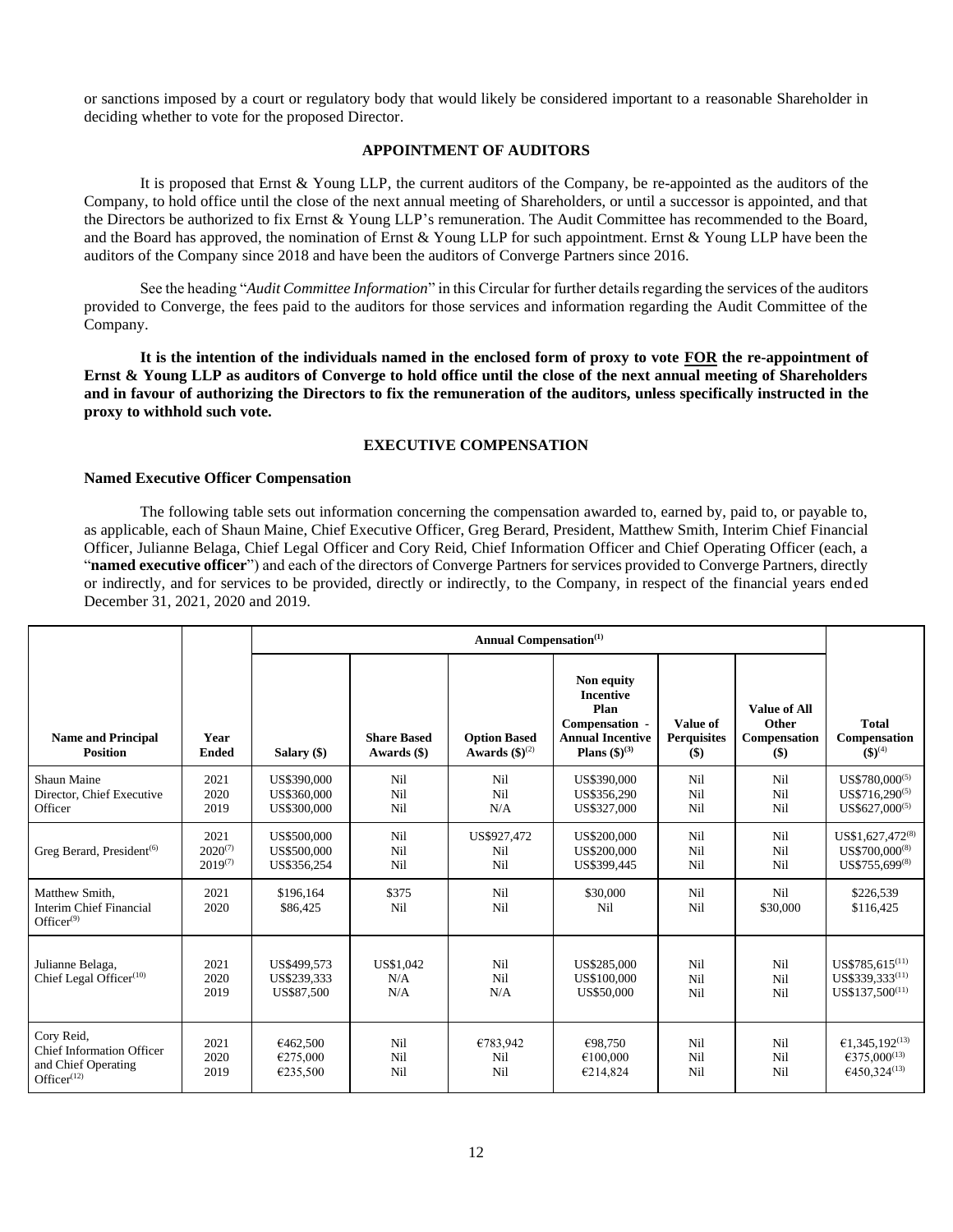or sanctions imposed by a court or regulatory body that would likely be considered important to a reasonable Shareholder in deciding whether to vote for the proposed Director.

## APPOINTMENT OF AUDITORS

It is proposed that Ernst & Young LLP, the current auditors of the Company, be re-appointed as the auditors of the Company, to hold office until the close of the next annual meeting of Shareholders, or until a successor is appointed, and that the Directors be authorized to fix Ernst & Young LLP's remuneration. The Audit Committee has recommended to the Board, and the Board has approved, the nomination of Ernst & Young LLP for such appointment. Ernst & Young LLP have been the auditors of the Company since 2018 and have been the auditors of Converge Partners since 2016.

See the heading "*Audit Committee Information*" in this Circular for further details regarding the services of the auditors provided to Converge, the fees paid to the auditors for those services and information regarding the Audit Committee of the Company.

**It is the intention of the individuals named in the enclosed form of proxy to vote FOR the re-appointment of Ernst & Young LLP as auditors of Converge to hold office until the close of the next annual meeting of Shareholders and in favour of authorizing the Directors to fix the remuneration of the auditors, unless specifically instructed in the proxy to withhold such vote.**

## EXECUTIVE COMPENSATION

### Named Executive Officer Compensation

The following table sets out information concerning the compensation awarded to, earned by, paid to, or payable to, as applicable, each of Shaun Maine, Chief Executive Officer, Greg Berard, President, Matthew Smith, Interim Chief Financial Officer, Julianne Belaga, Chief Legal Officer and Cory Reid, Chief Information Officer and Chief Operating Officer (each, a "**named executive officer**") and each of the directors of Converge Partners for services provided to Converge Partners, directly or indirectly, and for services to be provided, directly or indirectly, to the Company, in respect of the financial years ended December 31, 2021, 2020 and 2019.

| | | Annual Compensation[1] | | | | | | |
|---|---|---|---|---|---|---|---|---|
| **Name and Principal Position** | **Year Ended** | **Salary ($)** | **Share Based Awards ($)** | **Option Based Awards ($)[2]** | **Non equity Incentive Plan Compensation - Annual Incentive Plans ($)[3]** | **Value of Perquisites ($)** | **Value of All Other Compensation ($)** | **Total Compensation ($)[4]** |
| Shaun Maine Director, Chief Executive Officer | 2021<br>2020<br>2019 | US$390,000<br>US$360,000<br>US$300,000 | Nil<br>Nil<br>Nil | Nil<br>Nil<br>N/A | US$390,000<br>US$356,290<br>US$327,000 | Nil<br>Nil<br>Nil | Nil<br>Nil<br>Nil | US$780,000[5]<br>US$716,290[5]<br>US$627,000[5] |
| Greg Berard, President[6] | 2021<br>2020[7]<br>2019[7] | US$500,000<br>US$500,000<br>US$356,254 | Nil<br>Nil<br>Nil | US$927,472<br>Nil<br>Nil | US$200,000<br>US$200,000<br>US$399,445 | Nil<br>Nil<br>Nil | Nil<br>Nil<br>Nil | US$1,627,472[8]<br>US$700,000[8]<br>US$755,699[8] |
| Matthew Smith, Interim Chief Financial Officer[9] | 2021<br>2020 | $196,164<br>$86,425 | $375<br>Nil | Nil<br>Nil | $30,000<br>Nil | Nil<br>Nil | Nil<br>$30,000 | $226,539<br>$116,425 |
| Julianne Belaga, Chief Legal Officer[10] | 2021<br>2020<br>2019 | US$499,573<br>US$239,333<br>US$87,500 | US$1,042<br>N/A<br>N/A | Nil<br>Nil<br>N/A | US$285,000<br>US$100,000<br>US$50,000 | Nil<br>Nil<br>Nil | Nil<br>Nil<br>Nil | US$785,615[11]<br>US$339,333[11]<br>US$137,500[11] |
| Cory Reid, Chief Information Officer and Chief Operating Officer[12] | 2021<br>2020<br>2019 | €462,500<br>€275,000<br>€235,500 | Nil<br>Nil<br>Nil | €783,942<br>Nil<br>Nil | €98,750<br>€100,000<br>€214,824 | Nil<br>Nil<br>Nil | Nil<br>Nil<br>Nil | €1,345,192[13]<br>€375,000[13]<br>€450,324[13] |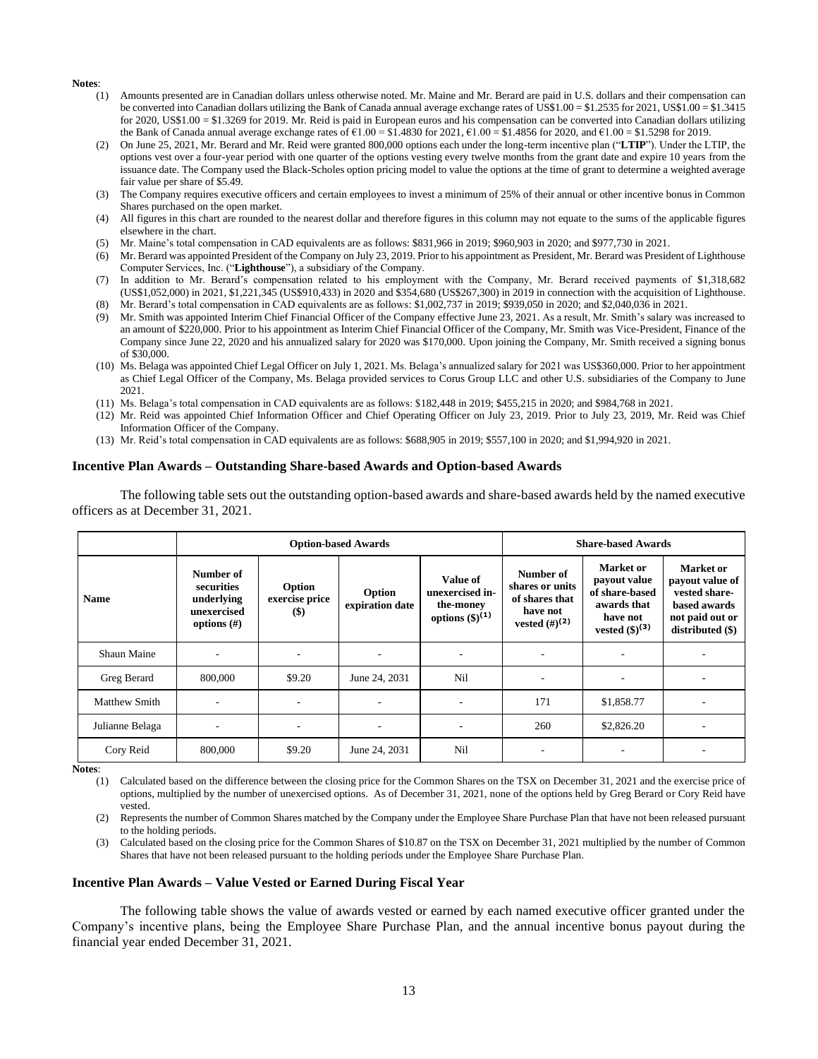**Notes**:

(1) Amounts presented are in Canadian dollars unless otherwise noted. Mr. Maine and Mr. Berard are paid in U.S. dollars and their compensation can be converted into Canadian dollars utilizing the Bank of Canada annual average exchange rates of US$1.00 = $1.2535 for 2021, US$1.00 = $1.3415 for 2020, US$1.00 = $1.3269 for 2019. Mr. Reid is paid in European euros and his compensation can be converted into Canadian dollars utilizing the Bank of Canada annual average exchange rates of €1.00 = $1.4830 for 2021, €1.00 = $1.4856 for 2020, and €1.00 = $1.5298 for 2019.

(2) On June 25, 2021, Mr. Berard and Mr. Reid were granted 800,000 options each under the long-term incentive plan ("**LTIP**"). Under the LTIP, the options vest over a four-year period with one quarter of the options vesting every twelve months from the grant date and expire 10 years from the issuance date. The Company used the Black-Scholes option pricing model to value the options at the time of grant to determine a weighted average fair value per share of $5.49.

(3) The Company requires executive officers and certain employees to invest a minimum of 25% of their annual or other incentive bonus in Common Shares purchased on the open market.

(4) All figures in this chart are rounded to the nearest dollar and therefore figures in this column may not equate to the sums of the applicable figures elsewhere in the chart.

(5) Mr. Maine's total compensation in CAD equivalents are as follows: $831,966 in 2019; $960,903 in 2020; and $977,730 in 2021.

(6) Mr. Berard was appointed President of the Company on July 23, 2019. Prior to his appointment as President, Mr. Berard was President of Lighthouse Computer Services, Inc. ("**Lighthouse**"), a subsidiary of the Company.

(7) In addition to Mr. Berard's compensation related to his employment with the Company, Mr. Berard received payments of $1,318,682 (US$1,052,000) in 2021, $1,221,345 (US$910,433) in 2020 and $354,680 (US$267,300) in 2019 in connection with the acquisition of Lighthouse.

(8) Mr. Berard's total compensation in CAD equivalents are as follows: $1,002,737 in 2019; $939,050 in 2020; and $2,040,036 in 2021.

(9) Mr. Smith was appointed Interim Chief Financial Officer of the Company effective June 23, 2021. As a result, Mr. Smith's salary was increased to an amount of $220,000. Prior to his appointment as Interim Chief Financial Officer of the Company, Mr. Smith was Vice-President, Finance of the Company since June 22, 2020 and his annualized salary for 2020 was $170,000. Upon joining the Company, Mr. Smith received a signing bonus of $30,000.

(10) Ms. Belaga was appointed Chief Legal Officer on July 1, 2021. Ms. Belaga's annualized salary for 2021 was US$360,000. Prior to her appointment as Chief Legal Officer of the Company, Ms. Belaga provided services to Corus Group LLC and other U.S. subsidiaries of the Company to June 2021.

(11) Ms. Belaga's total compensation in CAD equivalents are as follows: $182,448 in 2019; $455,215 in 2020; and $984,768 in 2021.

(12) Mr. Reid was appointed Chief Information Officer and Chief Operating Officer on July 23, 2019. Prior to July 23, 2019, Mr. Reid was Chief Information Officer of the Company.

(13) Mr. Reid's total compensation in CAD equivalents are as follows: $688,905 in 2019; $557,100 in 2020; and $1,994,920 in 2021.

### Incentive Plan Awards – Outstanding Share-based Awards and Option-based Awards

The following table sets out the outstanding option-based awards and share-based awards held by the named executive officers as at December 31, 2021.

| | Option-based Awards | | | | Share-based Awards | | |
|---|---|---|---|---|---|---|---|
| **Name** | **Number of securities underlying unexercised options (#)** | **Option exercise price ($)** | **Option expiration date** | **Value of unexercised in-the-money options ($)(1)** | **Number of shares or units of shares that have not vested (#)(2)** | **Market or payout value of share-based awards that have not vested ($)(3)** | **Market or payout value of vested share-based awards not paid out or distributed ($)** |
| Shaun Maine | - | - | - | - | - | - | - |
| Greg Berard | 800,000 | $9.20 | June 24, 2031 | Nil | - | - | - |
| Matthew Smith | - | - | - | - | 171 | $1,858.77 | - |
| Julianne Belaga | - | - | - | - | 260 | $2,826.20 | - |
| Cory Reid | 800,000 | $9.20 | June 24, 2031 | Nil | - | - | - |

**Notes**:

(1) Calculated based on the difference between the closing price for the Common Shares on the TSX on December 31, 2021 and the exercise price of options, multiplied by the number of unexercised options. As of December 31, 2021, none of the options held by Greg Berard or Cory Reid have vested.

(2) Represents the number of Common Shares matched by the Company under the Employee Share Purchase Plan that have not been released pursuant to the holding periods.

(3) Calculated based on the closing price for the Common Shares of $10.87 on the TSX on December 31, 2021 multiplied by the number of Common Shares that have not been released pursuant to the holding periods under the Employee Share Purchase Plan.

### Incentive Plan Awards – Value Vested or Earned During Fiscal Year

The following table shows the value of awards vested or earned by each named executive officer granted under the Company's incentive plans, being the Employee Share Purchase Plan, and the annual incentive bonus payout during the financial year ended December 31, 2021.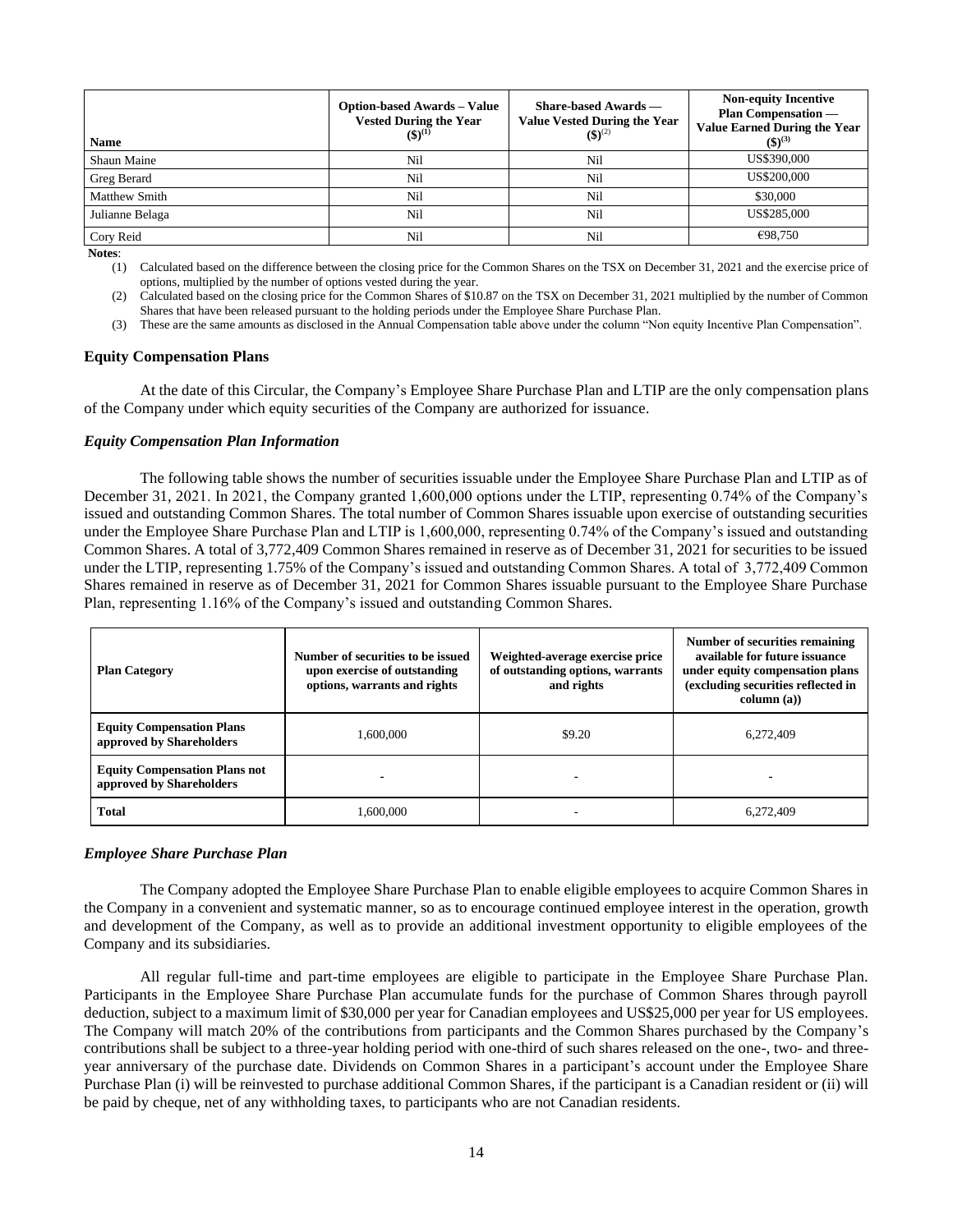| Name | Option-based Awards – Value Vested During the Year ($)[1] | Share-based Awards — Value Vested During the Year ($)[2] | Non-equity Incentive Plan Compensation — Value Earned During the Year ($)[3] |
|---|---|---|---|
| Shaun Maine | Nil | Nil | US$390,000 |
| Greg Berard | Nil | Nil | US$200,000 |
| Matthew Smith | Nil | Nil | $30,000 |
| Julianne Belaga | Nil | Nil | US$285,000 |
| Cory Reid | Nil | Nil | €98,750 |

**Notes**:

(1) Calculated based on the difference between the closing price for the Common Shares on the TSX on December 31, 2021 and the exercise price of options, multiplied by the number of options vested during the year.

(2) Calculated based on the closing price for the Common Shares of $10.87 on the TSX on December 31, 2021 multiplied by the number of Common Shares that have been released pursuant to the holding periods under the Employee Share Purchase Plan.

(3) These are the same amounts as disclosed in the Annual Compensation table above under the column "Non equity Incentive Plan Compensation".

### Equity Compensation Plans

At the date of this Circular, the Company's Employee Share Purchase Plan and LTIP are the only compensation plans of the Company under which equity securities of the Company are authorized for issuance.

#### *Equity Compensation Plan Information*

The following table shows the number of securities issuable under the Employee Share Purchase Plan and LTIP as of December 31, 2021. In 2021, the Company granted 1,600,000 options under the LTIP, representing 0.74% of the Company's issued and outstanding Common Shares. The total number of Common Shares issuable upon exercise of outstanding securities under the Employee Share Purchase Plan and LTIP is 1,600,000, representing 0.74% of the Company's issued and outstanding Common Shares. A total of 3,772,409 Common Shares remained in reserve as of December 31, 2021 for securities to be issued under the LTIP, representing 1.75% of the Company's issued and outstanding Common Shares. A total of 3,772,409 Common Shares remained in reserve as of December 31, 2021 for Common Shares issuable pursuant to the Employee Share Purchase Plan, representing 1.16% of the Company's issued and outstanding Common Shares.

| Plan Category | Number of securities to be issued upon exercise of outstanding options, warrants and rights | Weighted-average exercise price of outstanding options, warrants and rights | Number of securities remaining available for future issuance under equity compensation plans (excluding securities reflected in column (a)) |
|---|---|---|---|
| **Equity Compensation Plans approved by Shareholders** | 1,600,000 | $9.20 | 6,272,409 |
| **Equity Compensation Plans not approved by Shareholders** | - | - | - |
| **Total** | 1,600,000 | - | 6,272,409 |

#### *Employee Share Purchase Plan*

The Company adopted the Employee Share Purchase Plan to enable eligible employees to acquire Common Shares in the Company in a convenient and systematic manner, so as to encourage continued employee interest in the operation, growth and development of the Company, as well as to provide an additional investment opportunity to eligible employees of the Company and its subsidiaries.

All regular full-time and part-time employees are eligible to participate in the Employee Share Purchase Plan. Participants in the Employee Share Purchase Plan accumulate funds for the purchase of Common Shares through payroll deduction, subject to a maximum limit of $30,000 per year for Canadian employees and US$25,000 per year for US employees. The Company will match 20% of the contributions from participants and the Common Shares purchased by the Company's contributions shall be subject to a three-year holding period with one-third of such shares released on the one-, two- and three-year anniversary of the purchase date. Dividends on Common Shares in a participant's account under the Employee Share Purchase Plan (i) will be reinvested to purchase additional Common Shares, if the participant is a Canadian resident or (ii) will be paid by cheque, net of any withholding taxes, to participants who are not Canadian residents.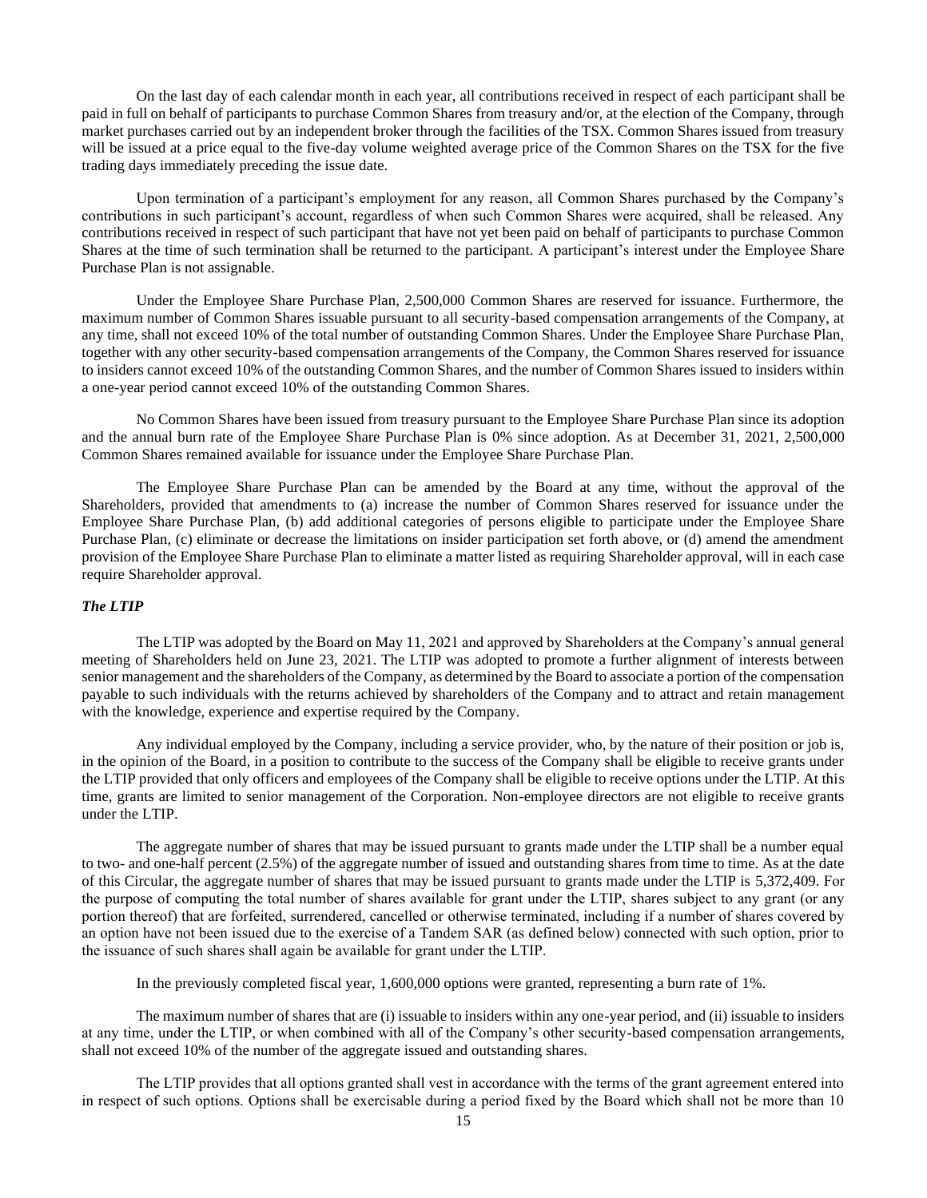On the last day of each calendar month in each year, all contributions received in respect of each participant shall be paid in full on behalf of participants to purchase Common Shares from treasury and/or, at the election of the Company, through market purchases carried out by an independent broker through the facilities of the TSX. Common Shares issued from treasury will be issued at a price equal to the five-day volume weighted average price of the Common Shares on the TSX for the five trading days immediately preceding the issue date.

Upon termination of a participant's employment for any reason, all Common Shares purchased by the Company's contributions in such participant's account, regardless of when such Common Shares were acquired, shall be released. Any contributions received in respect of such participant that have not yet been paid on behalf of participants to purchase Common Shares at the time of such termination shall be returned to the participant. A participant's interest under the Employee Share Purchase Plan is not assignable.

Under the Employee Share Purchase Plan, 2,500,000 Common Shares are reserved for issuance. Furthermore, the maximum number of Common Shares issuable pursuant to all security-based compensation arrangements of the Company, at any time, shall not exceed 10% of the total number of outstanding Common Shares. Under the Employee Share Purchase Plan, together with any other security-based compensation arrangements of the Company, the Common Shares reserved for issuance to insiders cannot exceed 10% of the outstanding Common Shares, and the number of Common Shares issued to insiders within a one-year period cannot exceed 10% of the outstanding Common Shares.

No Common Shares have been issued from treasury pursuant to the Employee Share Purchase Plan since its adoption and the annual burn rate of the Employee Share Purchase Plan is 0% since adoption. As at December 31, 2021, 2,500,000 Common Shares remained available for issuance under the Employee Share Purchase Plan.

The Employee Share Purchase Plan can be amended by the Board at any time, without the approval of the Shareholders, provided that amendments to (a) increase the number of Common Shares reserved for issuance under the Employee Share Purchase Plan, (b) add additional categories of persons eligible to participate under the Employee Share Purchase Plan, (c) eliminate or decrease the limitations on insider participation set forth above, or (d) amend the amendment provision of the Employee Share Purchase Plan to eliminate a matter listed as requiring Shareholder approval, will in each case require Shareholder approval.

***The LTIP***

The LTIP was adopted by the Board on May 11, 2021 and approved by Shareholders at the Company's annual general meeting of Shareholders held on June 23, 2021. The LTIP was adopted to promote a further alignment of interests between senior management and the shareholders of the Company, as determined by the Board to associate a portion of the compensation payable to such individuals with the returns achieved by shareholders of the Company and to attract and retain management with the knowledge, experience and expertise required by the Company.

Any individual employed by the Company, including a service provider, who, by the nature of their position or job is, in the opinion of the Board, in a position to contribute to the success of the Company shall be eligible to receive grants under the LTIP provided that only officers and employees of the Company shall be eligible to receive options under the LTIP. At this time, grants are limited to senior management of the Corporation. Non-employee directors are not eligible to receive grants under the LTIP.

The aggregate number of shares that may be issued pursuant to grants made under the LTIP shall be a number equal to two- and one-half percent (2.5%) of the aggregate number of issued and outstanding shares from time to time. As at the date of this Circular, the aggregate number of shares that may be issued pursuant to grants made under the LTIP is 5,372,409. For the purpose of computing the total number of shares available for grant under the LTIP, shares subject to any grant (or any portion thereof) that are forfeited, surrendered, cancelled or otherwise terminated, including if a number of shares covered by an option have not been issued due to the exercise of a Tandem SAR (as defined below) connected with such option, prior to the issuance of such shares shall again be available for grant under the LTIP.

In the previously completed fiscal year, 1,600,000 options were granted, representing a burn rate of 1%.

The maximum number of shares that are (i) issuable to insiders within any one-year period, and (ii) issuable to insiders at any time, under the LTIP, or when combined with all of the Company's other security-based compensation arrangements, shall not exceed 10% of the number of the aggregate issued and outstanding shares.

The LTIP provides that all options granted shall vest in accordance with the terms of the grant agreement entered into in respect of such options. Options shall be exercisable during a period fixed by the Board which shall not be more than 10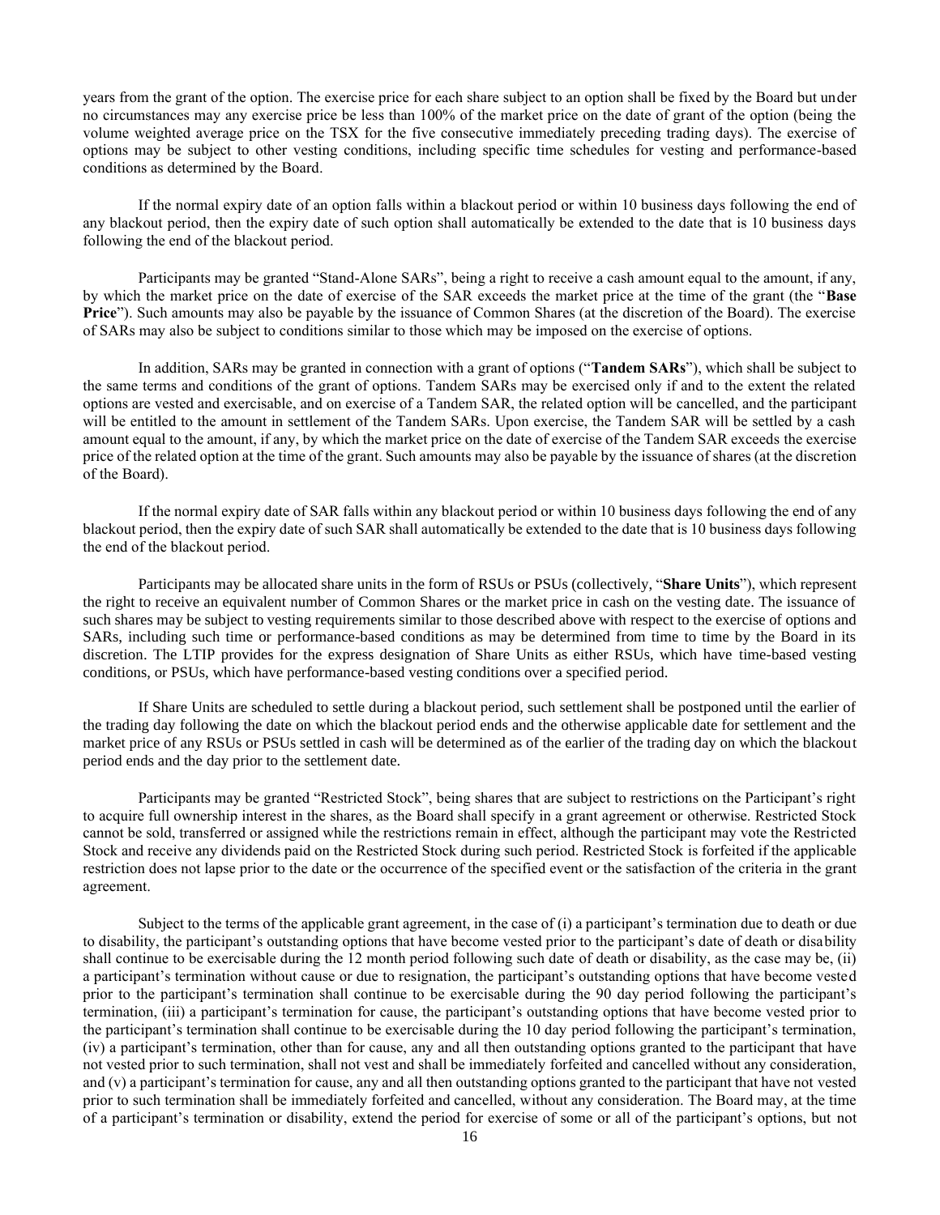years from the grant of the option. The exercise price for each share subject to an option shall be fixed by the Board but under no circumstances may any exercise price be less than 100% of the market price on the date of grant of the option (being the volume weighted average price on the TSX for the five consecutive immediately preceding trading days). The exercise of options may be subject to other vesting conditions, including specific time schedules for vesting and performance-based conditions as determined by the Board.

If the normal expiry date of an option falls within a blackout period or within 10 business days following the end of any blackout period, then the expiry date of such option shall automatically be extended to the date that is 10 business days following the end of the blackout period.

Participants may be granted "Stand-Alone SARs", being a right to receive a cash amount equal to the amount, if any, by which the market price on the date of exercise of the SAR exceeds the market price at the time of the grant (the "**Base Price**"). Such amounts may also be payable by the issuance of Common Shares (at the discretion of the Board). The exercise of SARs may also be subject to conditions similar to those which may be imposed on the exercise of options.

In addition, SARs may be granted in connection with a grant of options ("**Tandem SARs**"), which shall be subject to the same terms and conditions of the grant of options. Tandem SARs may be exercised only if and to the extent the related options are vested and exercisable, and on exercise of a Tandem SAR, the related option will be cancelled, and the participant will be entitled to the amount in settlement of the Tandem SARs. Upon exercise, the Tandem SAR will be settled by a cash amount equal to the amount, if any, by which the market price on the date of exercise of the Tandem SAR exceeds the exercise price of the related option at the time of the grant. Such amounts may also be payable by the issuance of shares (at the discretion of the Board).

If the normal expiry date of SAR falls within any blackout period or within 10 business days following the end of any blackout period, then the expiry date of such SAR shall automatically be extended to the date that is 10 business days following the end of the blackout period.

Participants may be allocated share units in the form of RSUs or PSUs (collectively, "**Share Units**"), which represent the right to receive an equivalent number of Common Shares or the market price in cash on the vesting date. The issuance of such shares may be subject to vesting requirements similar to those described above with respect to the exercise of options and SARs, including such time or performance-based conditions as may be determined from time to time by the Board in its discretion. The LTIP provides for the express designation of Share Units as either RSUs, which have time-based vesting conditions, or PSUs, which have performance-based vesting conditions over a specified period.

If Share Units are scheduled to settle during a blackout period, such settlement shall be postponed until the earlier of the trading day following the date on which the blackout period ends and the otherwise applicable date for settlement and the market price of any RSUs or PSUs settled in cash will be determined as of the earlier of the trading day on which the blackout period ends and the day prior to the settlement date.

Participants may be granted "Restricted Stock", being shares that are subject to restrictions on the Participant's right to acquire full ownership interest in the shares, as the Board shall specify in a grant agreement or otherwise. Restricted Stock cannot be sold, transferred or assigned while the restrictions remain in effect, although the participant may vote the Restricted Stock and receive any dividends paid on the Restricted Stock during such period. Restricted Stock is forfeited if the applicable restriction does not lapse prior to the date or the occurrence of the specified event or the satisfaction of the criteria in the grant agreement.

Subject to the terms of the applicable grant agreement, in the case of (i) a participant's termination due to death or due to disability, the participant's outstanding options that have become vested prior to the participant's date of death or disability shall continue to be exercisable during the 12 month period following such date of death or disability, as the case may be, (ii) a participant's termination without cause or due to resignation, the participant's outstanding options that have become vested prior to the participant's termination shall continue to be exercisable during the 90 day period following the participant's termination, (iii) a participant's termination for cause, the participant's outstanding options that have become vested prior to the participant's termination shall continue to be exercisable during the 10 day period following the participant's termination, (iv) a participant's termination, other than for cause, any and all then outstanding options granted to the participant that have not vested prior to such termination, shall not vest and shall be immediately forfeited and cancelled without any consideration, and (v) a participant's termination for cause, any and all then outstanding options granted to the participant that have not vested prior to such termination shall be immediately forfeited and cancelled, without any consideration. The Board may, at the time of a participant's termination or disability, extend the period for exercise of some or all of the participant's options, but not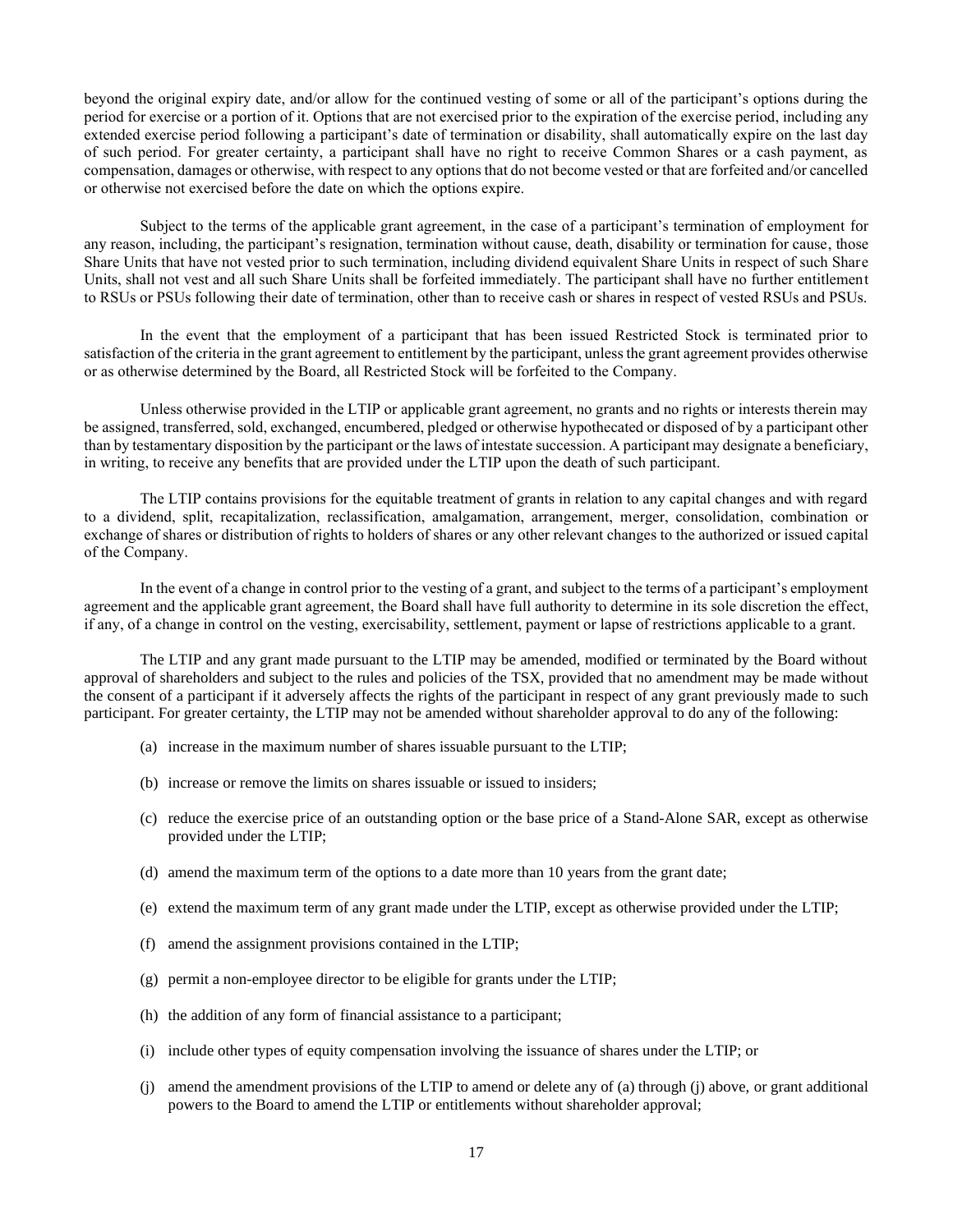beyond the original expiry date, and/or allow for the continued vesting of some or all of the participant's options during the period for exercise or a portion of it. Options that are not exercised prior to the expiration of the exercise period, including any extended exercise period following a participant's date of termination or disability, shall automatically expire on the last day of such period. For greater certainty, a participant shall have no right to receive Common Shares or a cash payment, as compensation, damages or otherwise, with respect to any options that do not become vested or that are forfeited and/or cancelled or otherwise not exercised before the date on which the options expire.

Subject to the terms of the applicable grant agreement, in the case of a participant's termination of employment for any reason, including, the participant's resignation, termination without cause, death, disability or termination for cause, those Share Units that have not vested prior to such termination, including dividend equivalent Share Units in respect of such Share Units, shall not vest and all such Share Units shall be forfeited immediately. The participant shall have no further entitlement to RSUs or PSUs following their date of termination, other than to receive cash or shares in respect of vested RSUs and PSUs.

In the event that the employment of a participant that has been issued Restricted Stock is terminated prior to satisfaction of the criteria in the grant agreement to entitlement by the participant, unless the grant agreement provides otherwise or as otherwise determined by the Board, all Restricted Stock will be forfeited to the Company.

Unless otherwise provided in the LTIP or applicable grant agreement, no grants and no rights or interests therein may be assigned, transferred, sold, exchanged, encumbered, pledged or otherwise hypothecated or disposed of by a participant other than by testamentary disposition by the participant or the laws of intestate succession. A participant may designate a beneficiary, in writing, to receive any benefits that are provided under the LTIP upon the death of such participant.

The LTIP contains provisions for the equitable treatment of grants in relation to any capital changes and with regard to a dividend, split, recapitalization, reclassification, amalgamation, arrangement, merger, consolidation, combination or exchange of shares or distribution of rights to holders of shares or any other relevant changes to the authorized or issued capital of the Company.

In the event of a change in control prior to the vesting of a grant, and subject to the terms of a participant's employment agreement and the applicable grant agreement, the Board shall have full authority to determine in its sole discretion the effect, if any, of a change in control on the vesting, exercisability, settlement, payment or lapse of restrictions applicable to a grant.

The LTIP and any grant made pursuant to the LTIP may be amended, modified or terminated by the Board without approval of shareholders and subject to the rules and policies of the TSX, provided that no amendment may be made without the consent of a participant if it adversely affects the rights of the participant in respect of any grant previously made to such participant. For greater certainty, the LTIP may not be amended without shareholder approval to do any of the following:

(a) increase in the maximum number of shares issuable pursuant to the LTIP;

(b) increase or remove the limits on shares issuable or issued to insiders;

(c) reduce the exercise price of an outstanding option or the base price of a Stand-Alone SAR, except as otherwise provided under the LTIP;

(d) amend the maximum term of the options to a date more than 10 years from the grant date;

(e) extend the maximum term of any grant made under the LTIP, except as otherwise provided under the LTIP;

(f) amend the assignment provisions contained in the LTIP;

(g) permit a non-employee director to be eligible for grants under the LTIP;

(h) the addition of any form of financial assistance to a participant;

(i) include other types of equity compensation involving the issuance of shares under the LTIP; or

(j) amend the amendment provisions of the LTIP to amend or delete any of (a) through (j) above, or grant additional powers to the Board to amend the LTIP or entitlements without shareholder approval;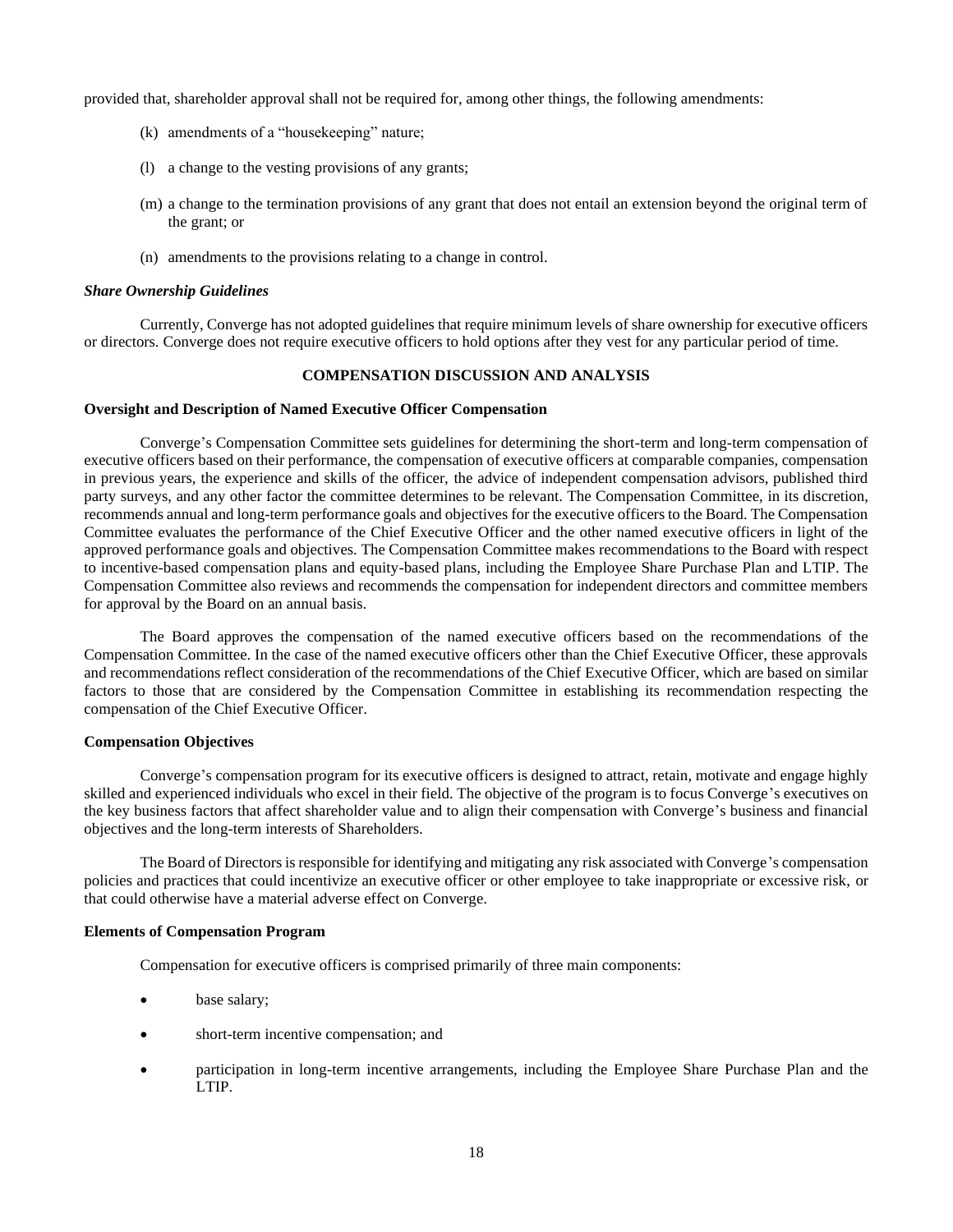provided that, shareholder approval shall not be required for, among other things, the following amendments:

(k) amendments of a "housekeeping" nature;

(l) a change to the vesting provisions of any grants;

(m) a change to the termination provisions of any grant that does not entail an extension beyond the original term of the grant; or

(n) amendments to the provisions relating to a change in control.

***Share Ownership Guidelines***

Currently, Converge has not adopted guidelines that require minimum levels of share ownership for executive officers or directors. Converge does not require executive officers to hold options after they vest for any particular period of time.

## COMPENSATION DISCUSSION AND ANALYSIS

### Oversight and Description of Named Executive Officer Compensation

Converge's Compensation Committee sets guidelines for determining the short-term and long-term compensation of executive officers based on their performance, the compensation of executive officers at comparable companies, compensation in previous years, the experience and skills of the officer, the advice of independent compensation advisors, published third party surveys, and any other factor the committee determines to be relevant. The Compensation Committee, in its discretion, recommends annual and long-term performance goals and objectives for the executive officers to the Board. The Compensation Committee evaluates the performance of the Chief Executive Officer and the other named executive officers in light of the approved performance goals and objectives. The Compensation Committee makes recommendations to the Board with respect to incentive-based compensation plans and equity-based plans, including the Employee Share Purchase Plan and LTIP. The Compensation Committee also reviews and recommends the compensation for independent directors and committee members for approval by the Board on an annual basis.

The Board approves the compensation of the named executive officers based on the recommendations of the Compensation Committee. In the case of the named executive officers other than the Chief Executive Officer, these approvals and recommendations reflect consideration of the recommendations of the Chief Executive Officer, which are based on similar factors to those that are considered by the Compensation Committee in establishing its recommendation respecting the compensation of the Chief Executive Officer.

### Compensation Objectives

Converge's compensation program for its executive officers is designed to attract, retain, motivate and engage highly skilled and experienced individuals who excel in their field. The objective of the program is to focus Converge's executives on the key business factors that affect shareholder value and to align their compensation with Converge's business and financial objectives and the long-term interests of Shareholders.

The Board of Directors is responsible for identifying and mitigating any risk associated with Converge's compensation policies and practices that could incentivize an executive officer or other employee to take inappropriate or excessive risk, or that could otherwise have a material adverse effect on Converge.

### Elements of Compensation Program

Compensation for executive officers is comprised primarily of three main components:

- base salary;
- short-term incentive compensation; and
- participation in long-term incentive arrangements, including the Employee Share Purchase Plan and the LTIP.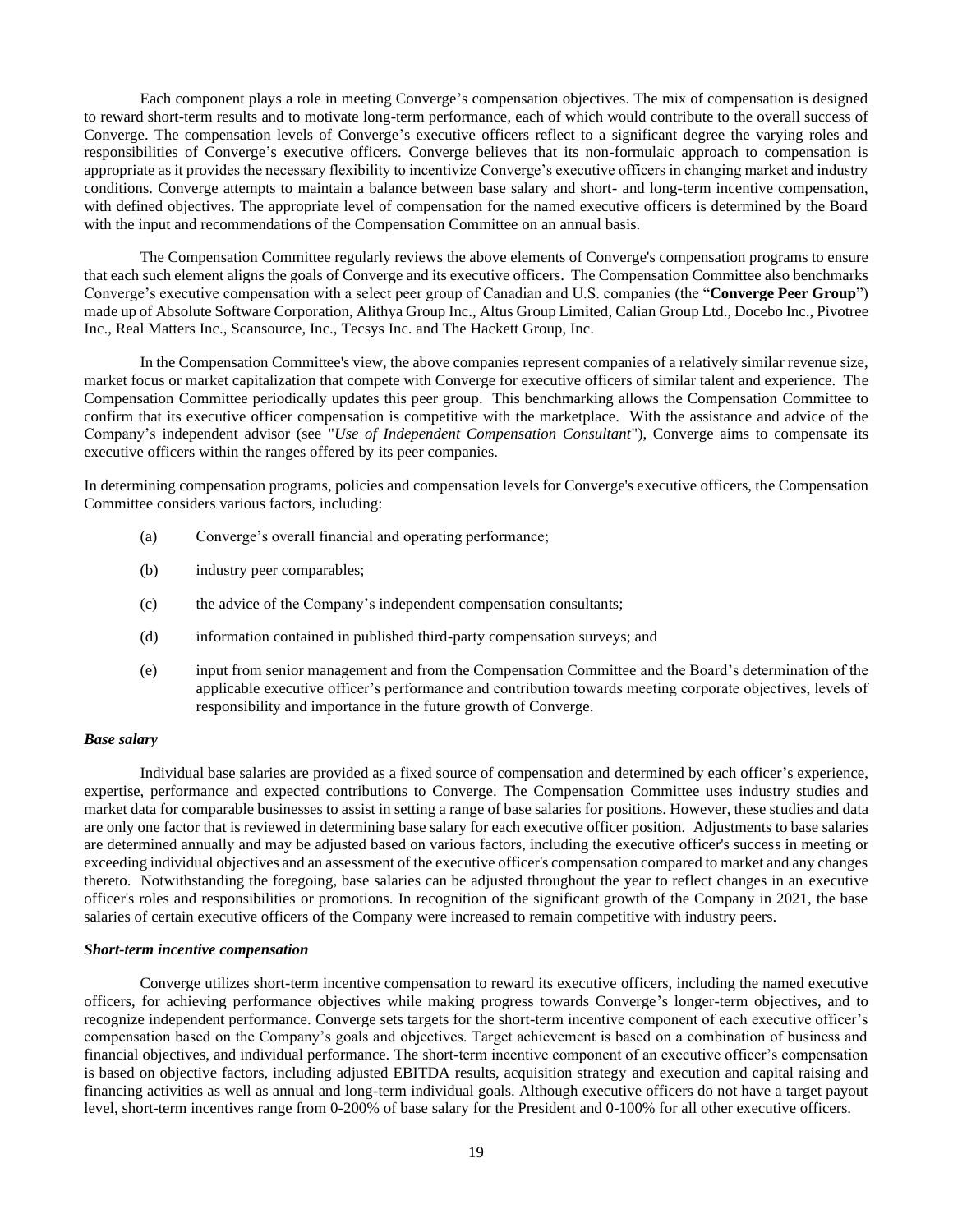Each component plays a role in meeting Converge's compensation objectives. The mix of compensation is designed to reward short-term results and to motivate long-term performance, each of which would contribute to the overall success of Converge. The compensation levels of Converge's executive officers reflect to a significant degree the varying roles and responsibilities of Converge's executive officers. Converge believes that its non-formulaic approach to compensation is appropriate as it provides the necessary flexibility to incentivize Converge's executive officers in changing market and industry conditions. Converge attempts to maintain a balance between base salary and short- and long-term incentive compensation, with defined objectives. The appropriate level of compensation for the named executive officers is determined by the Board with the input and recommendations of the Compensation Committee on an annual basis.

The Compensation Committee regularly reviews the above elements of Converge's compensation programs to ensure that each such element aligns the goals of Converge and its executive officers. The Compensation Committee also benchmarks Converge's executive compensation with a select peer group of Canadian and U.S. companies (the "**Converge Peer Group**") made up of Absolute Software Corporation, Alithya Group Inc., Altus Group Limited, Calian Group Ltd., Docebo Inc., Pivotree Inc., Real Matters Inc., Scansource, Inc., Tecsys Inc. and The Hackett Group, Inc.

In the Compensation Committee's view, the above companies represent companies of a relatively similar revenue size, market focus or market capitalization that compete with Converge for executive officers of similar talent and experience. The Compensation Committee periodically updates this peer group. This benchmarking allows the Compensation Committee to confirm that its executive officer compensation is competitive with the marketplace. With the assistance and advice of the Company's independent advisor (see "*Use of Independent Compensation Consultant*"), Converge aims to compensate its executive officers within the ranges offered by its peer companies.

In determining compensation programs, policies and compensation levels for Converge's executive officers, the Compensation Committee considers various factors, including:

(a) Converge's overall financial and operating performance;

(b) industry peer comparables;

(c) the advice of the Company's independent compensation consultants;

(d) information contained in published third-party compensation surveys; and

(e) input from senior management and from the Compensation Committee and the Board's determination of the applicable executive officer's performance and contribution towards meeting corporate objectives, levels of responsibility and importance in the future growth of Converge.

***Base salary***

Individual base salaries are provided as a fixed source of compensation and determined by each officer's experience, expertise, performance and expected contributions to Converge. The Compensation Committee uses industry studies and market data for comparable businesses to assist in setting a range of base salaries for positions. However, these studies and data are only one factor that is reviewed in determining base salary for each executive officer position. Adjustments to base salaries are determined annually and may be adjusted based on various factors, including the executive officer's success in meeting or exceeding individual objectives and an assessment of the executive officer's compensation compared to market and any changes thereto. Notwithstanding the foregoing, base salaries can be adjusted throughout the year to reflect changes in an executive officer's roles and responsibilities or promotions. In recognition of the significant growth of the Company in 2021, the base salaries of certain executive officers of the Company were increased to remain competitive with industry peers.

***Short-term incentive compensation***

Converge utilizes short-term incentive compensation to reward its executive officers, including the named executive officers, for achieving performance objectives while making progress towards Converge's longer-term objectives, and to recognize independent performance. Converge sets targets for the short-term incentive component of each executive officer's compensation based on the Company's goals and objectives. Target achievement is based on a combination of business and financial objectives, and individual performance. The short-term incentive component of an executive officer's compensation is based on objective factors, including adjusted EBITDA results, acquisition strategy and execution and capital raising and financing activities as well as annual and long-term individual goals. Although executive officers do not have a target payout level, short-term incentives range from 0-200% of base salary for the President and 0-100% for all other executive officers.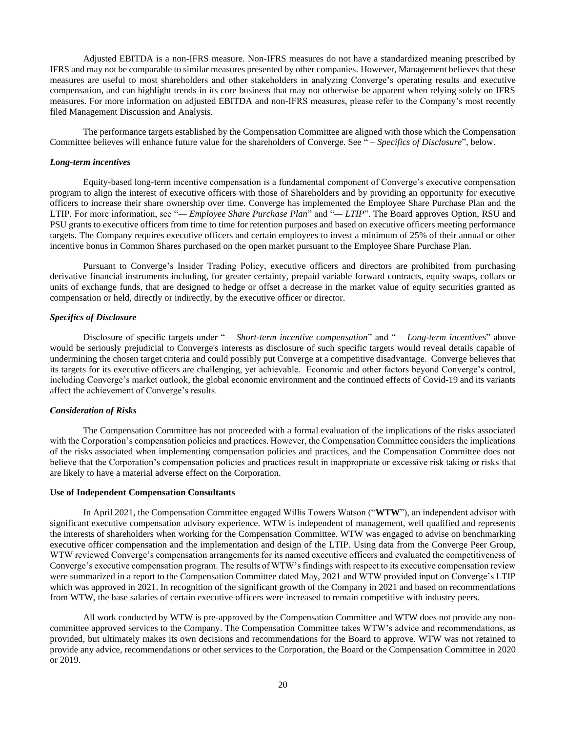Adjusted EBITDA is a non-IFRS measure. Non-IFRS measures do not have a standardized meaning prescribed by IFRS and may not be comparable to similar measures presented by other companies. However, Management believes that these measures are useful to most shareholders and other stakeholders in analyzing Converge's operating results and executive compensation, and can highlight trends in its core business that may not otherwise be apparent when relying solely on IFRS measures. For more information on adjusted EBITDA and non-IFRS measures, please refer to the Company's most recently filed Management Discussion and Analysis.

The performance targets established by the Compensation Committee are aligned with those which the Compensation Committee believes will enhance future value for the shareholders of Converge. See " – *Specifics of Disclosure*", below.

***Long-term incentives***

Equity-based long-term incentive compensation is a fundamental component of Converge's executive compensation program to align the interest of executive officers with those of Shareholders and by providing an opportunity for executive officers to increase their share ownership over time. Converge has implemented the Employee Share Purchase Plan and the LTIP. For more information, see "— *Employee Share Purchase Plan*" and "— *LTIP*". The Board approves Option, RSU and PSU grants to executive officers from time to time for retention purposes and based on executive officers meeting performance targets. The Company requires executive officers and certain employees to invest a minimum of 25% of their annual or other incentive bonus in Common Shares purchased on the open market pursuant to the Employee Share Purchase Plan.

Pursuant to Converge's Insider Trading Policy, executive officers and directors are prohibited from purchasing derivative financial instruments including, for greater certainty, prepaid variable forward contracts, equity swaps, collars or units of exchange funds, that are designed to hedge or offset a decrease in the market value of equity securities granted as compensation or held, directly or indirectly, by the executive officer or director.

***Specifics of Disclosure***

Disclosure of specific targets under "— *Short-term incentive compensation*" and "— *Long-term incentives*" above would be seriously prejudicial to Converge's interests as disclosure of such specific targets would reveal details capable of undermining the chosen target criteria and could possibly put Converge at a competitive disadvantage. Converge believes that its targets for its executive officers are challenging, yet achievable. Economic and other factors beyond Converge's control, including Converge's market outlook, the global economic environment and the continued effects of Covid-19 and its variants affect the achievement of Converge's results.

***Consideration of Risks***

The Compensation Committee has not proceeded with a formal evaluation of the implications of the risks associated with the Corporation's compensation policies and practices. However, the Compensation Committee considers the implications of the risks associated when implementing compensation policies and practices, and the Compensation Committee does not believe that the Corporation's compensation policies and practices result in inappropriate or excessive risk taking or risks that are likely to have a material adverse effect on the Corporation.

**Use of Independent Compensation Consultants**

In April 2021, the Compensation Committee engaged Willis Towers Watson ("**WTW**"), an independent advisor with significant executive compensation advisory experience. WTW is independent of management, well qualified and represents the interests of shareholders when working for the Compensation Committee. WTW was engaged to advise on benchmarking executive officer compensation and the implementation and design of the LTIP. Using data from the Converge Peer Group, WTW reviewed Converge's compensation arrangements for its named executive officers and evaluated the competitiveness of Converge's executive compensation program. The results of WTW's findings with respect to its executive compensation review were summarized in a report to the Compensation Committee dated May, 2021 and WTW provided input on Converge's LTIP which was approved in 2021. In recognition of the significant growth of the Company in 2021 and based on recommendations from WTW, the base salaries of certain executive officers were increased to remain competitive with industry peers.

All work conducted by WTW is pre-approved by the Compensation Committee and WTW does not provide any non-committee approved services to the Company. The Compensation Committee takes WTW's advice and recommendations, as provided, but ultimately makes its own decisions and recommendations for the Board to approve. WTW was not retained to provide any advice, recommendations or other services to the Corporation, the Board or the Compensation Committee in 2020 or 2019.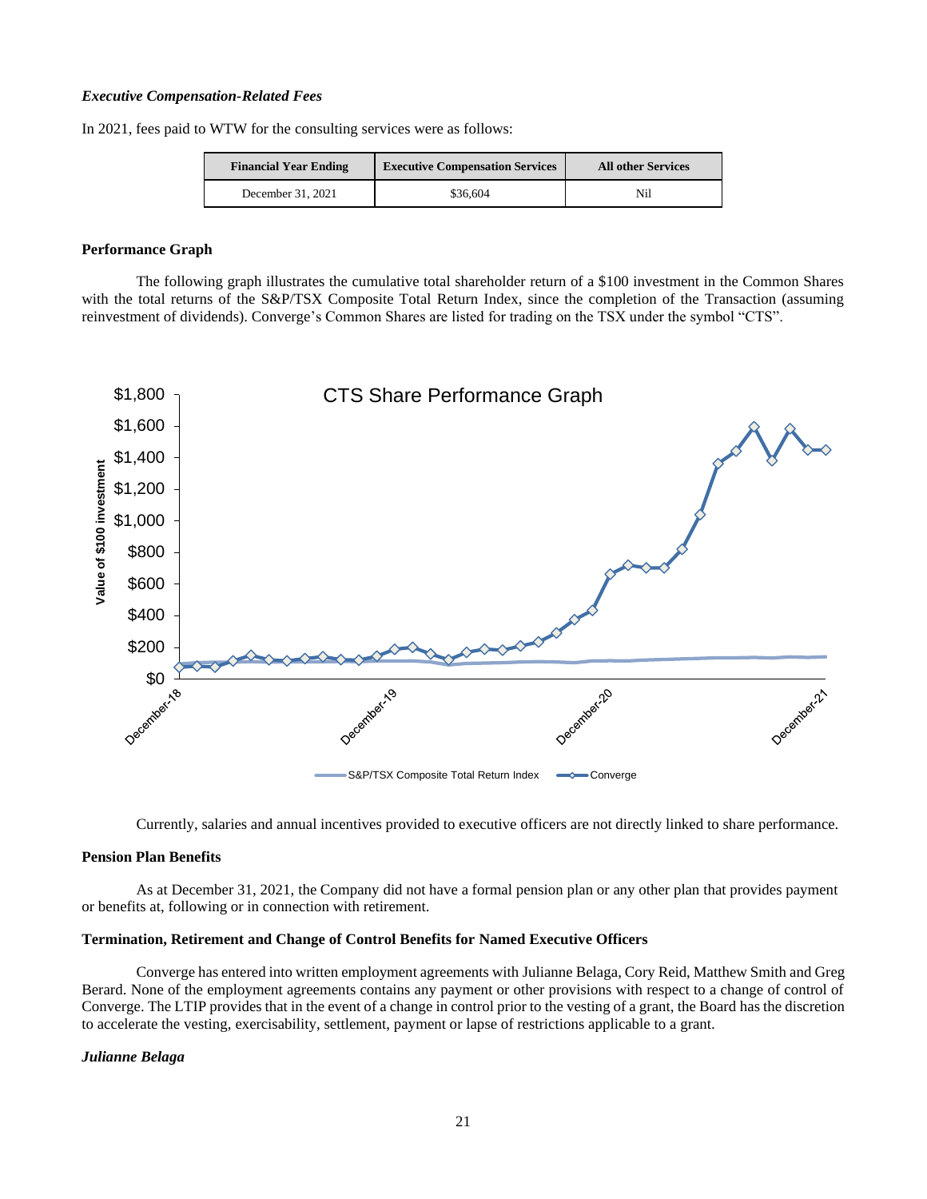***Executive Compensation-Related Fees***

In 2021, fees paid to WTW for the consulting services were as follows:

| Financial Year Ending | Executive Compensation Services | All other Services |
| --- | --- | --- |
| December 31, 2021 | $36,604 | Nil |

**Performance Graph**

The following graph illustrates the cumulative total shareholder return of a $100 investment in the Common Shares with the total returns of the S&P/TSX Composite Total Return Index, since the completion of the Transaction (assuming reinvestment of dividends). Converge's Common Shares are listed for trading on the TSX under the symbol "CTS".

Currently, salaries and annual incentives provided to executive officers are not directly linked to share performance.

**Pension Plan Benefits**

As at December 31, 2021, the Company did not have a formal pension plan or any other plan that provides payment or benefits at, following or in connection with retirement.

**Termination, Retirement and Change of Control Benefits for Named Executive Officers**

Converge has entered into written employment agreements with Julianne Belaga, Cory Reid, Matthew Smith and Greg Berard. None of the employment agreements contains any payment or other provisions with respect to a change of control of Converge. The LTIP provides that in the event of a change in control prior to the vesting of a grant, the Board has the discretion to accelerate the vesting, exercisability, settlement, payment or lapse of restrictions applicable to a grant.

***Julianne Belaga***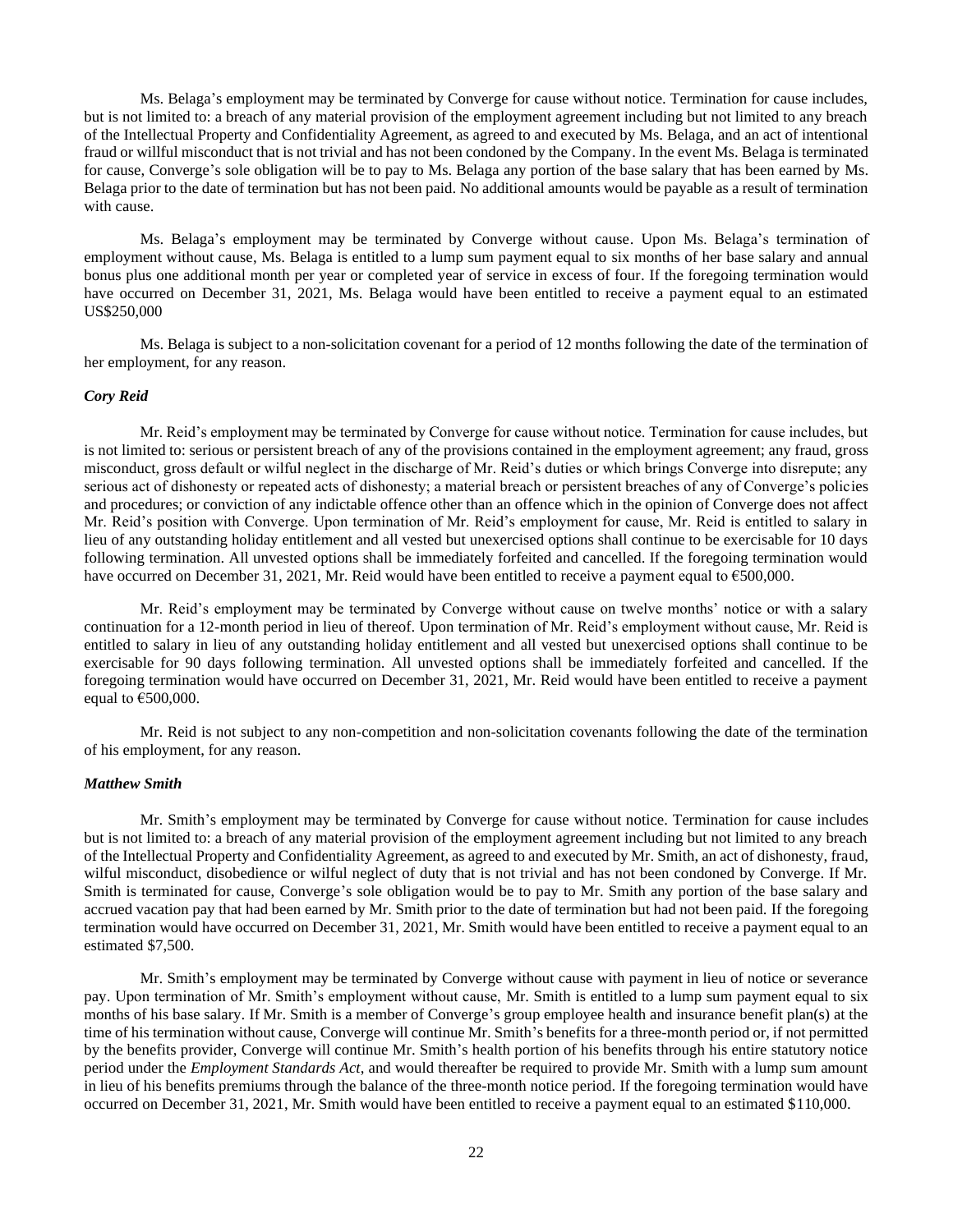Ms. Belaga's employment may be terminated by Converge for cause without notice. Termination for cause includes, but is not limited to: a breach of any material provision of the employment agreement including but not limited to any breach of the Intellectual Property and Confidentiality Agreement, as agreed to and executed by Ms. Belaga, and an act of intentional fraud or willful misconduct that is not trivial and has not been condoned by the Company. In the event Ms. Belaga is terminated for cause, Converge's sole obligation will be to pay to Ms. Belaga any portion of the base salary that has been earned by Ms. Belaga prior to the date of termination but has not been paid. No additional amounts would be payable as a result of termination with cause.

Ms. Belaga's employment may be terminated by Converge without cause. Upon Ms. Belaga's termination of employment without cause, Ms. Belaga is entitled to a lump sum payment equal to six months of her base salary and annual bonus plus one additional month per year or completed year of service in excess of four. If the foregoing termination would have occurred on December 31, 2021, Ms. Belaga would have been entitled to receive a payment equal to an estimated US$250,000

Ms. Belaga is subject to a non-solicitation covenant for a period of 12 months following the date of the termination of her employment, for any reason.

***Cory Reid***

Mr. Reid's employment may be terminated by Converge for cause without notice. Termination for cause includes, but is not limited to: serious or persistent breach of any of the provisions contained in the employment agreement; any fraud, gross misconduct, gross default or wilful neglect in the discharge of Mr. Reid's duties or which brings Converge into disrepute; any serious act of dishonesty or repeated acts of dishonesty; a material breach or persistent breaches of any of Converge's policies and procedures; or conviction of any indictable offence other than an offence which in the opinion of Converge does not affect Mr. Reid's position with Converge. Upon termination of Mr. Reid's employment for cause, Mr. Reid is entitled to salary in lieu of any outstanding holiday entitlement and all vested but unexercised options shall continue to be exercisable for 10 days following termination. All unvested options shall be immediately forfeited and cancelled. If the foregoing termination would have occurred on December 31, 2021, Mr. Reid would have been entitled to receive a payment equal to €500,000.

Mr. Reid's employment may be terminated by Converge without cause on twelve months' notice or with a salary continuation for a 12-month period in lieu of thereof. Upon termination of Mr. Reid's employment without cause, Mr. Reid is entitled to salary in lieu of any outstanding holiday entitlement and all vested but unexercised options shall continue to be exercisable for 90 days following termination. All unvested options shall be immediately forfeited and cancelled. If the foregoing termination would have occurred on December 31, 2021, Mr. Reid would have been entitled to receive a payment equal to €500,000.

Mr. Reid is not subject to any non-competition and non-solicitation covenants following the date of the termination of his employment, for any reason.

***Matthew Smith***

Mr. Smith's employment may be terminated by Converge for cause without notice. Termination for cause includes but is not limited to: a breach of any material provision of the employment agreement including but not limited to any breach of the Intellectual Property and Confidentiality Agreement, as agreed to and executed by Mr. Smith, an act of dishonesty, fraud, wilful misconduct, disobedience or wilful neglect of duty that is not trivial and has not been condoned by Converge. If Mr. Smith is terminated for cause, Converge's sole obligation would be to pay to Mr. Smith any portion of the base salary and accrued vacation pay that had been earned by Mr. Smith prior to the date of termination but had not been paid. If the foregoing termination would have occurred on December 31, 2021, Mr. Smith would have been entitled to receive a payment equal to an estimated $7,500.

Mr. Smith's employment may be terminated by Converge without cause with payment in lieu of notice or severance pay. Upon termination of Mr. Smith's employment without cause, Mr. Smith is entitled to a lump sum payment equal to six months of his base salary. If Mr. Smith is a member of Converge's group employee health and insurance benefit plan(s) at the time of his termination without cause, Converge will continue Mr. Smith's benefits for a three-month period or, if not permitted by the benefits provider, Converge will continue Mr. Smith's health portion of his benefits through his entire statutory notice period under the *Employment Standards Act*, and would thereafter be required to provide Mr. Smith with a lump sum amount in lieu of his benefits premiums through the balance of the three-month notice period. If the foregoing termination would have occurred on December 31, 2021, Mr. Smith would have been entitled to receive a payment equal to an estimated $110,000.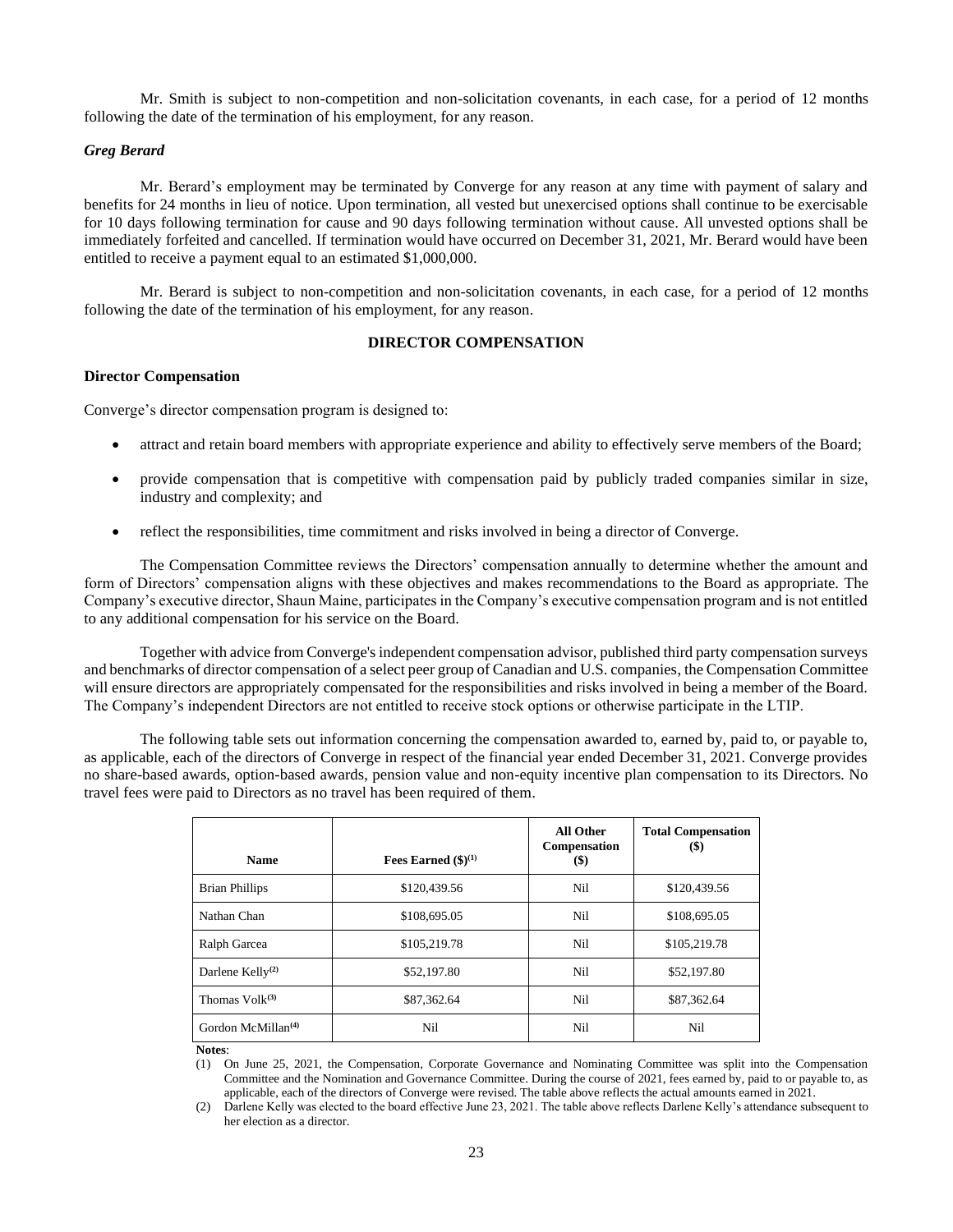Mr. Smith is subject to non-competition and non-solicitation covenants, in each case, for a period of 12 months following the date of the termination of his employment, for any reason.

***Greg Berard***

Mr. Berard's employment may be terminated by Converge for any reason at any time with payment of salary and benefits for 24 months in lieu of notice. Upon termination, all vested but unexercised options shall continue to be exercisable for 10 days following termination for cause and 90 days following termination without cause. All unvested options shall be immediately forfeited and cancelled. If termination would have occurred on December 31, 2021, Mr. Berard would have been entitled to receive a payment equal to an estimated $1,000,000.

Mr. Berard is subject to non-competition and non-solicitation covenants, in each case, for a period of 12 months following the date of the termination of his employment, for any reason.

## DIRECTOR COMPENSATION

### Director Compensation

Converge's director compensation program is designed to:

- attract and retain board members with appropriate experience and ability to effectively serve members of the Board;
- provide compensation that is competitive with compensation paid by publicly traded companies similar in size, industry and complexity; and
- reflect the responsibilities, time commitment and risks involved in being a director of Converge.

The Compensation Committee reviews the Directors' compensation annually to determine whether the amount and form of Directors' compensation aligns with these objectives and makes recommendations to the Board as appropriate. The Company's executive director, Shaun Maine, participates in the Company's executive compensation program and is not entitled to any additional compensation for his service on the Board.

Together with advice from Converge's independent compensation advisor, published third party compensation surveys and benchmarks of director compensation of a select peer group of Canadian and U.S. companies, the Compensation Committee will ensure directors are appropriately compensated for the responsibilities and risks involved in being a member of the Board. The Company's independent Directors are not entitled to receive stock options or otherwise participate in the LTIP.

The following table sets out information concerning the compensation awarded to, earned by, paid to, or payable to, as applicable, each of the directors of Converge in respect of the financial year ended December 31, 2021. Converge provides no share-based awards, option-based awards, pension value and non-equity incentive plan compensation to its Directors. No travel fees were paid to Directors as no travel has been required of them.

| Name | Fees Earned ($)[(1)] | All Other Compensation ($) | Total Compensation ($) |
|---|---|---|---|
| Brian Phillips | $120,439.56 | Nil | $120,439.56 |
| Nathan Chan | $108,695.05 | Nil | $108,695.05 |
| Ralph Garcea | $105,219.78 | Nil | $105,219.78 |
| Darlene Kelly[(2)] | $52,197.80 | Nil | $52,197.80 |
| Thomas Volk[(3)] | $87,362.64 | Nil | $87,362.64 |
| Gordon McMillan[(4)] | Nil | Nil | Nil |

**Notes**:

(1) On June 25, 2021, the Compensation, Corporate Governance and Nominating Committee was split into the Compensation Committee and the Nomination and Governance Committee. During the course of 2021, fees earned by, paid to or payable to, as applicable, each of the directors of Converge were revised. The table above reflects the actual amounts earned in 2021.

(2) Darlene Kelly was elected to the board effective June 23, 2021. The table above reflects Darlene Kelly's attendance subsequent to her election as a director.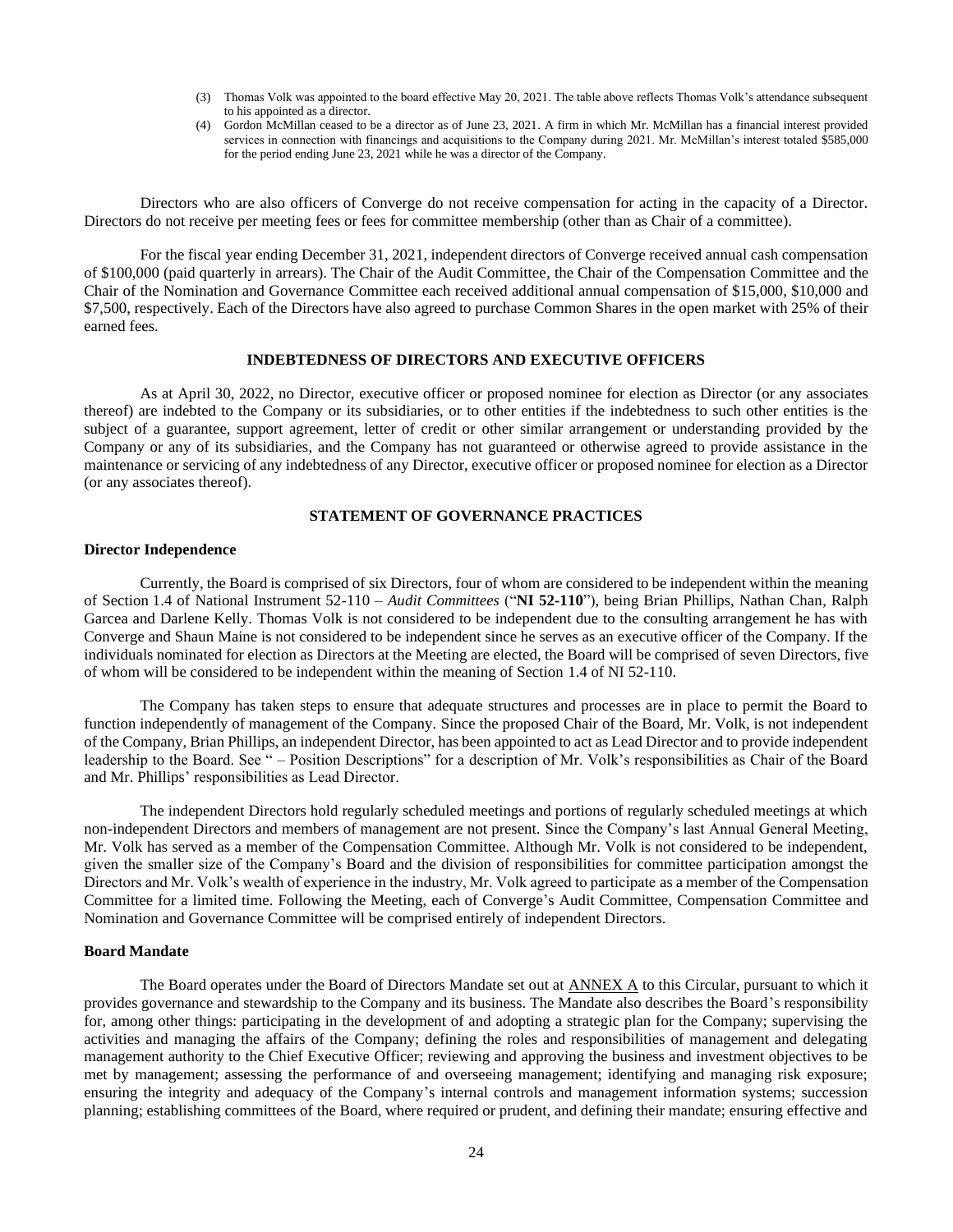(3) Thomas Volk was appointed to the board effective May 20, 2021. The table above reflects Thomas Volk's attendance subsequent to his appointed as a director.

(4) Gordon McMillan ceased to be a director as of June 23, 2021. A firm in which Mr. McMillan has a financial interest provided services in connection with financings and acquisitions to the Company during 2021. Mr. McMillan's interest totaled $585,000 for the period ending June 23, 2021 while he was a director of the Company.

Directors who are also officers of Converge do not receive compensation for acting in the capacity of a Director. Directors do not receive per meeting fees or fees for committee membership (other than as Chair of a committee).

For the fiscal year ending December 31, 2021, independent directors of Converge received annual cash compensation of $100,000 (paid quarterly in arrears). The Chair of the Audit Committee, the Chair of the Compensation Committee and the Chair of the Nomination and Governance Committee each received additional annual compensation of $15,000, $10,000 and $7,500, respectively. Each of the Directors have also agreed to purchase Common Shares in the open market with 25% of their earned fees.

## INDEBTEDNESS OF DIRECTORS AND EXECUTIVE OFFICERS

As at April 30, 2022, no Director, executive officer or proposed nominee for election as Director (or any associates thereof) are indebted to the Company or its subsidiaries, or to other entities if the indebtedness to such other entities is the subject of a guarantee, support agreement, letter of credit or other similar arrangement or understanding provided by the Company or any of its subsidiaries, and the Company has not guaranteed or otherwise agreed to provide assistance in the maintenance or servicing of any indebtedness of any Director, executive officer or proposed nominee for election as a Director (or any associates thereof).

## STATEMENT OF GOVERNANCE PRACTICES

### Director Independence

Currently, the Board is comprised of six Directors, four of whom are considered to be independent within the meaning of Section 1.4 of National Instrument 52-110 – *Audit Committees* ("**NI 52-110**"), being Brian Phillips, Nathan Chan, Ralph Garcea and Darlene Kelly. Thomas Volk is not considered to be independent due to the consulting arrangement he has with Converge and Shaun Maine is not considered to be independent since he serves as an executive officer of the Company. If the individuals nominated for election as Directors at the Meeting are elected, the Board will be comprised of seven Directors, five of whom will be considered to be independent within the meaning of Section 1.4 of NI 52-110.

The Company has taken steps to ensure that adequate structures and processes are in place to permit the Board to function independently of management of the Company. Since the proposed Chair of the Board, Mr. Volk, is not independent of the Company, Brian Phillips, an independent Director, has been appointed to act as Lead Director and to provide independent leadership to the Board. See " – Position Descriptions" for a description of Mr. Volk's responsibilities as Chair of the Board and Mr. Phillips' responsibilities as Lead Director.

The independent Directors hold regularly scheduled meetings and portions of regularly scheduled meetings at which non-independent Directors and members of management are not present. Since the Company's last Annual General Meeting, Mr. Volk has served as a member of the Compensation Committee. Although Mr. Volk is not considered to be independent, given the smaller size of the Company's Board and the division of responsibilities for committee participation amongst the Directors and Mr. Volk's wealth of experience in the industry, Mr. Volk agreed to participate as a member of the Compensation Committee for a limited time. Following the Meeting, each of Converge's Audit Committee, Compensation Committee and Nomination and Governance Committee will be comprised entirely of independent Directors.

### Board Mandate

The Board operates under the Board of Directors Mandate set out at ANNEX A to this Circular, pursuant to which it provides governance and stewardship to the Company and its business. The Mandate also describes the Board's responsibility for, among other things: participating in the development of and adopting a strategic plan for the Company; supervising the activities and managing the affairs of the Company; defining the roles and responsibilities of management and delegating management authority to the Chief Executive Officer; reviewing and approving the business and investment objectives to be met by management; assessing the performance of and overseeing management; identifying and managing risk exposure; ensuring the integrity and adequacy of the Company's internal controls and management information systems; succession planning; establishing committees of the Board, where required or prudent, and defining their mandate; ensuring effective and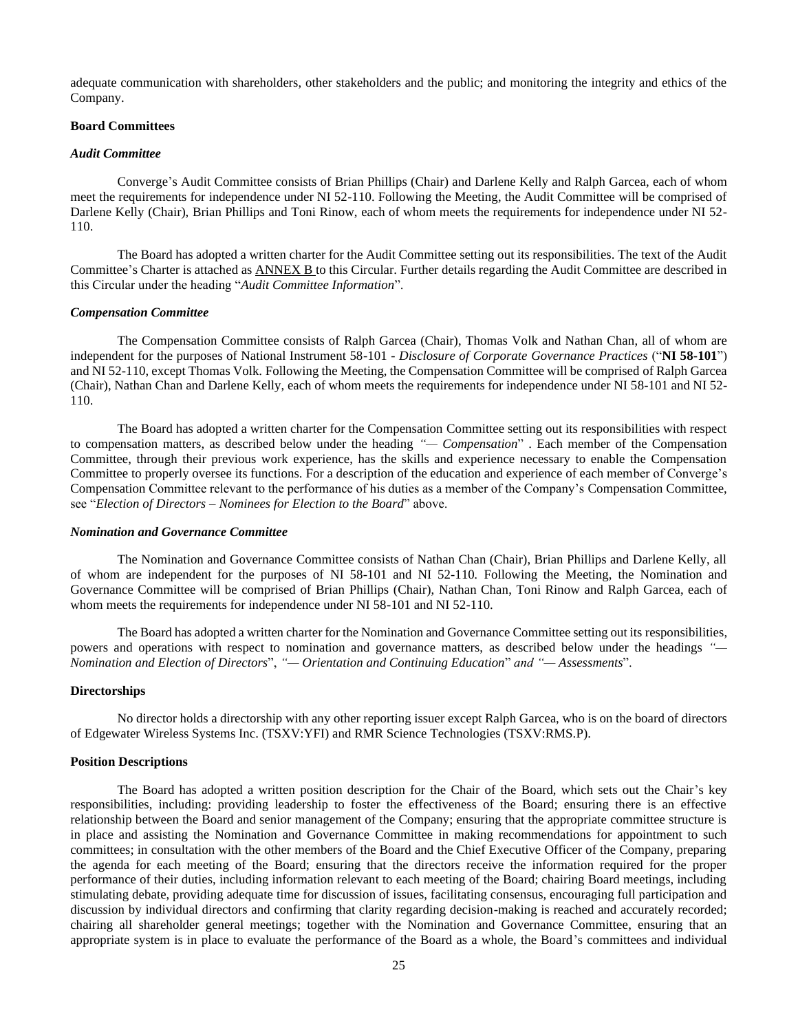adequate communication with shareholders, other stakeholders and the public; and monitoring the integrity and ethics of the Company.

**Board Committees**

***Audit Committee***

Converge's Audit Committee consists of Brian Phillips (Chair) and Darlene Kelly and Ralph Garcea, each of whom meet the requirements for independence under NI 52-110. Following the Meeting, the Audit Committee will be comprised of Darlene Kelly (Chair), Brian Phillips and Toni Rinow, each of whom meets the requirements for independence under NI 52-110.

The Board has adopted a written charter for the Audit Committee setting out its responsibilities. The text of the Audit Committee's Charter is attached as ANNEX B to this Circular. Further details regarding the Audit Committee are described in this Circular under the heading "*Audit Committee Information*".

***Compensation Committee***

The Compensation Committee consists of Ralph Garcea (Chair), Thomas Volk and Nathan Chan, all of whom are independent for the purposes of National Instrument 58-101 - *Disclosure of Corporate Governance Practices* ("**NI 58-101**") and NI 52-110, except Thomas Volk. Following the Meeting, the Compensation Committee will be comprised of Ralph Garcea (Chair), Nathan Chan and Darlene Kelly, each of whom meets the requirements for independence under NI 58-101 and NI 52-110.

The Board has adopted a written charter for the Compensation Committee setting out its responsibilities with respect to compensation matters, as described below under the heading *"— Compensation*" . Each member of the Compensation Committee, through their previous work experience, has the skills and experience necessary to enable the Compensation Committee to properly oversee its functions. For a description of the education and experience of each member of Converge's Compensation Committee relevant to the performance of his duties as a member of the Company's Compensation Committee, see "*Election of Directors – Nominees for Election to the Board*" above.

***Nomination and Governance Committee***

The Nomination and Governance Committee consists of Nathan Chan (Chair), Brian Phillips and Darlene Kelly, all of whom are independent for the purposes of NI 58-101 and NI 52-110. Following the Meeting, the Nomination and Governance Committee will be comprised of Brian Phillips (Chair), Nathan Chan, Toni Rinow and Ralph Garcea, each of whom meets the requirements for independence under NI 58-101 and NI 52-110.

The Board has adopted a written charter for the Nomination and Governance Committee setting out its responsibilities, powers and operations with respect to nomination and governance matters, as described below under the headings *"— Nomination and Election of Directors*", *"— Orientation and Continuing Education*" *and "— Assessments*".

**Directorships**

No director holds a directorship with any other reporting issuer except Ralph Garcea, who is on the board of directors of Edgewater Wireless Systems Inc. (TSXV:YFI) and RMR Science Technologies (TSXV:RMS.P).

**Position Descriptions**

The Board has adopted a written position description for the Chair of the Board, which sets out the Chair's key responsibilities, including: providing leadership to foster the effectiveness of the Board; ensuring there is an effective relationship between the Board and senior management of the Company; ensuring that the appropriate committee structure is in place and assisting the Nomination and Governance Committee in making recommendations for appointment to such committees; in consultation with the other members of the Board and the Chief Executive Officer of the Company, preparing the agenda for each meeting of the Board; ensuring that the directors receive the information required for the proper performance of their duties, including information relevant to each meeting of the Board; chairing Board meetings, including stimulating debate, providing adequate time for discussion of issues, facilitating consensus, encouraging full participation and discussion by individual directors and confirming that clarity regarding decision-making is reached and accurately recorded; chairing all shareholder general meetings; together with the Nomination and Governance Committee, ensuring that an appropriate system is in place to evaluate the performance of the Board as a whole, the Board's committees and individual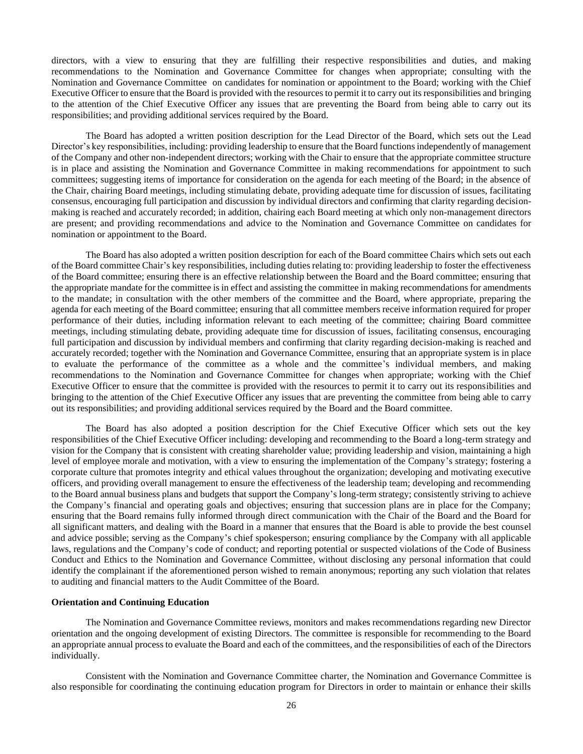directors, with a view to ensuring that they are fulfilling their respective responsibilities and duties, and making recommendations to the Nomination and Governance Committee for changes when appropriate; consulting with the Nomination and Governance Committee on candidates for nomination or appointment to the Board; working with the Chief Executive Officer to ensure that the Board is provided with the resources to permit it to carry out its responsibilities and bringing to the attention of the Chief Executive Officer any issues that are preventing the Board from being able to carry out its responsibilities; and providing additional services required by the Board.

The Board has adopted a written position description for the Lead Director of the Board, which sets out the Lead Director's key responsibilities, including: providing leadership to ensure that the Board functions independently of management of the Company and other non-independent directors; working with the Chair to ensure that the appropriate committee structure is in place and assisting the Nomination and Governance Committee in making recommendations for appointment to such committees; suggesting items of importance for consideration on the agenda for each meeting of the Board; in the absence of the Chair, chairing Board meetings, including stimulating debate, providing adequate time for discussion of issues, facilitating consensus, encouraging full participation and discussion by individual directors and confirming that clarity regarding decision-making is reached and accurately recorded; in addition, chairing each Board meeting at which only non-management directors are present; and providing recommendations and advice to the Nomination and Governance Committee on candidates for nomination or appointment to the Board.

The Board has also adopted a written position description for each of the Board committee Chairs which sets out each of the Board committee Chair's key responsibilities, including duties relating to: providing leadership to foster the effectiveness of the Board committee; ensuring there is an effective relationship between the Board and the Board committee; ensuring that the appropriate mandate for the committee is in effect and assisting the committee in making recommendations for amendments to the mandate; in consultation with the other members of the committee and the Board, where appropriate, preparing the agenda for each meeting of the Board committee; ensuring that all committee members receive information required for proper performance of their duties, including information relevant to each meeting of the committee; chairing Board committee meetings, including stimulating debate, providing adequate time for discussion of issues, facilitating consensus, encouraging full participation and discussion by individual members and confirming that clarity regarding decision-making is reached and accurately recorded; together with the Nomination and Governance Committee, ensuring that an appropriate system is in place to evaluate the performance of the committee as a whole and the committee's individual members, and making recommendations to the Nomination and Governance Committee for changes when appropriate; working with the Chief Executive Officer to ensure that the committee is provided with the resources to permit it to carry out its responsibilities and bringing to the attention of the Chief Executive Officer any issues that are preventing the committee from being able to carry out its responsibilities; and providing additional services required by the Board and the Board committee.

The Board has also adopted a position description for the Chief Executive Officer which sets out the key responsibilities of the Chief Executive Officer including: developing and recommending to the Board a long-term strategy and vision for the Company that is consistent with creating shareholder value; providing leadership and vision, maintaining a high level of employee morale and motivation, with a view to ensuring the implementation of the Company's strategy; fostering a corporate culture that promotes integrity and ethical values throughout the organization; developing and motivating executive officers, and providing overall management to ensure the effectiveness of the leadership team; developing and recommending to the Board annual business plans and budgets that support the Company's long-term strategy; consistently striving to achieve the Company's financial and operating goals and objectives; ensuring that succession plans are in place for the Company; ensuring that the Board remains fully informed through direct communication with the Chair of the Board and the Board for all significant matters, and dealing with the Board in a manner that ensures that the Board is able to provide the best counsel and advice possible; serving as the Company's chief spokesperson; ensuring compliance by the Company with all applicable laws, regulations and the Company's code of conduct; and reporting potential or suspected violations of the Code of Business Conduct and Ethics to the Nomination and Governance Committee, without disclosing any personal information that could identify the complainant if the aforementioned person wished to remain anonymous; reporting any such violation that relates to auditing and financial matters to the Audit Committee of the Board.

**Orientation and Continuing Education**

The Nomination and Governance Committee reviews, monitors and makes recommendations regarding new Director orientation and the ongoing development of existing Directors. The committee is responsible for recommending to the Board an appropriate annual process to evaluate the Board and each of the committees, and the responsibilities of each of the Directors individually.

Consistent with the Nomination and Governance Committee charter, the Nomination and Governance Committee is also responsible for coordinating the continuing education program for Directors in order to maintain or enhance their skills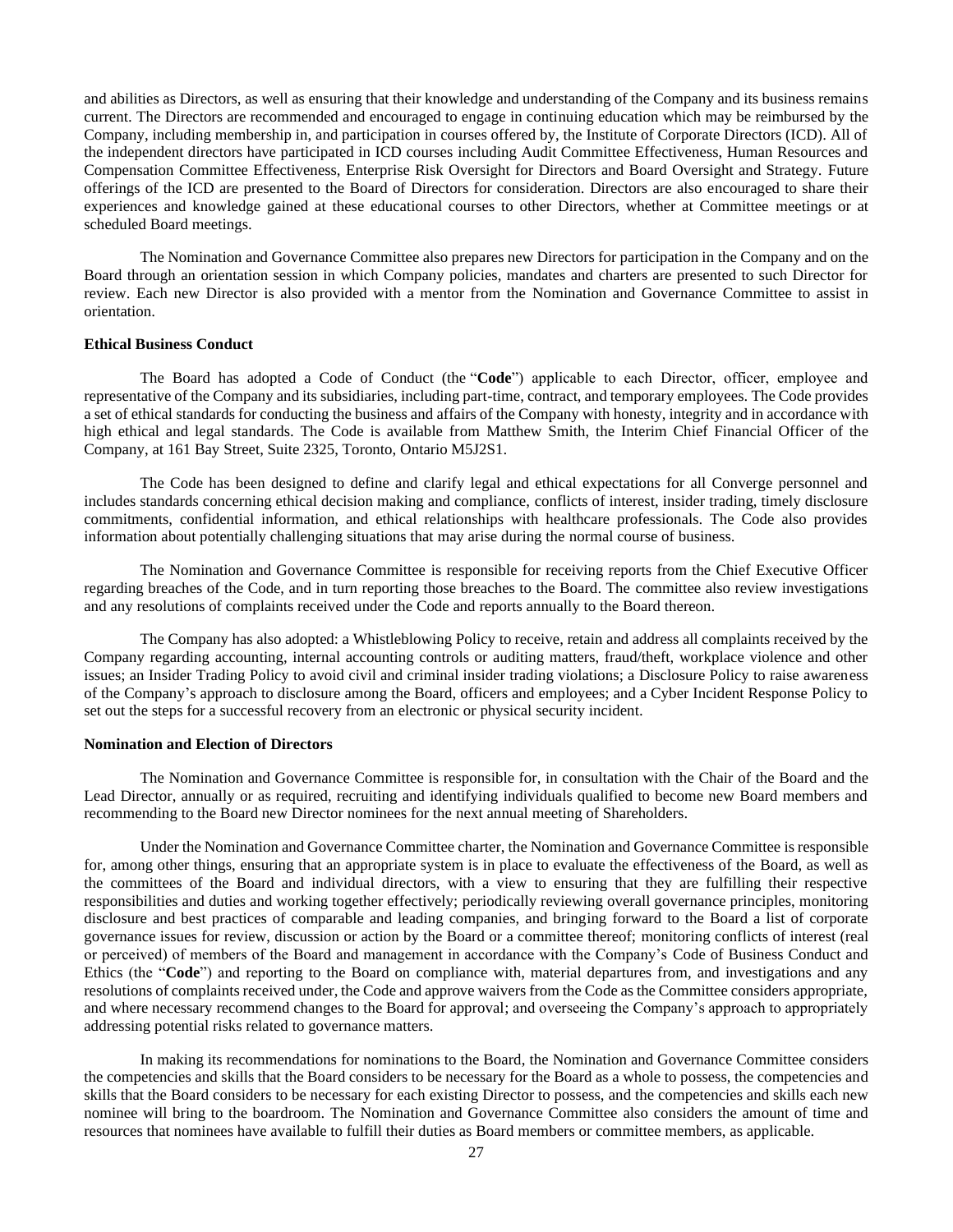and abilities as Directors, as well as ensuring that their knowledge and understanding of the Company and its business remains current. The Directors are recommended and encouraged to engage in continuing education which may be reimbursed by the Company, including membership in, and participation in courses offered by, the Institute of Corporate Directors (ICD). All of the independent directors have participated in ICD courses including Audit Committee Effectiveness, Human Resources and Compensation Committee Effectiveness, Enterprise Risk Oversight for Directors and Board Oversight and Strategy. Future offerings of the ICD are presented to the Board of Directors for consideration. Directors are also encouraged to share their experiences and knowledge gained at these educational courses to other Directors, whether at Committee meetings or at scheduled Board meetings.

The Nomination and Governance Committee also prepares new Directors for participation in the Company and on the Board through an orientation session in which Company policies, mandates and charters are presented to such Director for review. Each new Director is also provided with a mentor from the Nomination and Governance Committee to assist in orientation.

**Ethical Business Conduct**

The Board has adopted a Code of Conduct (the "**Code**") applicable to each Director, officer, employee and representative of the Company and its subsidiaries, including part-time, contract, and temporary employees. The Code provides a set of ethical standards for conducting the business and affairs of the Company with honesty, integrity and in accordance with high ethical and legal standards. The Code is available from Matthew Smith, the Interim Chief Financial Officer of the Company, at 161 Bay Street, Suite 2325, Toronto, Ontario M5J2S1.

The Code has been designed to define and clarify legal and ethical expectations for all Converge personnel and includes standards concerning ethical decision making and compliance, conflicts of interest, insider trading, timely disclosure commitments, confidential information, and ethical relationships with healthcare professionals. The Code also provides information about potentially challenging situations that may arise during the normal course of business.

The Nomination and Governance Committee is responsible for receiving reports from the Chief Executive Officer regarding breaches of the Code, and in turn reporting those breaches to the Board. The committee also review investigations and any resolutions of complaints received under the Code and reports annually to the Board thereon.

The Company has also adopted: a Whistleblowing Policy to receive, retain and address all complaints received by the Company regarding accounting, internal accounting controls or auditing matters, fraud/theft, workplace violence and other issues; an Insider Trading Policy to avoid civil and criminal insider trading violations; a Disclosure Policy to raise awareness of the Company's approach to disclosure among the Board, officers and employees; and a Cyber Incident Response Policy to set out the steps for a successful recovery from an electronic or physical security incident.

**Nomination and Election of Directors**

The Nomination and Governance Committee is responsible for, in consultation with the Chair of the Board and the Lead Director, annually or as required, recruiting and identifying individuals qualified to become new Board members and recommending to the Board new Director nominees for the next annual meeting of Shareholders.

Under the Nomination and Governance Committee charter, the Nomination and Governance Committee is responsible for, among other things, ensuring that an appropriate system is in place to evaluate the effectiveness of the Board, as well as the committees of the Board and individual directors, with a view to ensuring that they are fulfilling their respective responsibilities and duties and working together effectively; periodically reviewing overall governance principles, monitoring disclosure and best practices of comparable and leading companies, and bringing forward to the Board a list of corporate governance issues for review, discussion or action by the Board or a committee thereof; monitoring conflicts of interest (real or perceived) of members of the Board and management in accordance with the Company's Code of Business Conduct and Ethics (the "**Code**") and reporting to the Board on compliance with, material departures from, and investigations and any resolutions of complaints received under, the Code and approve waivers from the Code as the Committee considers appropriate, and where necessary recommend changes to the Board for approval; and overseeing the Company's approach to appropriately addressing potential risks related to governance matters.

In making its recommendations for nominations to the Board, the Nomination and Governance Committee considers the competencies and skills that the Board considers to be necessary for the Board as a whole to possess, the competencies and skills that the Board considers to be necessary for each existing Director to possess, and the competencies and skills each new nominee will bring to the boardroom. The Nomination and Governance Committee also considers the amount of time and resources that nominees have available to fulfill their duties as Board members or committee members, as applicable.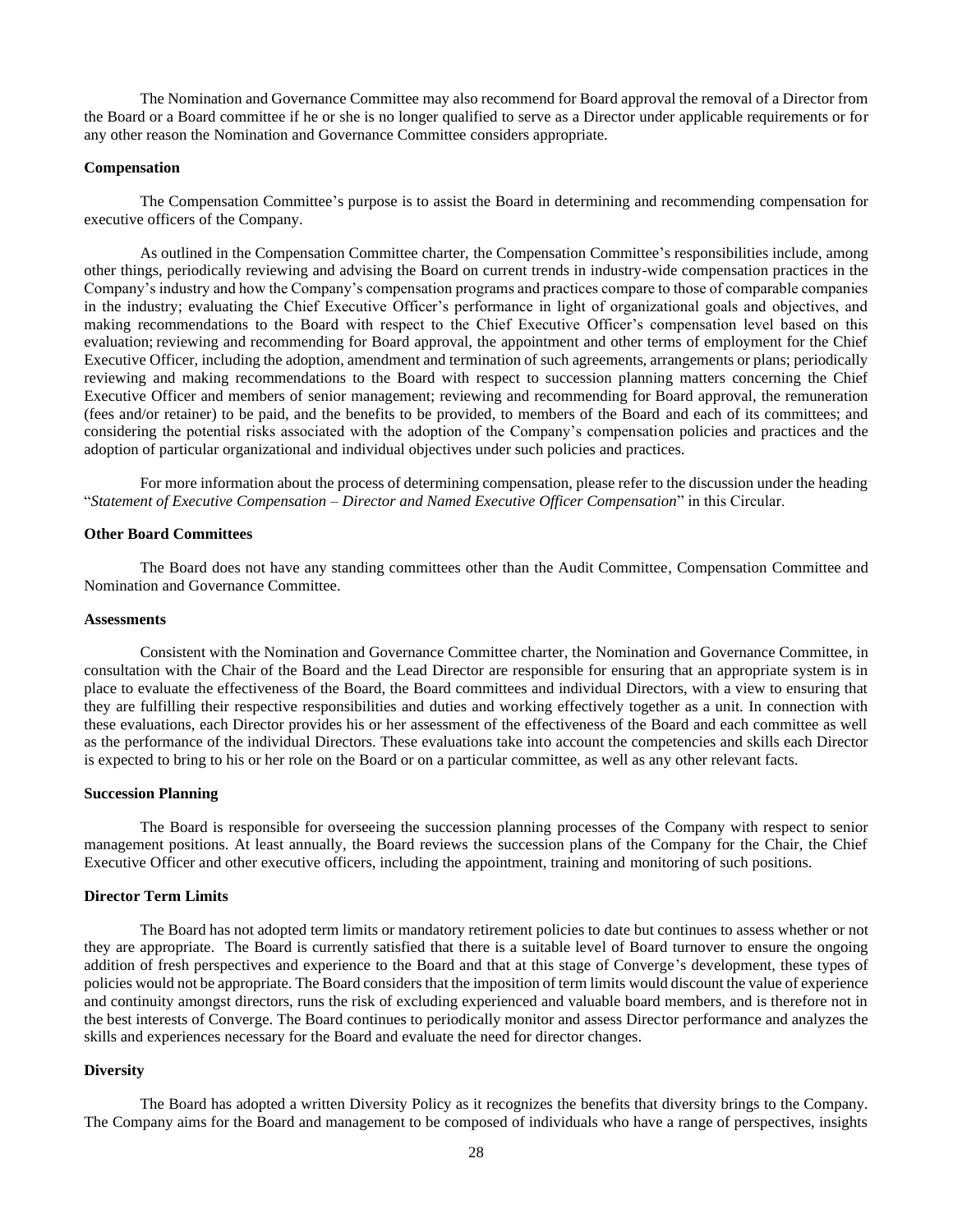The Nomination and Governance Committee may also recommend for Board approval the removal of a Director from the Board or a Board committee if he or she is no longer qualified to serve as a Director under applicable requirements or for any other reason the Nomination and Governance Committee considers appropriate.

**Compensation**

The Compensation Committee's purpose is to assist the Board in determining and recommending compensation for executive officers of the Company.

As outlined in the Compensation Committee charter, the Compensation Committee's responsibilities include, among other things, periodically reviewing and advising the Board on current trends in industry-wide compensation practices in the Company's industry and how the Company's compensation programs and practices compare to those of comparable companies in the industry; evaluating the Chief Executive Officer's performance in light of organizational goals and objectives, and making recommendations to the Board with respect to the Chief Executive Officer's compensation level based on this evaluation; reviewing and recommending for Board approval, the appointment and other terms of employment for the Chief Executive Officer, including the adoption, amendment and termination of such agreements, arrangements or plans; periodically reviewing and making recommendations to the Board with respect to succession planning matters concerning the Chief Executive Officer and members of senior management; reviewing and recommending for Board approval, the remuneration (fees and/or retainer) to be paid, and the benefits to be provided, to members of the Board and each of its committees; and considering the potential risks associated with the adoption of the Company's compensation policies and practices and the adoption of particular organizational and individual objectives under such policies and practices.

For more information about the process of determining compensation, please refer to the discussion under the heading "*Statement of Executive Compensation – Director and Named Executive Officer Compensation*" in this Circular.

**Other Board Committees**

The Board does not have any standing committees other than the Audit Committee, Compensation Committee and Nomination and Governance Committee.

**Assessments**

Consistent with the Nomination and Governance Committee charter, the Nomination and Governance Committee, in consultation with the Chair of the Board and the Lead Director are responsible for ensuring that an appropriate system is in place to evaluate the effectiveness of the Board, the Board committees and individual Directors, with a view to ensuring that they are fulfilling their respective responsibilities and duties and working effectively together as a unit. In connection with these evaluations, each Director provides his or her assessment of the effectiveness of the Board and each committee as well as the performance of the individual Directors. These evaluations take into account the competencies and skills each Director is expected to bring to his or her role on the Board or on a particular committee, as well as any other relevant facts.

**Succession Planning**

The Board is responsible for overseeing the succession planning processes of the Company with respect to senior management positions. At least annually, the Board reviews the succession plans of the Company for the Chair, the Chief Executive Officer and other executive officers, including the appointment, training and monitoring of such positions.

**Director Term Limits**

The Board has not adopted term limits or mandatory retirement policies to date but continues to assess whether or not they are appropriate. The Board is currently satisfied that there is a suitable level of Board turnover to ensure the ongoing addition of fresh perspectives and experience to the Board and that at this stage of Converge's development, these types of policies would not be appropriate. The Board considers that the imposition of term limits would discount the value of experience and continuity amongst directors, runs the risk of excluding experienced and valuable board members, and is therefore not in the best interests of Converge. The Board continues to periodically monitor and assess Director performance and analyzes the skills and experiences necessary for the Board and evaluate the need for director changes.

**Diversity**

The Board has adopted a written Diversity Policy as it recognizes the benefits that diversity brings to the Company. The Company aims for the Board and management to be composed of individuals who have a range of perspectives, insights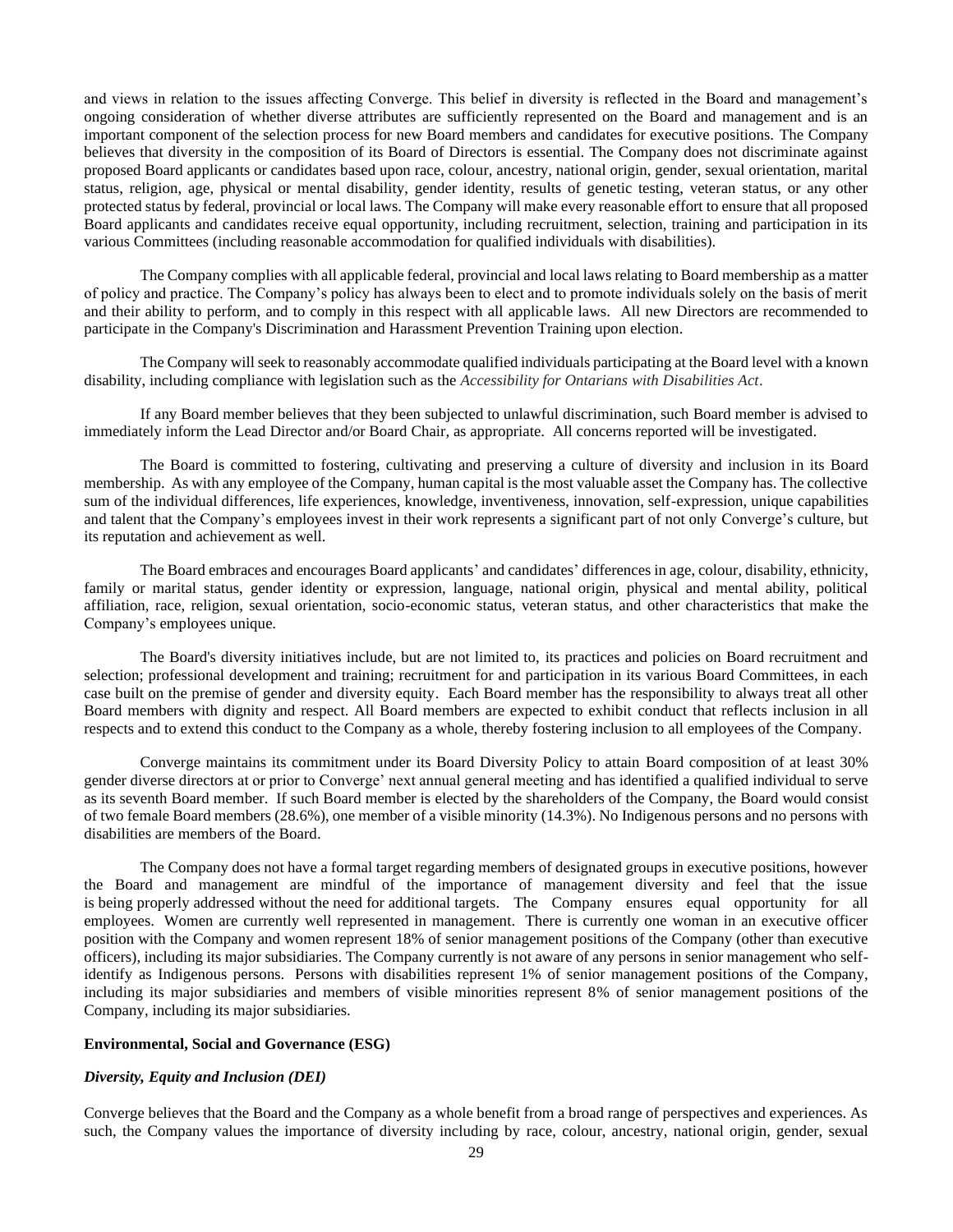and views in relation to the issues affecting Converge. This belief in diversity is reflected in the Board and management's ongoing consideration of whether diverse attributes are sufficiently represented on the Board and management and is an important component of the selection process for new Board members and candidates for executive positions. The Company believes that diversity in the composition of its Board of Directors is essential. The Company does not discriminate against proposed Board applicants or candidates based upon race, colour, ancestry, national origin, gender, sexual orientation, marital status, religion, age, physical or mental disability, gender identity, results of genetic testing, veteran status, or any other protected status by federal, provincial or local laws. The Company will make every reasonable effort to ensure that all proposed Board applicants and candidates receive equal opportunity, including recruitment, selection, training and participation in its various Committees (including reasonable accommodation for qualified individuals with disabilities).

The Company complies with all applicable federal, provincial and local laws relating to Board membership as a matter of policy and practice. The Company's policy has always been to elect and to promote individuals solely on the basis of merit and their ability to perform, and to comply in this respect with all applicable laws. All new Directors are recommended to participate in the Company's Discrimination and Harassment Prevention Training upon election.

The Company will seek to reasonably accommodate qualified individuals participating at the Board level with a known disability, including compliance with legislation such as the *Accessibility for Ontarians with Disabilities Act*.

If any Board member believes that they been subjected to unlawful discrimination, such Board member is advised to immediately inform the Lead Director and/or Board Chair, as appropriate. All concerns reported will be investigated.

The Board is committed to fostering, cultivating and preserving a culture of diversity and inclusion in its Board membership. As with any employee of the Company, human capital is the most valuable asset the Company has. The collective sum of the individual differences, life experiences, knowledge, inventiveness, innovation, self-expression, unique capabilities and talent that the Company's employees invest in their work represents a significant part of not only Converge's culture, but its reputation and achievement as well.

The Board embraces and encourages Board applicants' and candidates' differences in age, colour, disability, ethnicity, family or marital status, gender identity or expression, language, national origin, physical and mental ability, political affiliation, race, religion, sexual orientation, socio-economic status, veteran status, and other characteristics that make the Company's employees unique.

The Board's diversity initiatives include, but are not limited to, its practices and policies on Board recruitment and selection; professional development and training; recruitment for and participation in its various Board Committees, in each case built on the premise of gender and diversity equity. Each Board member has the responsibility to always treat all other Board members with dignity and respect. All Board members are expected to exhibit conduct that reflects inclusion in all respects and to extend this conduct to the Company as a whole, thereby fostering inclusion to all employees of the Company.

Converge maintains its commitment under its Board Diversity Policy to attain Board composition of at least 30% gender diverse directors at or prior to Converge' next annual general meeting and has identified a qualified individual to serve as its seventh Board member. If such Board member is elected by the shareholders of the Company, the Board would consist of two female Board members (28.6%), one member of a visible minority (14.3%). No Indigenous persons and no persons with disabilities are members of the Board.

The Company does not have a formal target regarding members of designated groups in executive positions, however the Board and management are mindful of the importance of management diversity and feel that the issue is being properly addressed without the need for additional targets. The Company ensures equal opportunity for all employees. Women are currently well represented in management. There is currently one woman in an executive officer position with the Company and women represent 18% of senior management positions of the Company (other than executive officers), including its major subsidiaries. The Company currently is not aware of any persons in senior management who self-identify as Indigenous persons. Persons with disabilities represent 1% of senior management positions of the Company, including its major subsidiaries and members of visible minorities represent 8% of senior management positions of the Company, including its major subsidiaries.

**Environmental, Social and Governance (ESG)**

***Diversity, Equity and Inclusion (DEI)***

Converge believes that the Board and the Company as a whole benefit from a broad range of perspectives and experiences. As such, the Company values the importance of diversity including by race, colour, ancestry, national origin, gender, sexual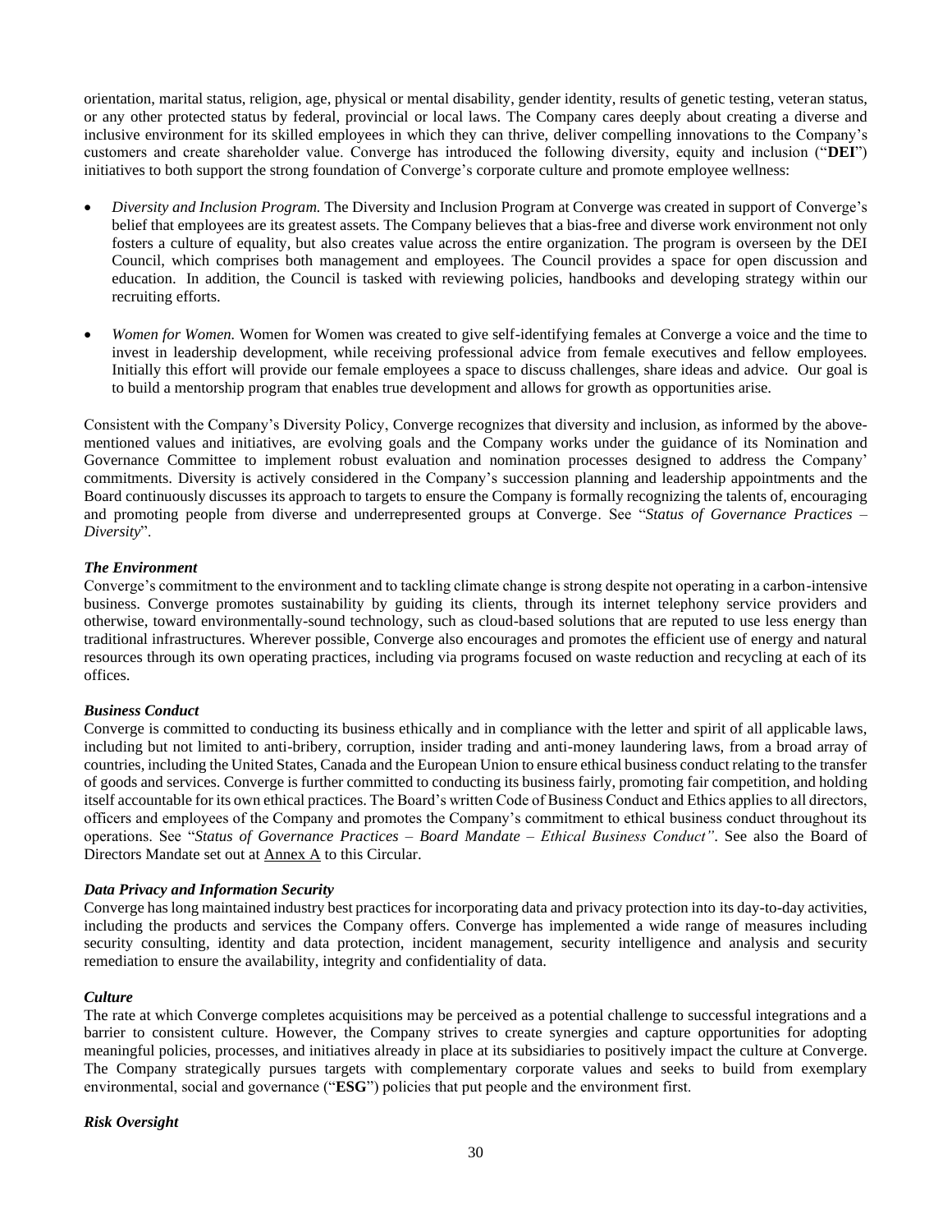orientation, marital status, religion, age, physical or mental disability, gender identity, results of genetic testing, veteran status, or any other protected status by federal, provincial or local laws. The Company cares deeply about creating a diverse and inclusive environment for its skilled employees in which they can thrive, deliver compelling innovations to the Company's customers and create shareholder value. Converge has introduced the following diversity, equity and inclusion ("**DEI**") initiatives to both support the strong foundation of Converge's corporate culture and promote employee wellness:

- *Diversity and Inclusion Program.* The Diversity and Inclusion Program at Converge was created in support of Converge's belief that employees are its greatest assets. The Company believes that a bias-free and diverse work environment not only fosters a culture of equality, but also creates value across the entire organization. The program is overseen by the DEI Council, which comprises both management and employees. The Council provides a space for open discussion and education. In addition, the Council is tasked with reviewing policies, handbooks and developing strategy within our recruiting efforts.

- *Women for Women.* Women for Women was created to give self-identifying females at Converge a voice and the time to invest in leadership development, while receiving professional advice from female executives and fellow employees. Initially this effort will provide our female employees a space to discuss challenges, share ideas and advice. Our goal is to build a mentorship program that enables true development and allows for growth as opportunities arise.

Consistent with the Company's Diversity Policy, Converge recognizes that diversity and inclusion, as informed by the above-mentioned values and initiatives, are evolving goals and the Company works under the guidance of its Nomination and Governance Committee to implement robust evaluation and nomination processes designed to address the Company' commitments. Diversity is actively considered in the Company's succession planning and leadership appointments and the Board continuously discusses its approach to targets to ensure the Company is formally recognizing the talents of, encouraging and promoting people from diverse and underrepresented groups at Converge. See "*Status of Governance Practices – Diversity*".

***The Environment***

Converge's commitment to the environment and to tackling climate change is strong despite not operating in a carbon-intensive business. Converge promotes sustainability by guiding its clients, through its internet telephony service providers and otherwise, toward environmentally-sound technology, such as cloud-based solutions that are reputed to use less energy than traditional infrastructures. Wherever possible, Converge also encourages and promotes the efficient use of energy and natural resources through its own operating practices, including via programs focused on waste reduction and recycling at each of its offices.

***Business Conduct***

Converge is committed to conducting its business ethically and in compliance with the letter and spirit of all applicable laws, including but not limited to anti-bribery, corruption, insider trading and anti-money laundering laws, from a broad array of countries, including the United States, Canada and the European Union to ensure ethical business conduct relating to the transfer of goods and services. Converge is further committed to conducting its business fairly, promoting fair competition, and holding itself accountable for its own ethical practices. The Board's written Code of Business Conduct and Ethics applies to all directors, officers and employees of the Company and promotes the Company's commitment to ethical business conduct throughout its operations. See "*Status of Governance Practices – Board Mandate – Ethical Business Conduct"*. See also the Board of Directors Mandate set out at Annex A to this Circular.

***Data Privacy and Information Security***

Converge has long maintained industry best practices for incorporating data and privacy protection into its day-to-day activities, including the products and services the Company offers. Converge has implemented a wide range of measures including security consulting, identity and data protection, incident management, security intelligence and analysis and security remediation to ensure the availability, integrity and confidentiality of data.

***Culture***

The rate at which Converge completes acquisitions may be perceived as a potential challenge to successful integrations and a barrier to consistent culture. However, the Company strives to create synergies and capture opportunities for adopting meaningful policies, processes, and initiatives already in place at its subsidiaries to positively impact the culture at Converge. The Company strategically pursues targets with complementary corporate values and seeks to build from exemplary environmental, social and governance ("**ESG**") policies that put people and the environment first.

***Risk Oversight***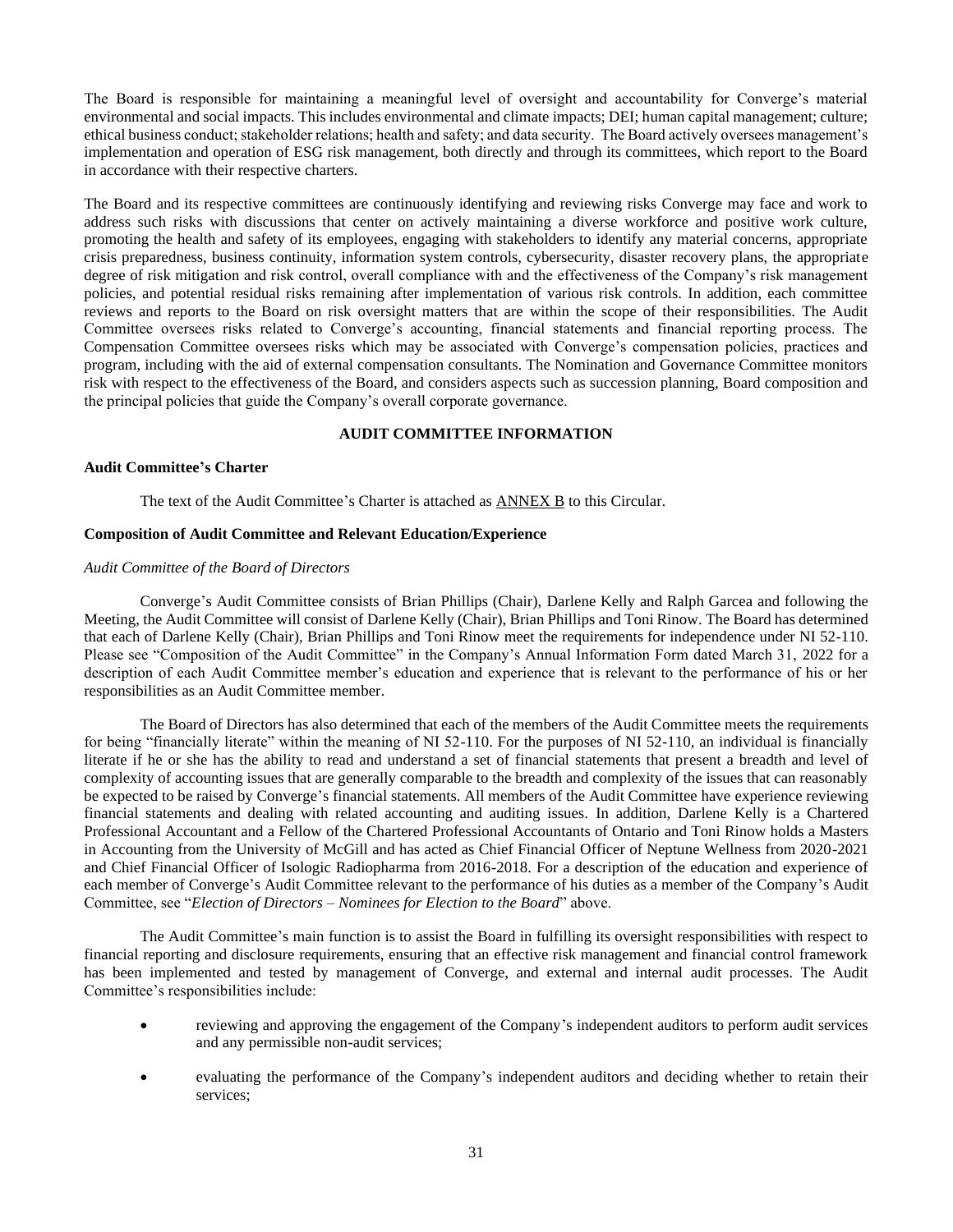The Board is responsible for maintaining a meaningful level of oversight and accountability for Converge's material environmental and social impacts. This includes environmental and climate impacts; DEI; human capital management; culture; ethical business conduct; stakeholder relations; health and safety; and data security. The Board actively oversees management's implementation and operation of ESG risk management, both directly and through its committees, which report to the Board in accordance with their respective charters.

The Board and its respective committees are continuously identifying and reviewing risks Converge may face and work to address such risks with discussions that center on actively maintaining a diverse workforce and positive work culture, promoting the health and safety of its employees, engaging with stakeholders to identify any material concerns, appropriate crisis preparedness, business continuity, information system controls, cybersecurity, disaster recovery plans, the appropriate degree of risk mitigation and risk control, overall compliance with and the effectiveness of the Company's risk management policies, and potential residual risks remaining after implementation of various risk controls. In addition, each committee reviews and reports to the Board on risk oversight matters that are within the scope of their responsibilities. The Audit Committee oversees risks related to Converge's accounting, financial statements and financial reporting process. The Compensation Committee oversees risks which may be associated with Converge's compensation policies, practices and program, including with the aid of external compensation consultants. The Nomination and Governance Committee monitors risk with respect to the effectiveness of the Board, and considers aspects such as succession planning, Board composition and the principal policies that guide the Company's overall corporate governance.

## AUDIT COMMITTEE INFORMATION

### Audit Committee's Charter

The text of the Audit Committee's Charter is attached as ANNEX B to this Circular.

### Composition of Audit Committee and Relevant Education/Experience

*Audit Committee of the Board of Directors*

Converge's Audit Committee consists of Brian Phillips (Chair), Darlene Kelly and Ralph Garcea and following the Meeting, the Audit Committee will consist of Darlene Kelly (Chair), Brian Phillips and Toni Rinow. The Board has determined that each of Darlene Kelly (Chair), Brian Phillips and Toni Rinow meet the requirements for independence under NI 52-110. Please see "Composition of the Audit Committee" in the Company's Annual Information Form dated March 31, 2022 for a description of each Audit Committee member's education and experience that is relevant to the performance of his or her responsibilities as an Audit Committee member.

The Board of Directors has also determined that each of the members of the Audit Committee meets the requirements for being "financially literate" within the meaning of NI 52-110. For the purposes of NI 52-110, an individual is financially literate if he or she has the ability to read and understand a set of financial statements that present a breadth and level of complexity of accounting issues that are generally comparable to the breadth and complexity of the issues that can reasonably be expected to be raised by Converge's financial statements. All members of the Audit Committee have experience reviewing financial statements and dealing with related accounting and auditing issues. In addition, Darlene Kelly is a Chartered Professional Accountant and a Fellow of the Chartered Professional Accountants of Ontario and Toni Rinow holds a Masters in Accounting from the University of McGill and has acted as Chief Financial Officer of Neptune Wellness from 2020-2021 and Chief Financial Officer of Isologic Radiopharma from 2016-2018. For a description of the education and experience of each member of Converge's Audit Committee relevant to the performance of his duties as a member of the Company's Audit Committee, see "*Election of Directors – Nominees for Election to the Board*" above.

The Audit Committee's main function is to assist the Board in fulfilling its oversight responsibilities with respect to financial reporting and disclosure requirements, ensuring that an effective risk management and financial control framework has been implemented and tested by management of Converge, and external and internal audit processes. The Audit Committee's responsibilities include:

- reviewing and approving the engagement of the Company's independent auditors to perform audit services and any permissible non-audit services;
- evaluating the performance of the Company's independent auditors and deciding whether to retain their services;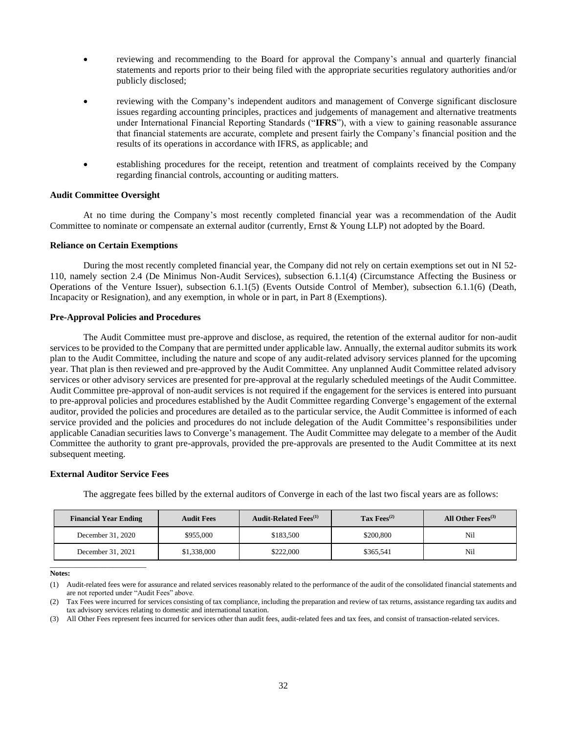- reviewing and recommending to the Board for approval the Company's annual and quarterly financial statements and reports prior to their being filed with the appropriate securities regulatory authorities and/or publicly disclosed;
- reviewing with the Company's independent auditors and management of Converge significant disclosure issues regarding accounting principles, practices and judgements of management and alternative treatments under International Financial Reporting Standards ("**IFRS**"), with a view to gaining reasonable assurance that financial statements are accurate, complete and present fairly the Company's financial position and the results of its operations in accordance with IFRS, as applicable; and
- establishing procedures for the receipt, retention and treatment of complaints received by the Company regarding financial controls, accounting or auditing matters.

**Audit Committee Oversight**

At no time during the Company's most recently completed financial year was a recommendation of the Audit Committee to nominate or compensate an external auditor (currently, Ernst & Young LLP) not adopted by the Board.

**Reliance on Certain Exemptions**

During the most recently completed financial year, the Company did not rely on certain exemptions set out in NI 52-110, namely section 2.4 (De Minimus Non-Audit Services), subsection 6.1.1(4) (Circumstance Affecting the Business or Operations of the Venture Issuer), subsection 6.1.1(5) (Events Outside Control of Member), subsection 6.1.1(6) (Death, Incapacity or Resignation), and any exemption, in whole or in part, in Part 8 (Exemptions).

**Pre-Approval Policies and Procedures**

The Audit Committee must pre-approve and disclose, as required, the retention of the external auditor for non-audit services to be provided to the Company that are permitted under applicable law. Annually, the external auditor submits its work plan to the Audit Committee, including the nature and scope of any audit-related advisory services planned for the upcoming year. That plan is then reviewed and pre-approved by the Audit Committee. Any unplanned Audit Committee related advisory services or other advisory services are presented for pre-approval at the regularly scheduled meetings of the Audit Committee. Audit Committee pre-approval of non-audit services is not required if the engagement for the services is entered into pursuant to pre-approval policies and procedures established by the Audit Committee regarding Converge's engagement of the external auditor, provided the policies and procedures are detailed as to the particular service, the Audit Committee is informed of each service provided and the policies and procedures do not include delegation of the Audit Committee's responsibilities under applicable Canadian securities laws to Converge's management. The Audit Committee may delegate to a member of the Audit Committee the authority to grant pre-approvals, provided the pre-approvals are presented to the Audit Committee at its next subsequent meeting.

**External Auditor Service Fees**

The aggregate fees billed by the external auditors of Converge in each of the last two fiscal years are as follows:

| Financial Year Ending | Audit Fees | Audit-Related Fees[(1)] | Tax Fees[(2)] | All Other Fees[(3)] |
|---|---|---|---|---|
| December 31, 2020 | \$955,000 | \$183,500 | \$200,800 | Nil |
| December 31, 2021 | \$1,338,000 | \$222,000 | \$365,541 | Nil |

**Notes:**

(1) Audit-related fees were for assurance and related services reasonably related to the performance of the audit of the consolidated financial statements and are not reported under "Audit Fees" above.

(2) Tax Fees were incurred for services consisting of tax compliance, including the preparation and review of tax returns, assistance regarding tax audits and tax advisory services relating to domestic and international taxation.

(3) All Other Fees represent fees incurred for services other than audit fees, audit-related fees and tax fees, and consist of transaction-related services.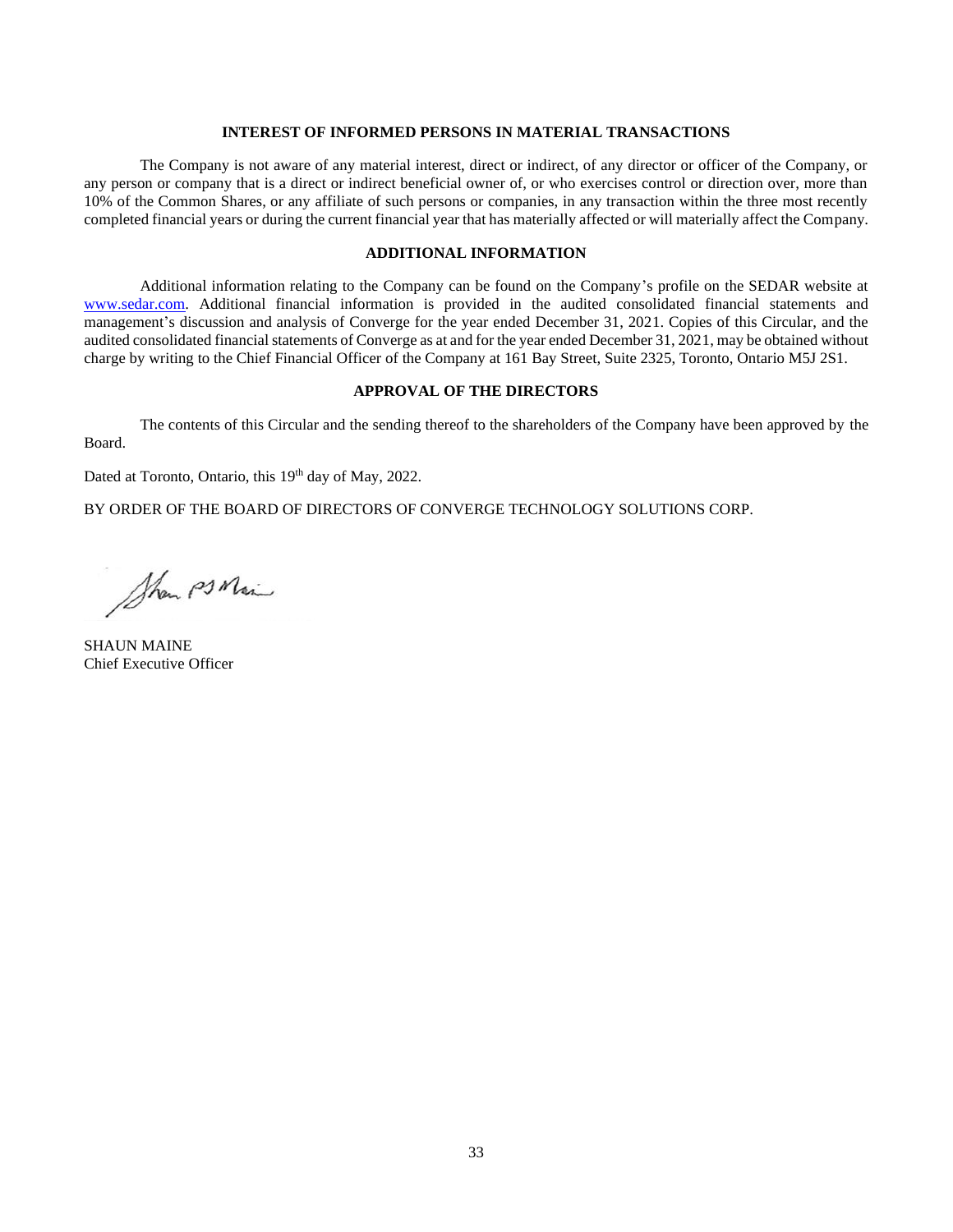## INTEREST OF INFORMED PERSONS IN MATERIAL TRANSACTIONS

The Company is not aware of any material interest, direct or indirect, of any director or officer of the Company, or any person or company that is a direct or indirect beneficial owner of, or who exercises control or direction over, more than 10% of the Common Shares, or any affiliate of such persons or companies, in any transaction within the three most recently completed financial years or during the current financial year that has materially affected or will materially affect the Company.

## ADDITIONAL INFORMATION

Additional information relating to the Company can be found on the Company's profile on the SEDAR website at www.sedar.com. Additional financial information is provided in the audited consolidated financial statements and management's discussion and analysis of Converge for the year ended December 31, 2021. Copies of this Circular, and the audited consolidated financial statements of Converge as at and for the year ended December 31, 2021, may be obtained without charge by writing to the Chief Financial Officer of the Company at 161 Bay Street, Suite 2325, Toronto, Ontario M5J 2S1.

## APPROVAL OF THE DIRECTORS

The contents of this Circular and the sending thereof to the shareholders of the Company have been approved by the Board.

Dated at Toronto, Ontario, this 19th day of May, 2022.

BY ORDER OF THE BOARD OF DIRECTORS OF CONVERGE TECHNOLOGY SOLUTIONS CORP.

SHAUN MAINE
Chief Executive Officer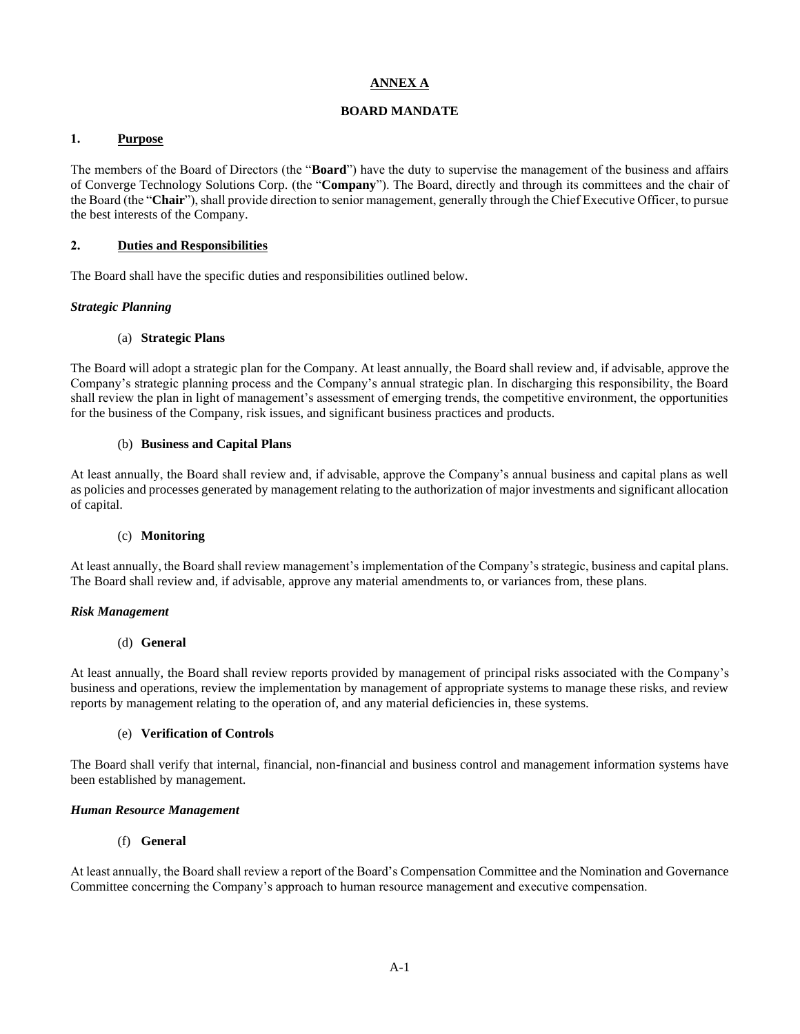# ANNEX A

## BOARD MANDATE

### 1. Purpose

The members of the Board of Directors (the "**Board**") have the duty to supervise the management of the business and affairs of Converge Technology Solutions Corp. (the "**Company**"). The Board, directly and through its committees and the chair of the Board (the "**Chair**"), shall provide direction to senior management, generally through the Chief Executive Officer, to pursue the best interests of the Company.

### 2. Duties and Responsibilities

The Board shall have the specific duties and responsibilities outlined below.

***Strategic Planning***

(a) **Strategic Plans**

The Board will adopt a strategic plan for the Company. At least annually, the Board shall review and, if advisable, approve the Company's strategic planning process and the Company's annual strategic plan. In discharging this responsibility, the Board shall review the plan in light of management's assessment of emerging trends, the competitive environment, the opportunities for the business of the Company, risk issues, and significant business practices and products.

(b) **Business and Capital Plans**

At least annually, the Board shall review and, if advisable, approve the Company's annual business and capital plans as well as policies and processes generated by management relating to the authorization of major investments and significant allocation of capital.

(c) **Monitoring**

At least annually, the Board shall review management's implementation of the Company's strategic, business and capital plans. The Board shall review and, if advisable, approve any material amendments to, or variances from, these plans.

***Risk Management***

(d) **General**

At least annually, the Board shall review reports provided by management of principal risks associated with the Company's business and operations, review the implementation by management of appropriate systems to manage these risks, and review reports by management relating to the operation of, and any material deficiencies in, these systems.

(e) **Verification of Controls**

The Board shall verify that internal, financial, non-financial and business control and management information systems have been established by management.

***Human Resource Management***

(f) **General**

At least annually, the Board shall review a report of the Board's Compensation Committee and the Nomination and Governance Committee concerning the Company's approach to human resource management and executive compensation.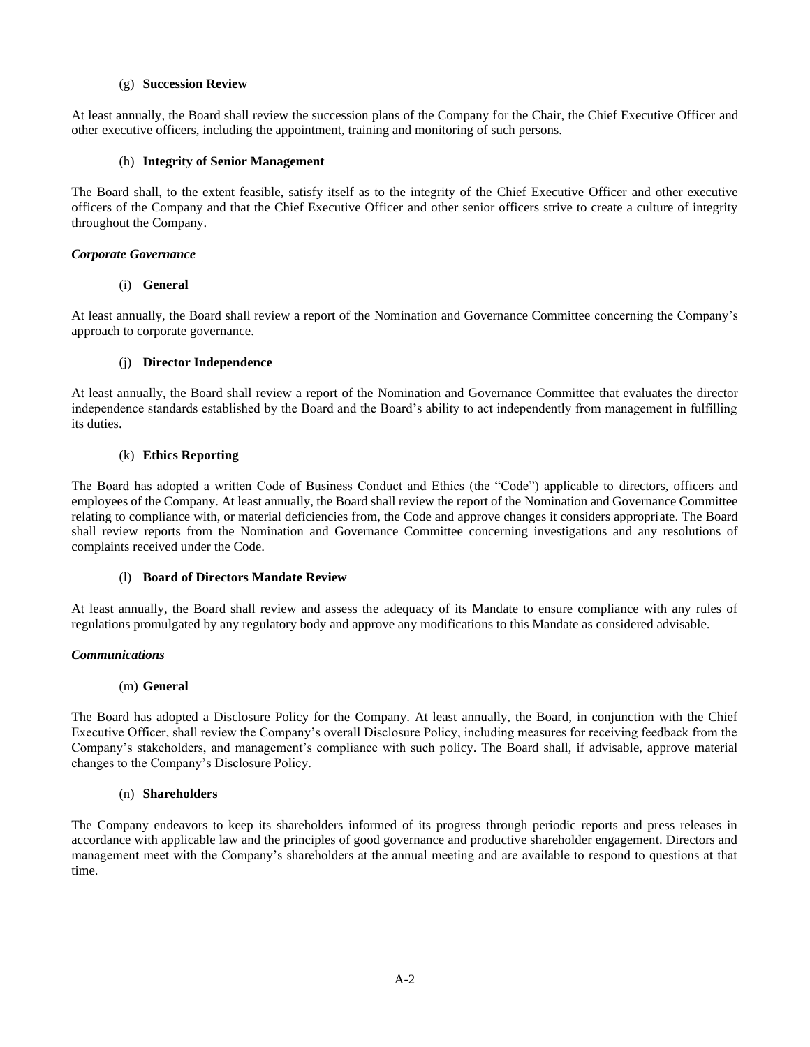(g) **Succession Review**

At least annually, the Board shall review the succession plans of the Company for the Chair, the Chief Executive Officer and other executive officers, including the appointment, training and monitoring of such persons.

(h) **Integrity of Senior Management**

The Board shall, to the extent feasible, satisfy itself as to the integrity of the Chief Executive Officer and other executive officers of the Company and that the Chief Executive Officer and other senior officers strive to create a culture of integrity throughout the Company.

***Corporate Governance***

(i) **General**

At least annually, the Board shall review a report of the Nomination and Governance Committee concerning the Company's approach to corporate governance.

(j) **Director Independence**

At least annually, the Board shall review a report of the Nomination and Governance Committee that evaluates the director independence standards established by the Board and the Board's ability to act independently from management in fulfilling its duties.

(k) **Ethics Reporting**

The Board has adopted a written Code of Business Conduct and Ethics (the "Code") applicable to directors, officers and employees of the Company. At least annually, the Board shall review the report of the Nomination and Governance Committee relating to compliance with, or material deficiencies from, the Code and approve changes it considers appropriate. The Board shall review reports from the Nomination and Governance Committee concerning investigations and any resolutions of complaints received under the Code.

(l) **Board of Directors Mandate Review**

At least annually, the Board shall review and assess the adequacy of its Mandate to ensure compliance with any rules of regulations promulgated by any regulatory body and approve any modifications to this Mandate as considered advisable.

***Communications***

(m) **General**

The Board has adopted a Disclosure Policy for the Company. At least annually, the Board, in conjunction with the Chief Executive Officer, shall review the Company's overall Disclosure Policy, including measures for receiving feedback from the Company's stakeholders, and management's compliance with such policy. The Board shall, if advisable, approve material changes to the Company's Disclosure Policy.

(n) **Shareholders**

The Company endeavors to keep its shareholders informed of its progress through periodic reports and press releases in accordance with applicable law and the principles of good governance and productive shareholder engagement. Directors and management meet with the Company's shareholders at the annual meeting and are available to respond to questions at that time.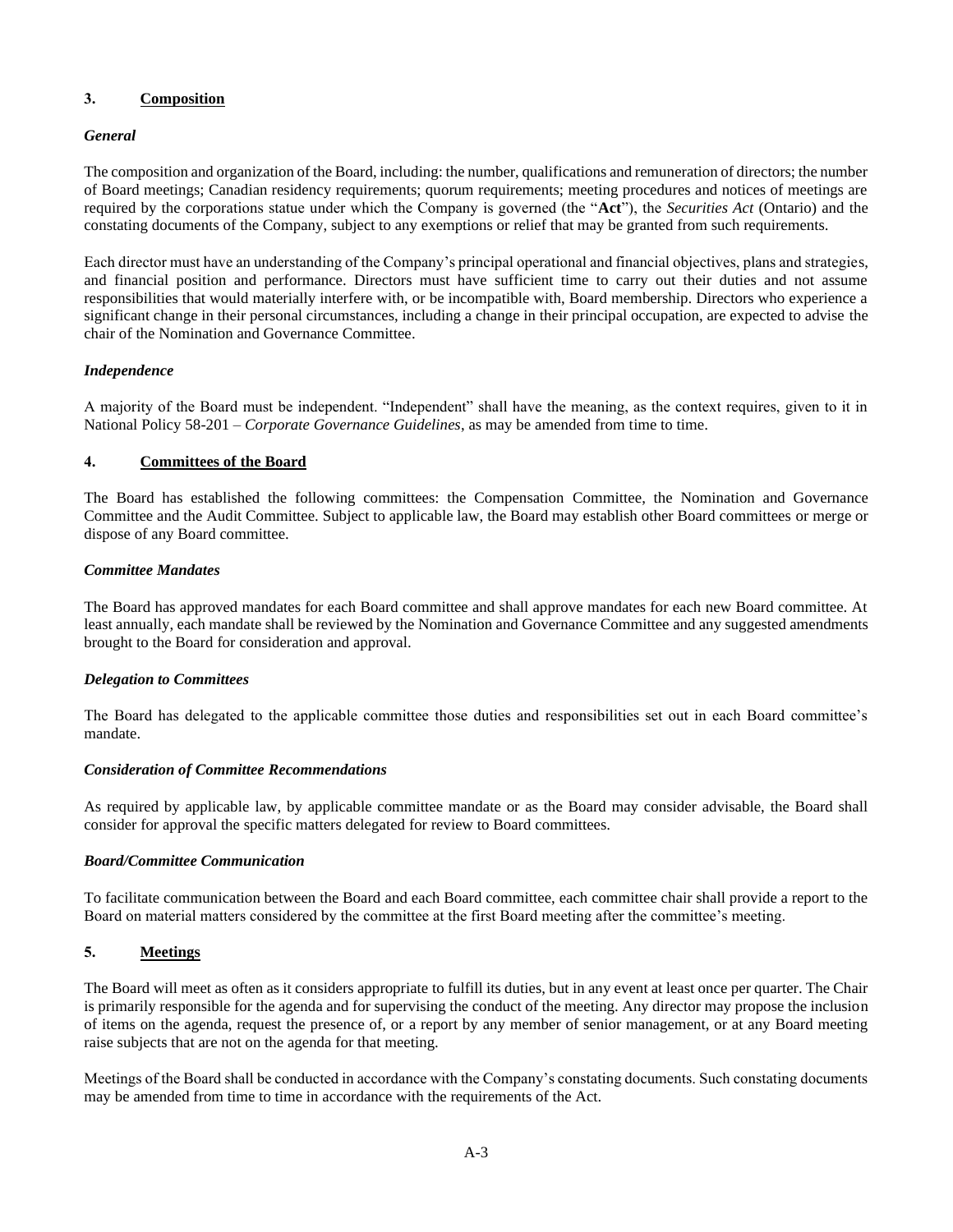## 3. Composition

### *General*

The composition and organization of the Board, including: the number, qualifications and remuneration of directors; the number of Board meetings; Canadian residency requirements; quorum requirements; meeting procedures and notices of meetings are required by the corporations statue under which the Company is governed (the "**Act**"), the *Securities Act* (Ontario) and the constating documents of the Company, subject to any exemptions or relief that may be granted from such requirements.

Each director must have an understanding of the Company's principal operational and financial objectives, plans and strategies, and financial position and performance. Directors must have sufficient time to carry out their duties and not assume responsibilities that would materially interfere with, or be incompatible with, Board membership. Directors who experience a significant change in their personal circumstances, including a change in their principal occupation, are expected to advise the chair of the Nomination and Governance Committee.

### *Independence*

A majority of the Board must be independent. "Independent" shall have the meaning, as the context requires, given to it in National Policy 58-201 – *Corporate Governance Guidelines*, as may be amended from time to time.

## 4. Committees of the Board

The Board has established the following committees: the Compensation Committee, the Nomination and Governance Committee and the Audit Committee. Subject to applicable law, the Board may establish other Board committees or merge or dispose of any Board committee.

### *Committee Mandates*

The Board has approved mandates for each Board committee and shall approve mandates for each new Board committee. At least annually, each mandate shall be reviewed by the Nomination and Governance Committee and any suggested amendments brought to the Board for consideration and approval.

### *Delegation to Committees*

The Board has delegated to the applicable committee those duties and responsibilities set out in each Board committee's mandate.

### *Consideration of Committee Recommendations*

As required by applicable law, by applicable committee mandate or as the Board may consider advisable, the Board shall consider for approval the specific matters delegated for review to Board committees.

### *Board/Committee Communication*

To facilitate communication between the Board and each Board committee, each committee chair shall provide a report to the Board on material matters considered by the committee at the first Board meeting after the committee's meeting.

## 5. Meetings

The Board will meet as often as it considers appropriate to fulfill its duties, but in any event at least once per quarter. The Chair is primarily responsible for the agenda and for supervising the conduct of the meeting. Any director may propose the inclusion of items on the agenda, request the presence of, or a report by any member of senior management, or at any Board meeting raise subjects that are not on the agenda for that meeting.

Meetings of the Board shall be conducted in accordance with the Company's constating documents. Such constating documents may be amended from time to time in accordance with the requirements of the Act.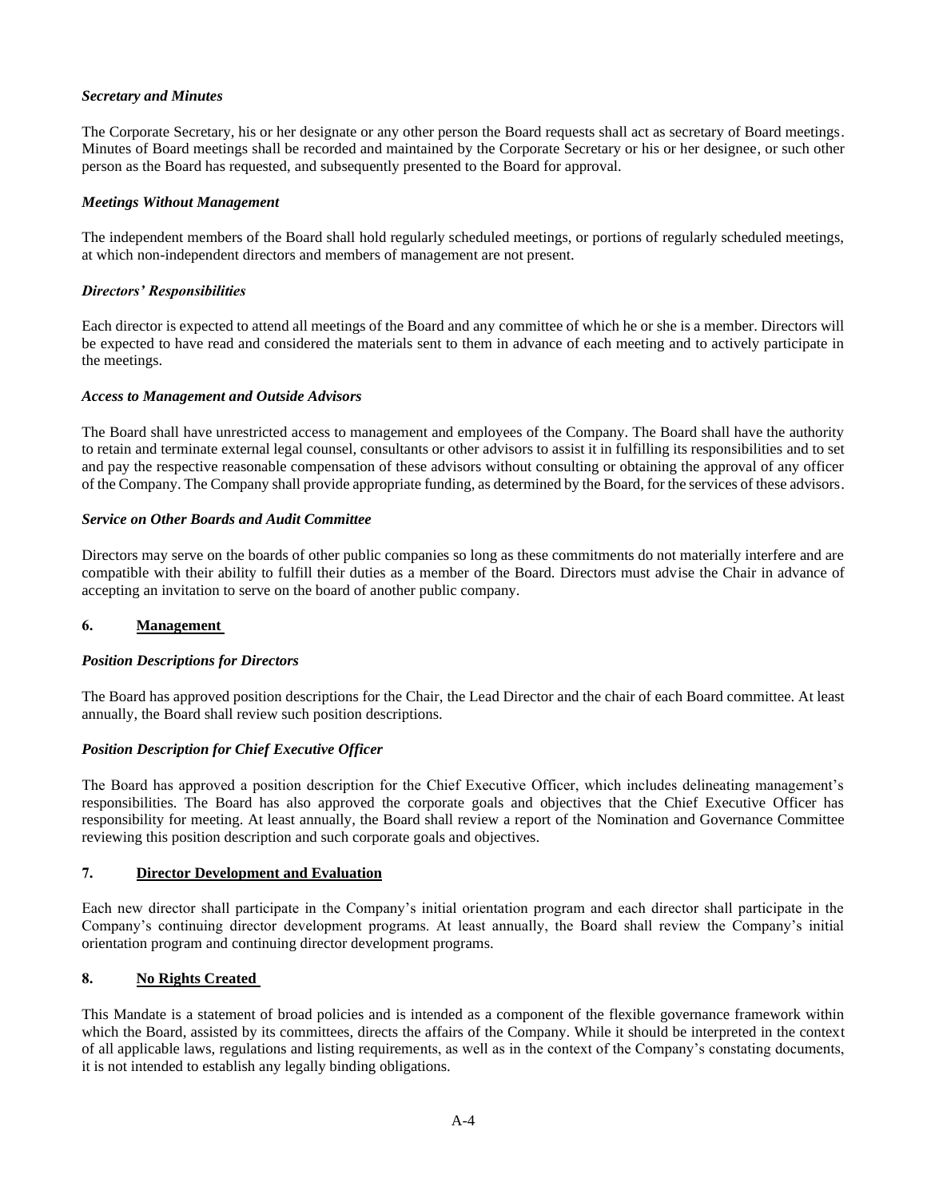***Secretary and Minutes***

The Corporate Secretary, his or her designate or any other person the Board requests shall act as secretary of Board meetings. Minutes of Board meetings shall be recorded and maintained by the Corporate Secretary or his or her designee, or such other person as the Board has requested, and subsequently presented to the Board for approval.

***Meetings Without Management***

The independent members of the Board shall hold regularly scheduled meetings, or portions of regularly scheduled meetings, at which non-independent directors and members of management are not present.

***Directors' Responsibilities***

Each director is expected to attend all meetings of the Board and any committee of which he or she is a member. Directors will be expected to have read and considered the materials sent to them in advance of each meeting and to actively participate in the meetings.

***Access to Management and Outside Advisors***

The Board shall have unrestricted access to management and employees of the Company. The Board shall have the authority to retain and terminate external legal counsel, consultants or other advisors to assist it in fulfilling its responsibilities and to set and pay the respective reasonable compensation of these advisors without consulting or obtaining the approval of any officer of the Company. The Company shall provide appropriate funding, as determined by the Board, for the services of these advisors.

***Service on Other Boards and Audit Committee***

Directors may serve on the boards of other public companies so long as these commitments do not materially interfere and are compatible with their ability to fulfill their duties as a member of the Board. Directors must advise the Chair in advance of accepting an invitation to serve on the board of another public company.

## 6. Management

***Position Descriptions for Directors***

The Board has approved position descriptions for the Chair, the Lead Director and the chair of each Board committee. At least annually, the Board shall review such position descriptions.

***Position Description for Chief Executive Officer***

The Board has approved a position description for the Chief Executive Officer, which includes delineating management's responsibilities. The Board has also approved the corporate goals and objectives that the Chief Executive Officer has responsibility for meeting. At least annually, the Board shall review a report of the Nomination and Governance Committee reviewing this position description and such corporate goals and objectives.

## 7. Director Development and Evaluation

Each new director shall participate in the Company's initial orientation program and each director shall participate in the Company's continuing director development programs. At least annually, the Board shall review the Company's initial orientation program and continuing director development programs.

## 8. No Rights Created

This Mandate is a statement of broad policies and is intended as a component of the flexible governance framework within which the Board, assisted by its committees, directs the affairs of the Company. While it should be interpreted in the context of all applicable laws, regulations and listing requirements, as well as in the context of the Company's constating documents, it is not intended to establish any legally binding obligations.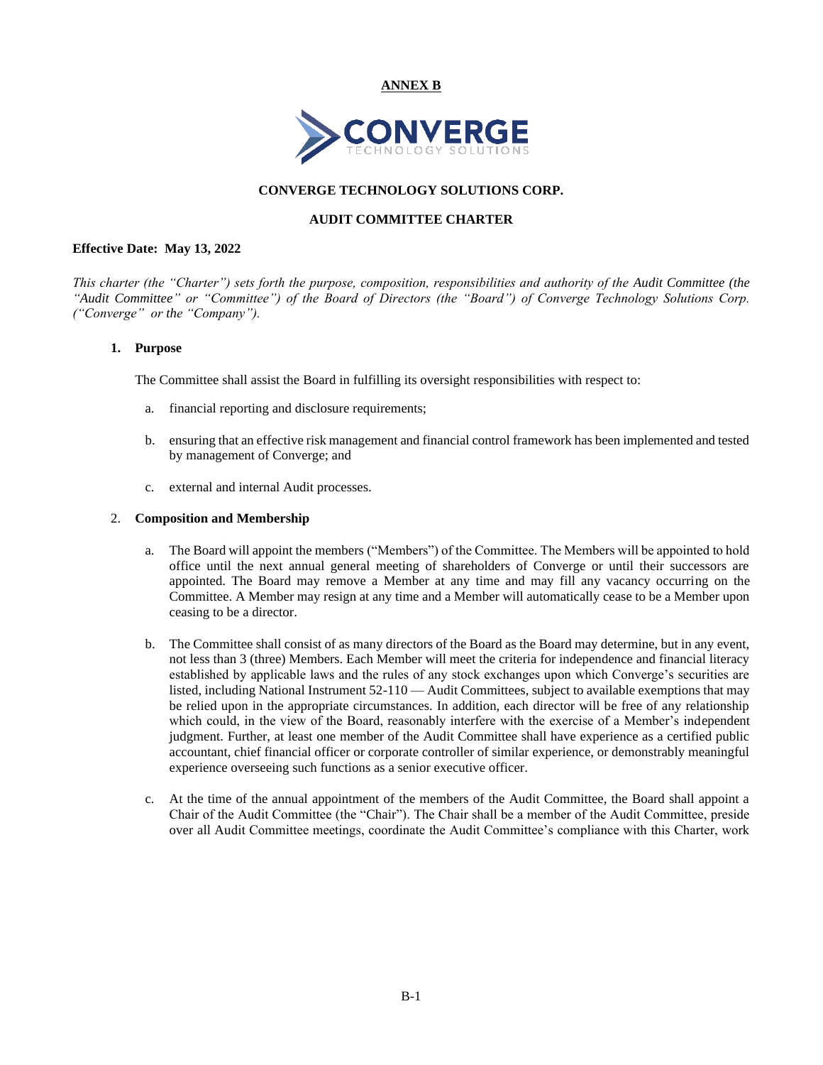**ANNEX B**

**CONVERGE TECHNOLOGY SOLUTIONS CORP.**

**AUDIT COMMITTEE CHARTER**

**Effective Date: May 13, 2022**

*This charter (the "Charter") sets forth the purpose, composition, responsibilities and authority of the Audit Committee (the "Audit Committee" or "Committee") of the Board of Directors (the "Board") of Converge Technology Solutions Corp. ("Converge" or the "Company").*

1. **Purpose**

   The Committee shall assist the Board in fulfilling its oversight responsibilities with respect to:

   a. financial reporting and disclosure requirements;

   b. ensuring that an effective risk management and financial control framework has been implemented and tested by management of Converge; and

   c. external and internal Audit processes.

2. **Composition and Membership**

   a. The Board will appoint the members ("Members") of the Committee. The Members will be appointed to hold office until the next annual general meeting of shareholders of Converge or until their successors are appointed. The Board may remove a Member at any time and may fill any vacancy occurring on the Committee. A Member may resign at any time and a Member will automatically cease to be a Member upon ceasing to be a director.

   b. The Committee shall consist of as many directors of the Board as the Board may determine, but in any event, not less than 3 (three) Members. Each Member will meet the criteria for independence and financial literacy established by applicable laws and the rules of any stock exchanges upon which Converge's securities are listed, including National Instrument 52-110 — Audit Committees, subject to available exemptions that may be relied upon in the appropriate circumstances. In addition, each director will be free of any relationship which could, in the view of the Board, reasonably interfere with the exercise of a Member's independent judgment. Further, at least one member of the Audit Committee shall have experience as a certified public accountant, chief financial officer or corporate controller of similar experience, or demonstrably meaningful experience overseeing such functions as a senior executive officer.

   c. At the time of the annual appointment of the members of the Audit Committee, the Board shall appoint a Chair of the Audit Committee (the "Chair"). The Chair shall be a member of the Audit Committee, preside over all Audit Committee meetings, coordinate the Audit Committee's compliance with this Charter, work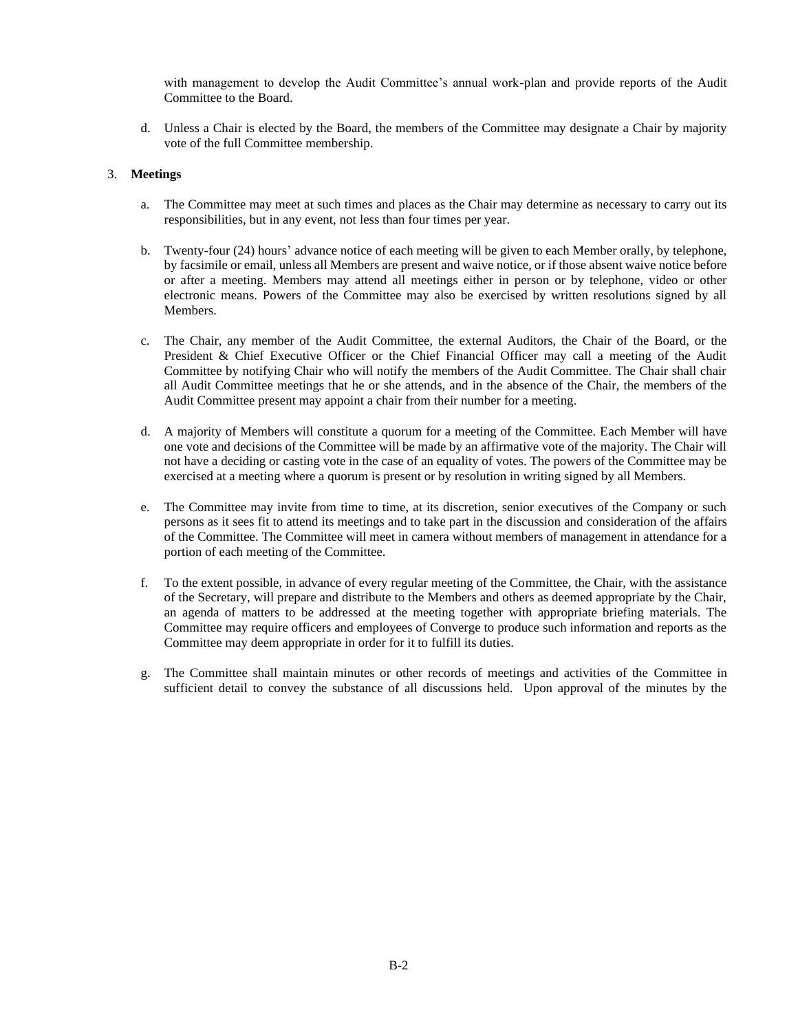with management to develop the Audit Committee's annual work-plan and provide reports of the Audit Committee to the Board.

d. Unless a Chair is elected by the Board, the members of the Committee may designate a Chair by majority vote of the full Committee membership.

3. **Meetings**

a. The Committee may meet at such times and places as the Chair may determine as necessary to carry out its responsibilities, but in any event, not less than four times per year.

b. Twenty-four (24) hours' advance notice of each meeting will be given to each Member orally, by telephone, by facsimile or email, unless all Members are present and waive notice, or if those absent waive notice before or after a meeting. Members may attend all meetings either in person or by telephone, video or other electronic means. Powers of the Committee may also be exercised by written resolutions signed by all Members.

c. The Chair, any member of the Audit Committee, the external Auditors, the Chair of the Board, or the President & Chief Executive Officer or the Chief Financial Officer may call a meeting of the Audit Committee by notifying Chair who will notify the members of the Audit Committee. The Chair shall chair all Audit Committee meetings that he or she attends, and in the absence of the Chair, the members of the Audit Committee present may appoint a chair from their number for a meeting.

d. A majority of Members will constitute a quorum for a meeting of the Committee. Each Member will have one vote and decisions of the Committee will be made by an affirmative vote of the majority. The Chair will not have a deciding or casting vote in the case of an equality of votes. The powers of the Committee may be exercised at a meeting where a quorum is present or by resolution in writing signed by all Members.

e. The Committee may invite from time to time, at its discretion, senior executives of the Company or such persons as it sees fit to attend its meetings and to take part in the discussion and consideration of the affairs of the Committee. The Committee will meet in camera without members of management in attendance for a portion of each meeting of the Committee.

f. To the extent possible, in advance of every regular meeting of the Committee, the Chair, with the assistance of the Secretary, will prepare and distribute to the Members and others as deemed appropriate by the Chair, an agenda of matters to be addressed at the meeting together with appropriate briefing materials. The Committee may require officers and employees of Converge to produce such information and reports as the Committee may deem appropriate in order for it to fulfill its duties.

g. The Committee shall maintain minutes or other records of meetings and activities of the Committee in sufficient detail to convey the substance of all discussions held. Upon approval of the minutes by the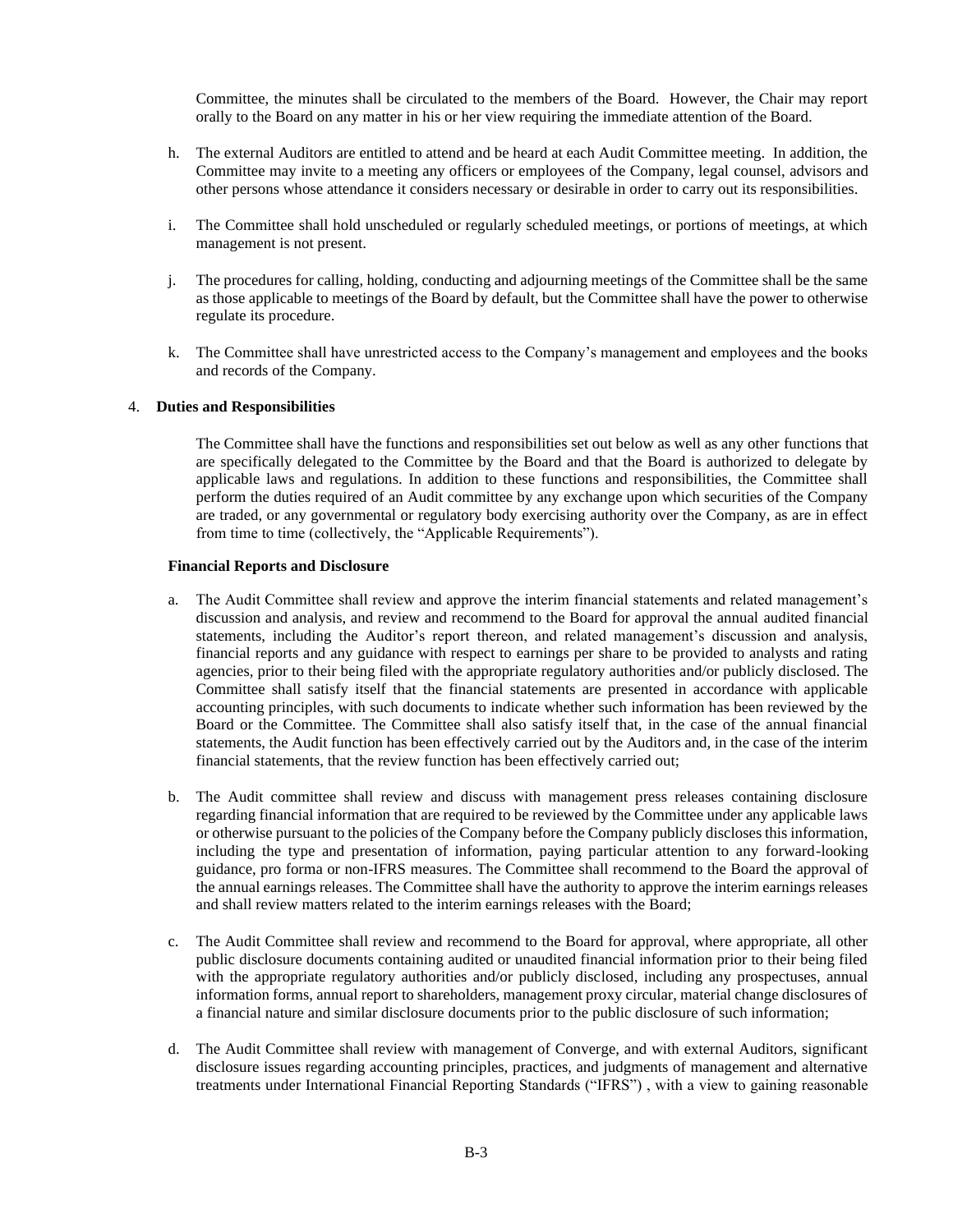Committee, the minutes shall be circulated to the members of the Board. However, the Chair may report orally to the Board on any matter in his or her view requiring the immediate attention of the Board.

h. The external Auditors are entitled to attend and be heard at each Audit Committee meeting. In addition, the Committee may invite to a meeting any officers or employees of the Company, legal counsel, advisors and other persons whose attendance it considers necessary or desirable in order to carry out its responsibilities.

i. The Committee shall hold unscheduled or regularly scheduled meetings, or portions of meetings, at which management is not present.

j. The procedures for calling, holding, conducting and adjourning meetings of the Committee shall be the same as those applicable to meetings of the Board by default, but the Committee shall have the power to otherwise regulate its procedure.

k. The Committee shall have unrestricted access to the Company's management and employees and the books and records of the Company.

4. **Duties and Responsibilities**

The Committee shall have the functions and responsibilities set out below as well as any other functions that are specifically delegated to the Committee by the Board and that the Board is authorized to delegate by applicable laws and regulations. In addition to these functions and responsibilities, the Committee shall perform the duties required of an Audit committee by any exchange upon which securities of the Company are traded, or any governmental or regulatory body exercising authority over the Company, as are in effect from time to time (collectively, the "Applicable Requirements").

**Financial Reports and Disclosure**

a. The Audit Committee shall review and approve the interim financial statements and related management's discussion and analysis, and review and recommend to the Board for approval the annual audited financial statements, including the Auditor's report thereon, and related management's discussion and analysis, financial reports and any guidance with respect to earnings per share to be provided to analysts and rating agencies, prior to their being filed with the appropriate regulatory authorities and/or publicly disclosed. The Committee shall satisfy itself that the financial statements are presented in accordance with applicable accounting principles, with such documents to indicate whether such information has been reviewed by the Board or the Committee. The Committee shall also satisfy itself that, in the case of the annual financial statements, the Audit function has been effectively carried out by the Auditors and, in the case of the interim financial statements, that the review function has been effectively carried out;

b. The Audit committee shall review and discuss with management press releases containing disclosure regarding financial information that are required to be reviewed by the Committee under any applicable laws or otherwise pursuant to the policies of the Company before the Company publicly discloses this information, including the type and presentation of information, paying particular attention to any forward-looking guidance, pro forma or non-IFRS measures. The Committee shall recommend to the Board the approval of the annual earnings releases. The Committee shall have the authority to approve the interim earnings releases and shall review matters related to the interim earnings releases with the Board;

c. The Audit Committee shall review and recommend to the Board for approval, where appropriate, all other public disclosure documents containing audited or unaudited financial information prior to their being filed with the appropriate regulatory authorities and/or publicly disclosed, including any prospectuses, annual information forms, annual report to shareholders, management proxy circular, material change disclosures of a financial nature and similar disclosure documents prior to the public disclosure of such information;

d. The Audit Committee shall review with management of Converge, and with external Auditors, significant disclosure issues regarding accounting principles, practices, and judgments of management and alternative treatments under International Financial Reporting Standards ("IFRS") , with a view to gaining reasonable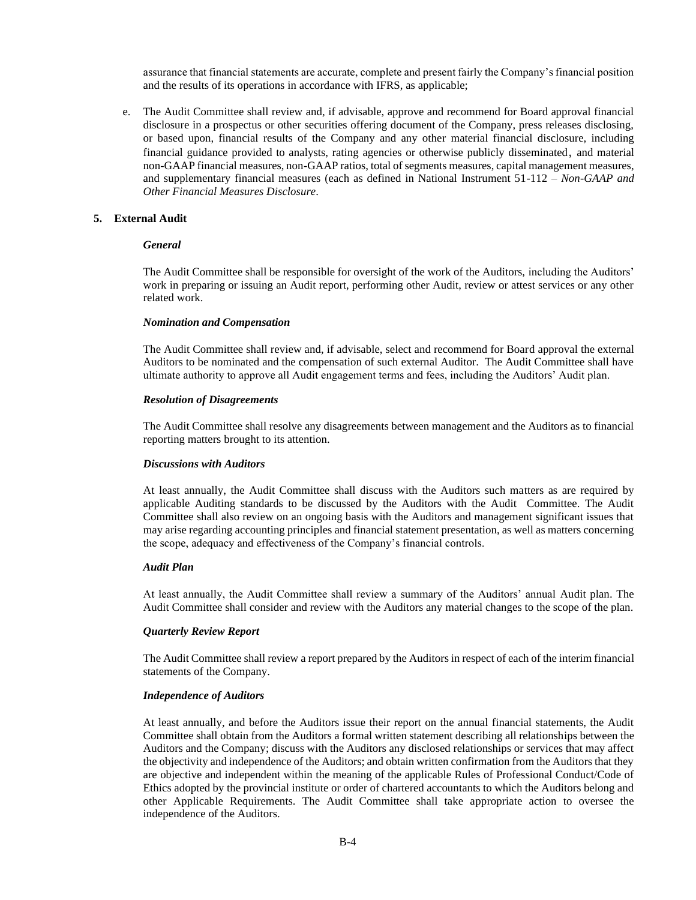assurance that financial statements are accurate, complete and present fairly the Company's financial position and the results of its operations in accordance with IFRS, as applicable;

e. The Audit Committee shall review and, if advisable, approve and recommend for Board approval financial disclosure in a prospectus or other securities offering document of the Company, press releases disclosing, or based upon, financial results of the Company and any other material financial disclosure, including financial guidance provided to analysts, rating agencies or otherwise publicly disseminated, and material non-GAAP financial measures, non-GAAP ratios, total of segments measures, capital management measures, and supplementary financial measures (each as defined in National Instrument 51-112 – *Non-GAAP and Other Financial Measures Disclosure*.

**5. External Audit**

***General***

The Audit Committee shall be responsible for oversight of the work of the Auditors, including the Auditors' work in preparing or issuing an Audit report, performing other Audit, review or attest services or any other related work.

***Nomination and Compensation***

The Audit Committee shall review and, if advisable, select and recommend for Board approval the external Auditors to be nominated and the compensation of such external Auditor. The Audit Committee shall have ultimate authority to approve all Audit engagement terms and fees, including the Auditors' Audit plan.

***Resolution of Disagreements***

The Audit Committee shall resolve any disagreements between management and the Auditors as to financial reporting matters brought to its attention.

***Discussions with Auditors***

At least annually, the Audit Committee shall discuss with the Auditors such matters as are required by applicable Auditing standards to be discussed by the Auditors with the Audit Committee. The Audit Committee shall also review on an ongoing basis with the Auditors and management significant issues that may arise regarding accounting principles and financial statement presentation, as well as matters concerning the scope, adequacy and effectiveness of the Company's financial controls.

***Audit Plan***

At least annually, the Audit Committee shall review a summary of the Auditors' annual Audit plan. The Audit Committee shall consider and review with the Auditors any material changes to the scope of the plan.

***Quarterly Review Report***

The Audit Committee shall review a report prepared by the Auditors in respect of each of the interim financial statements of the Company.

***Independence of Auditors***

At least annually, and before the Auditors issue their report on the annual financial statements, the Audit Committee shall obtain from the Auditors a formal written statement describing all relationships between the Auditors and the Company; discuss with the Auditors any disclosed relationships or services that may affect the objectivity and independence of the Auditors; and obtain written confirmation from the Auditors that they are objective and independent within the meaning of the applicable Rules of Professional Conduct/Code of Ethics adopted by the provincial institute or order of chartered accountants to which the Auditors belong and other Applicable Requirements. The Audit Committee shall take appropriate action to oversee the independence of the Auditors.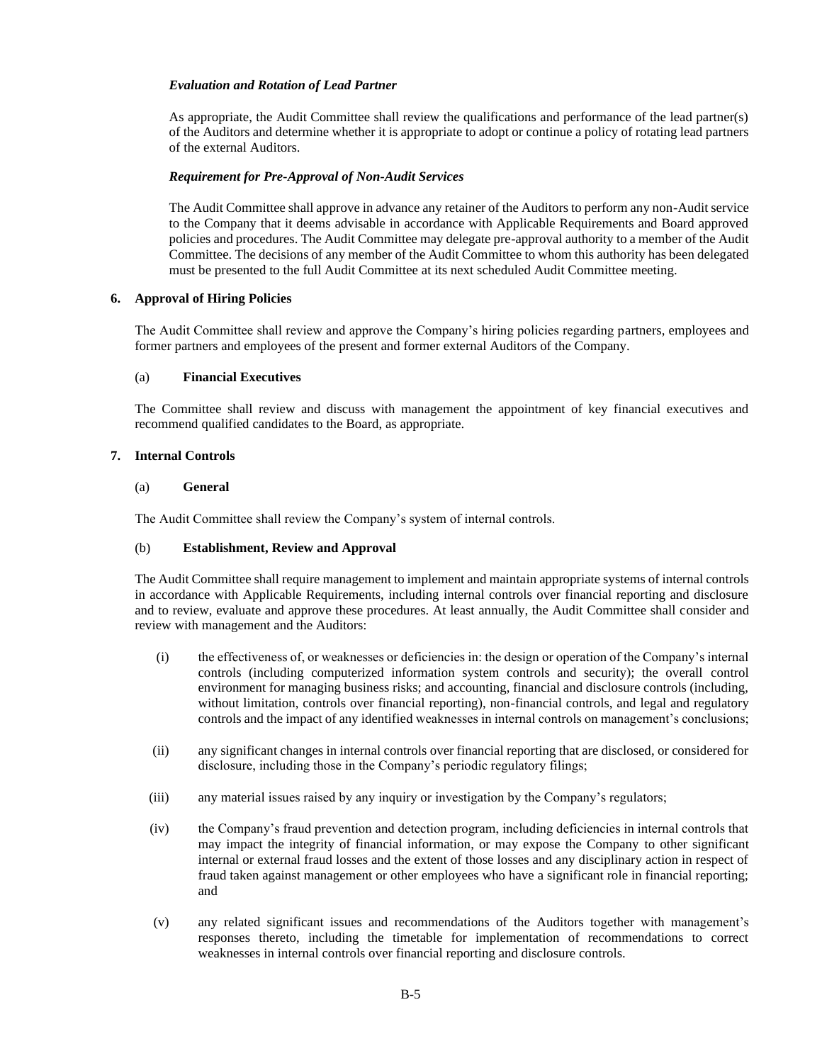*Evaluation and Rotation of Lead Partner*

As appropriate, the Audit Committee shall review the qualifications and performance of the lead partner(s) of the Auditors and determine whether it is appropriate to adopt or continue a policy of rotating lead partners of the external Auditors.

*Requirement for Pre-Approval of Non-Audit Services*

The Audit Committee shall approve in advance any retainer of the Auditors to perform any non-Audit service to the Company that it deems advisable in accordance with Applicable Requirements and Board approved policies and procedures. The Audit Committee may delegate pre-approval authority to a member of the Audit Committee. The decisions of any member of the Audit Committee to whom this authority has been delegated must be presented to the full Audit Committee at its next scheduled Audit Committee meeting.

**6. Approval of Hiring Policies**

The Audit Committee shall review and approve the Company's hiring policies regarding partners, employees and former partners and employees of the present and former external Auditors of the Company.

(a) **Financial Executives**

The Committee shall review and discuss with management the appointment of key financial executives and recommend qualified candidates to the Board, as appropriate.

**7. Internal Controls**

(a) **General**

The Audit Committee shall review the Company's system of internal controls.

(b) **Establishment, Review and Approval**

The Audit Committee shall require management to implement and maintain appropriate systems of internal controls in accordance with Applicable Requirements, including internal controls over financial reporting and disclosure and to review, evaluate and approve these procedures. At least annually, the Audit Committee shall consider and review with management and the Auditors:

(i) the effectiveness of, or weaknesses or deficiencies in: the design or operation of the Company's internal controls (including computerized information system controls and security); the overall control environment for managing business risks; and accounting, financial and disclosure controls (including, without limitation, controls over financial reporting), non-financial controls, and legal and regulatory controls and the impact of any identified weaknesses in internal controls on management's conclusions;

(ii) any significant changes in internal controls over financial reporting that are disclosed, or considered for disclosure, including those in the Company's periodic regulatory filings;

(iii) any material issues raised by any inquiry or investigation by the Company's regulators;

(iv) the Company's fraud prevention and detection program, including deficiencies in internal controls that may impact the integrity of financial information, or may expose the Company to other significant internal or external fraud losses and the extent of those losses and any disciplinary action in respect of fraud taken against management or other employees who have a significant role in financial reporting; and

(v) any related significant issues and recommendations of the Auditors together with management's responses thereto, including the timetable for implementation of recommendations to correct weaknesses in internal controls over financial reporting and disclosure controls.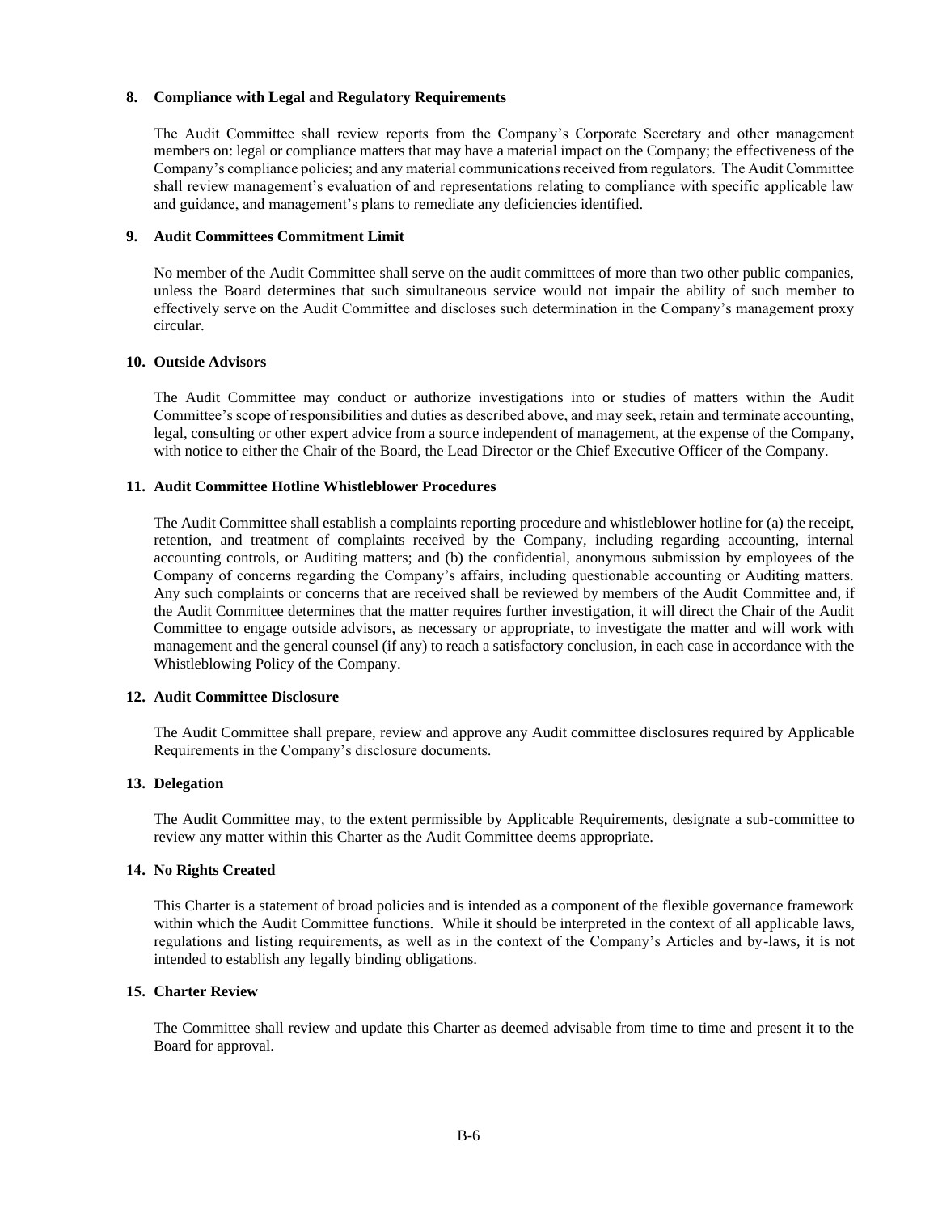**8. Compliance with Legal and Regulatory Requirements**

The Audit Committee shall review reports from the Company's Corporate Secretary and other management members on: legal or compliance matters that may have a material impact on the Company; the effectiveness of the Company's compliance policies; and any material communications received from regulators. The Audit Committee shall review management's evaluation of and representations relating to compliance with specific applicable law and guidance, and management's plans to remediate any deficiencies identified.

**9. Audit Committees Commitment Limit**

No member of the Audit Committee shall serve on the audit committees of more than two other public companies, unless the Board determines that such simultaneous service would not impair the ability of such member to effectively serve on the Audit Committee and discloses such determination in the Company's management proxy circular.

**10. Outside Advisors**

The Audit Committee may conduct or authorize investigations into or studies of matters within the Audit Committee's scope of responsibilities and duties as described above, and may seek, retain and terminate accounting, legal, consulting or other expert advice from a source independent of management, at the expense of the Company, with notice to either the Chair of the Board, the Lead Director or the Chief Executive Officer of the Company.

**11. Audit Committee Hotline Whistleblower Procedures**

The Audit Committee shall establish a complaints reporting procedure and whistleblower hotline for (a) the receipt, retention, and treatment of complaints received by the Company, including regarding accounting, internal accounting controls, or Auditing matters; and (b) the confidential, anonymous submission by employees of the Company of concerns regarding the Company's affairs, including questionable accounting or Auditing matters. Any such complaints or concerns that are received shall be reviewed by members of the Audit Committee and, if the Audit Committee determines that the matter requires further investigation, it will direct the Chair of the Audit Committee to engage outside advisors, as necessary or appropriate, to investigate the matter and will work with management and the general counsel (if any) to reach a satisfactory conclusion, in each case in accordance with the Whistleblowing Policy of the Company.

**12. Audit Committee Disclosure**

The Audit Committee shall prepare, review and approve any Audit committee disclosures required by Applicable Requirements in the Company's disclosure documents.

**13. Delegation**

The Audit Committee may, to the extent permissible by Applicable Requirements, designate a sub-committee to review any matter within this Charter as the Audit Committee deems appropriate.

**14. No Rights Created**

This Charter is a statement of broad policies and is intended as a component of the flexible governance framework within which the Audit Committee functions. While it should be interpreted in the context of all applicable laws, regulations and listing requirements, as well as in the context of the Company's Articles and by-laws, it is not intended to establish any legally binding obligations.

**15. Charter Review**

The Committee shall review and update this Charter as deemed advisable from time to time and present it to the Board for approval.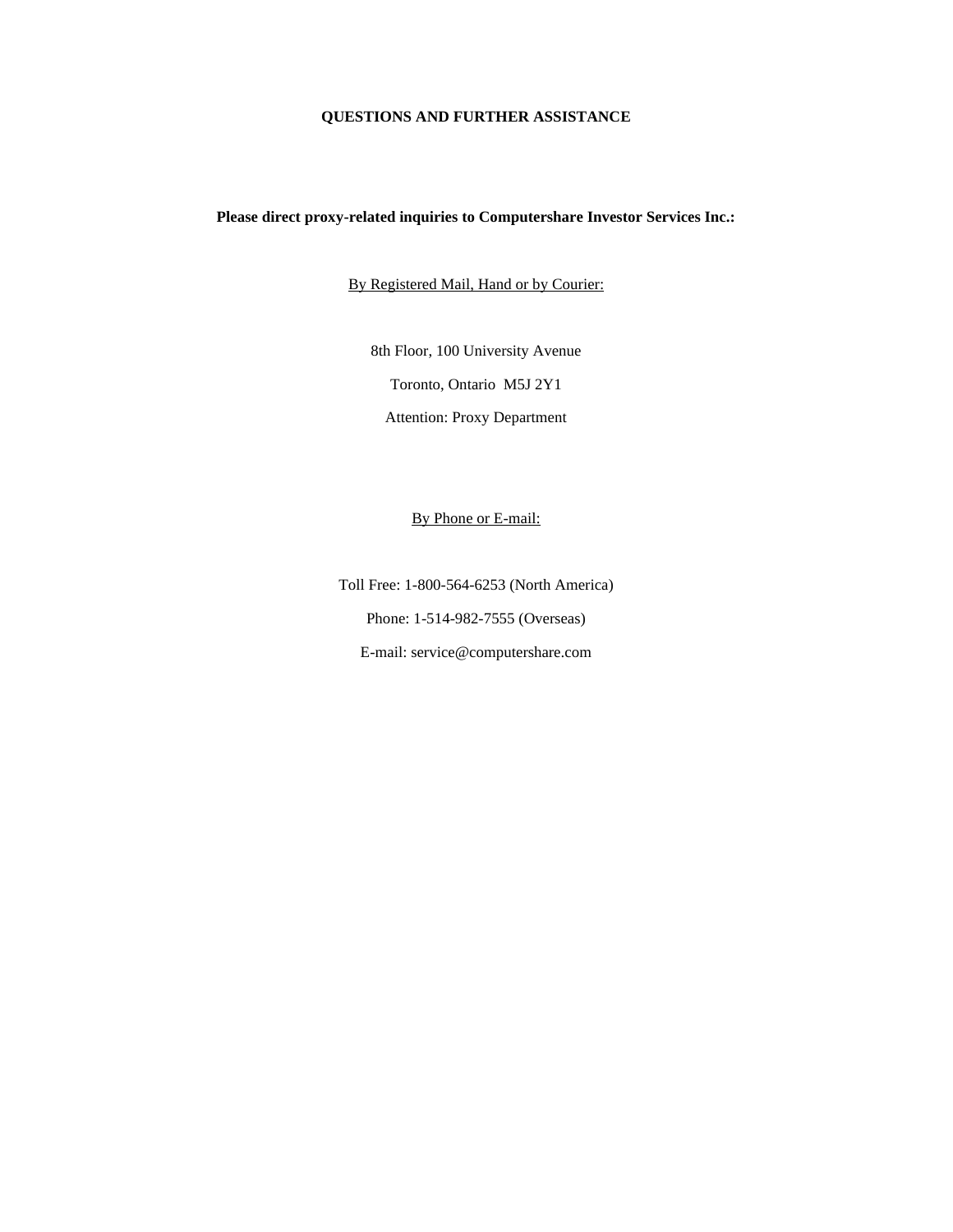## QUESTIONS AND FURTHER ASSISTANCE

**Please direct proxy-related inquiries to Computershare Investor Services Inc.:**

By Registered Mail, Hand or by Courier:

8th Floor, 100 University Avenue

Toronto, Ontario  M5J 2Y1

Attention: Proxy Department

By Phone or E-mail:

Toll Free: 1-800-564-6253 (North America)

Phone: 1-514-982-7555 (Overseas)

E-mail: service@computershare.com